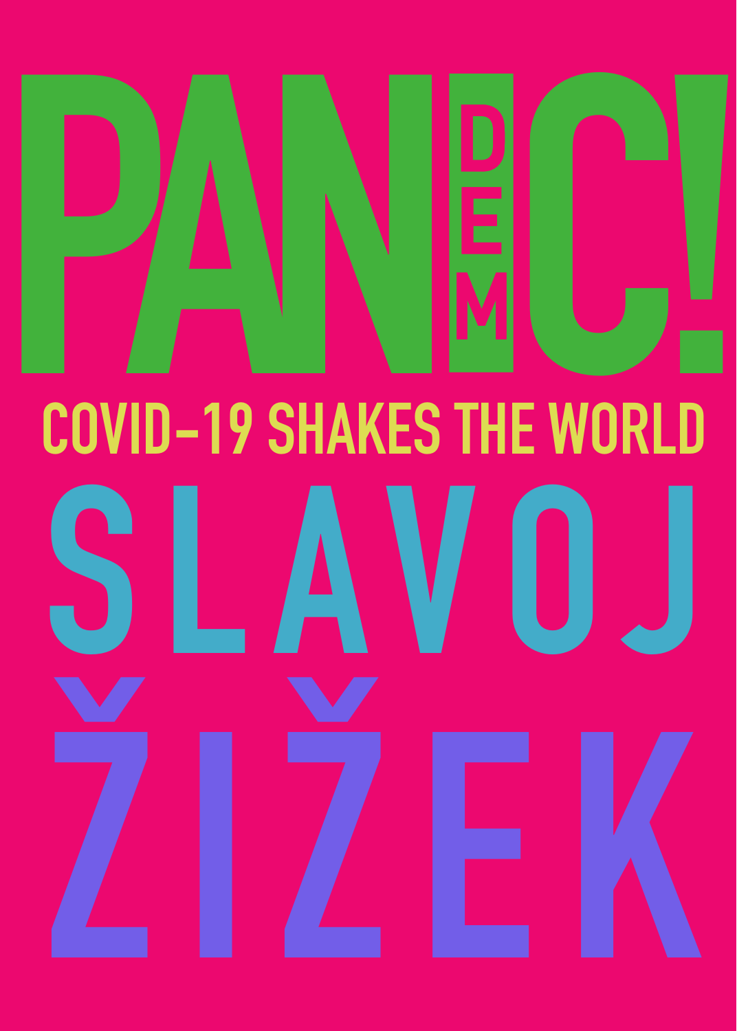# PAN(DEM)IC!

## COVID-19 SHAKES THE WORLD

**SLAVOJ ŽIŽEK**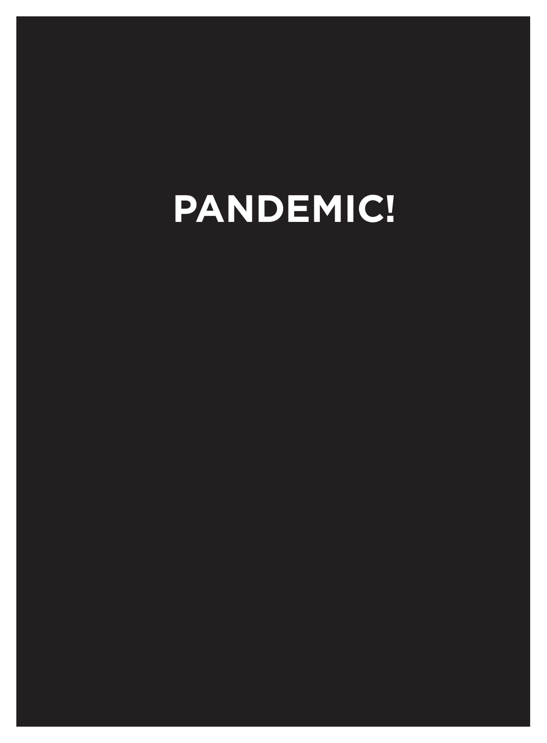# PANDEMIC!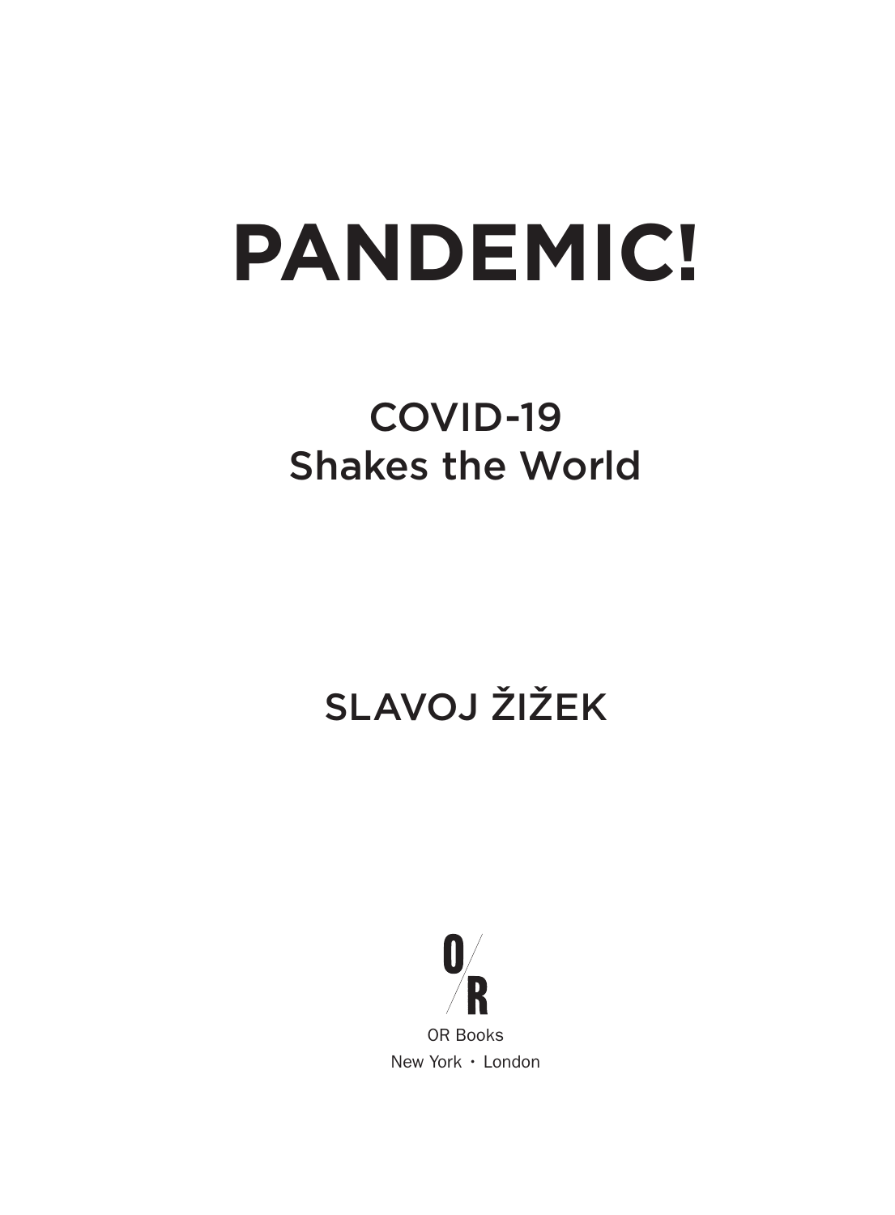# PANDEMIC!

## COVID-19
## Shakes the World

SLAVOJ ŽIŽEK

O/R

OR Books

New York · London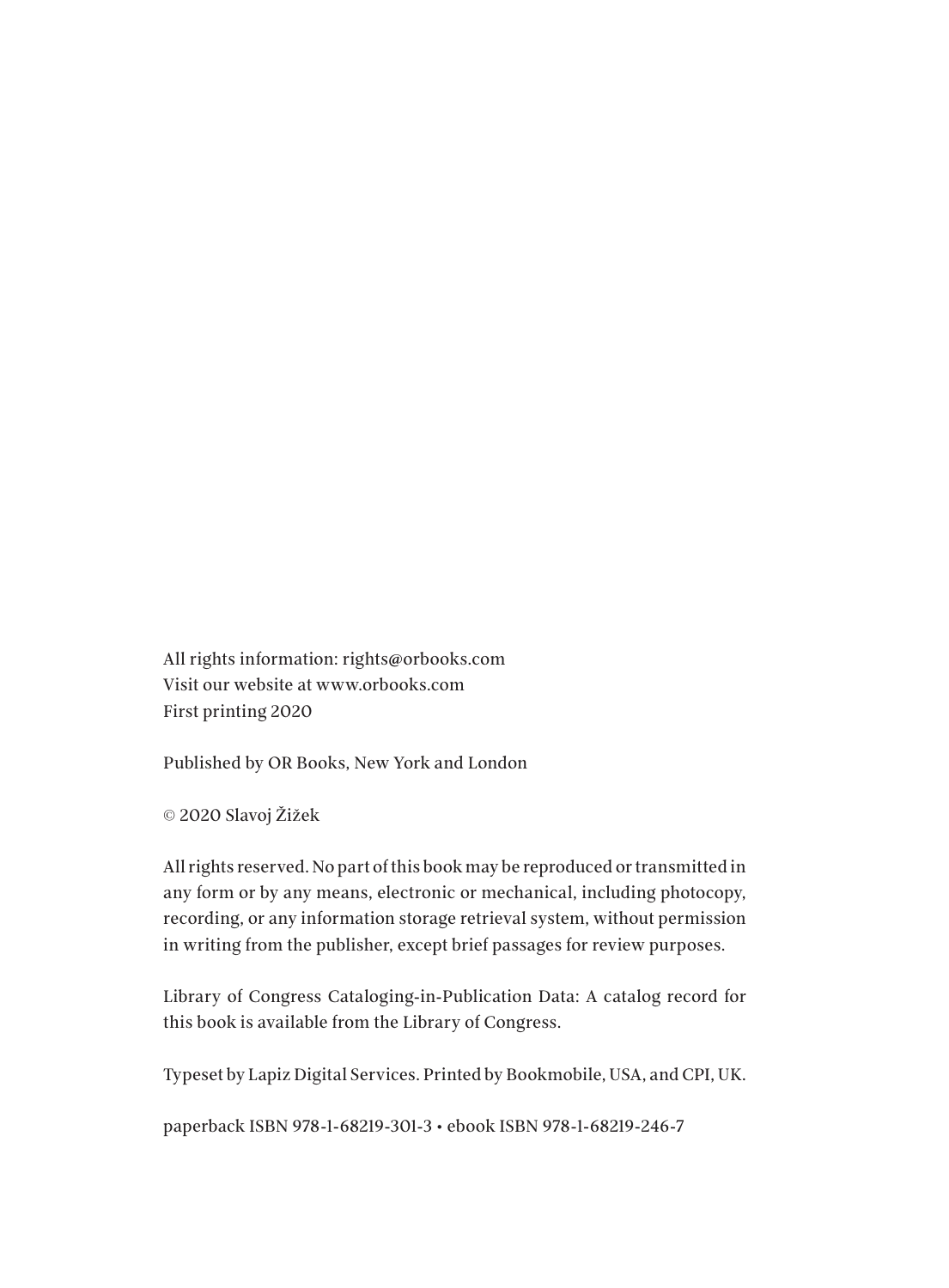All rights information: rights@orbooks.com
Visit our website at www.orbooks.com
First printing 2020

Published by OR Books, New York and London

© 2020 Slavoj Žižek

All rights reserved. No part of this book may be reproduced or transmitted in any form or by any means, electronic or mechanical, including photocopy, recording, or any information storage retrieval system, without permission in writing from the publisher, except brief passages for review purposes.

Library of Congress Cataloging-in-Publication Data: A catalog record for this book is available from the Library of Congress.

Typeset by Lapiz Digital Services. Printed by Bookmobile, USA, and CPI, UK.

paperback ISBN 978-1-68219-301-3 • ebook ISBN 978-1-68219-246-7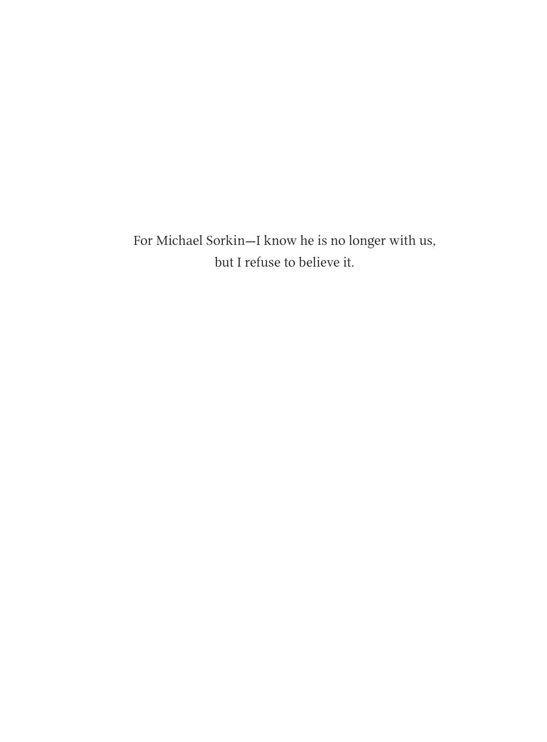For Michael Sorkin—I know he is no longer with us,
but I refuse to believe it.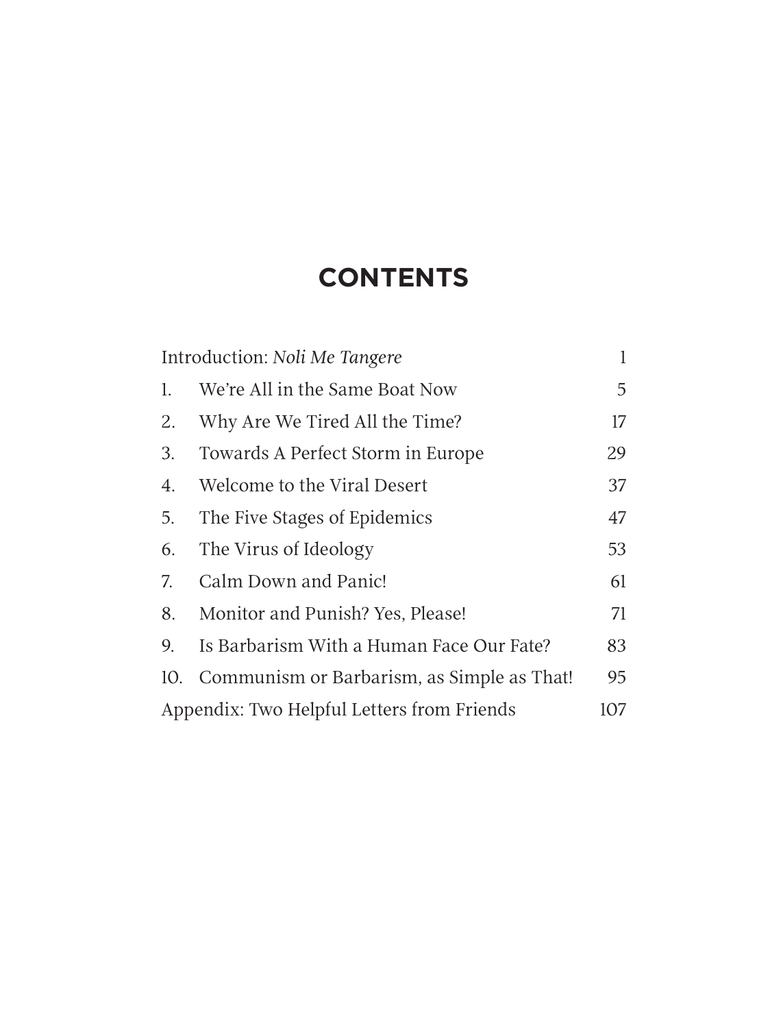# CONTENTS

| | | |
|---|---|---|
| Introduction: *Noli Me Tangere* | | 1 |
| 1. | We're All in the Same Boat Now | 5 |
| 2. | Why Are We Tired All the Time? | 17 |
| 3. | Towards A Perfect Storm in Europe | 29 |
| 4. | Welcome to the Viral Desert | 37 |
| 5. | The Five Stages of Epidemics | 47 |
| 6. | The Virus of Ideology | 53 |
| 7. | Calm Down and Panic! | 61 |
| 8. | Monitor and Punish? Yes, Please! | 71 |
| 9. | Is Barbarism With a Human Face Our Fate? | 83 |
| 10. | Communism or Barbarism, as Simple as That! | 95 |
| Appendix: Two Helpful Letters from Friends | | 107 |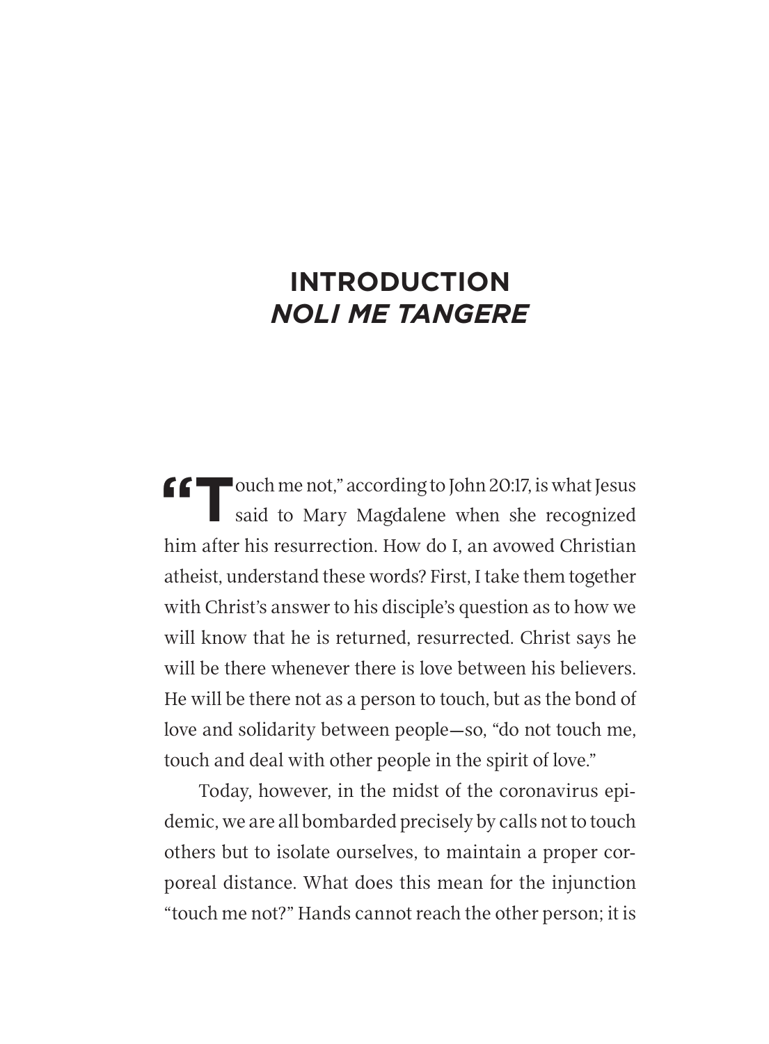# INTRODUCTION
## *NOLI ME TANGERE*

"Touch me not," according to John 20:17, is what Jesus said to Mary Magdalene when she recognized him after his resurrection. How do I, an avowed Christian atheist, understand these words? First, I take them together with Christ's answer to his disciple's question as to how we will know that he is returned, resurrected. Christ says he will be there whenever there is love between his believers. He will be there not as a person to touch, but as the bond of love and solidarity between people—so, "do not touch me, touch and deal with other people in the spirit of love."

Today, however, in the midst of the coronavirus epidemic, we are all bombarded precisely by calls not to touch others but to isolate ourselves, to maintain a proper corporeal distance. What does this mean for the injunction "touch me not?" Hands cannot reach the other person; it is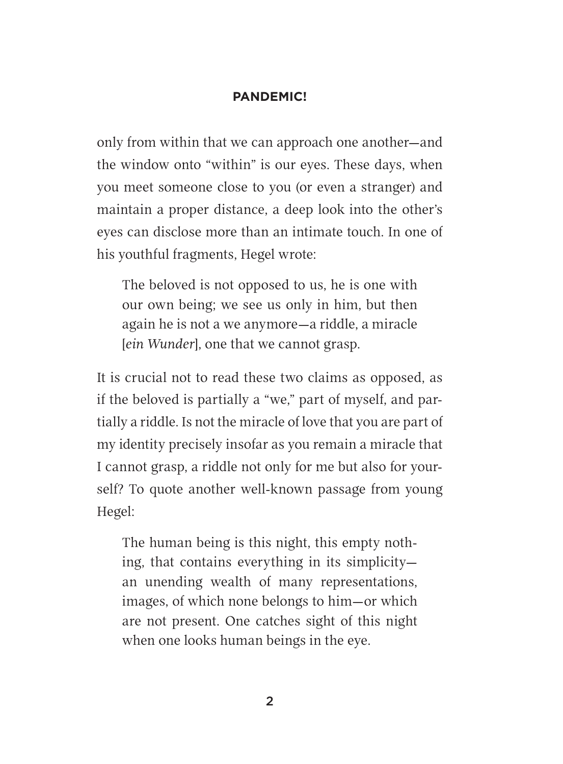only from within that we can approach one another—and the window onto "within" is our eyes. These days, when you meet someone close to you (or even a stranger) and maintain a proper distance, a deep look into the other's eyes can disclose more than an intimate touch. In one of his youthful fragments, Hegel wrote:

> The beloved is not opposed to us, he is one with our own being; we see us only in him, but then again he is not a we anymore—a riddle, a miracle [*ein Wunder*], one that we cannot grasp.

It is crucial not to read these two claims as opposed, as if the beloved is partially a "we," part of myself, and partially a riddle. Is not the miracle of love that you are part of my identity precisely insofar as you remain a miracle that I cannot grasp, a riddle not only for me but also for yourself? To quote another well-known passage from young Hegel:

> The human being is this night, this empty nothing, that contains everything in its simplicity—an unending wealth of many representations, images, of which none belongs to him—or which are not present. One catches sight of this night when one looks human beings in the eye.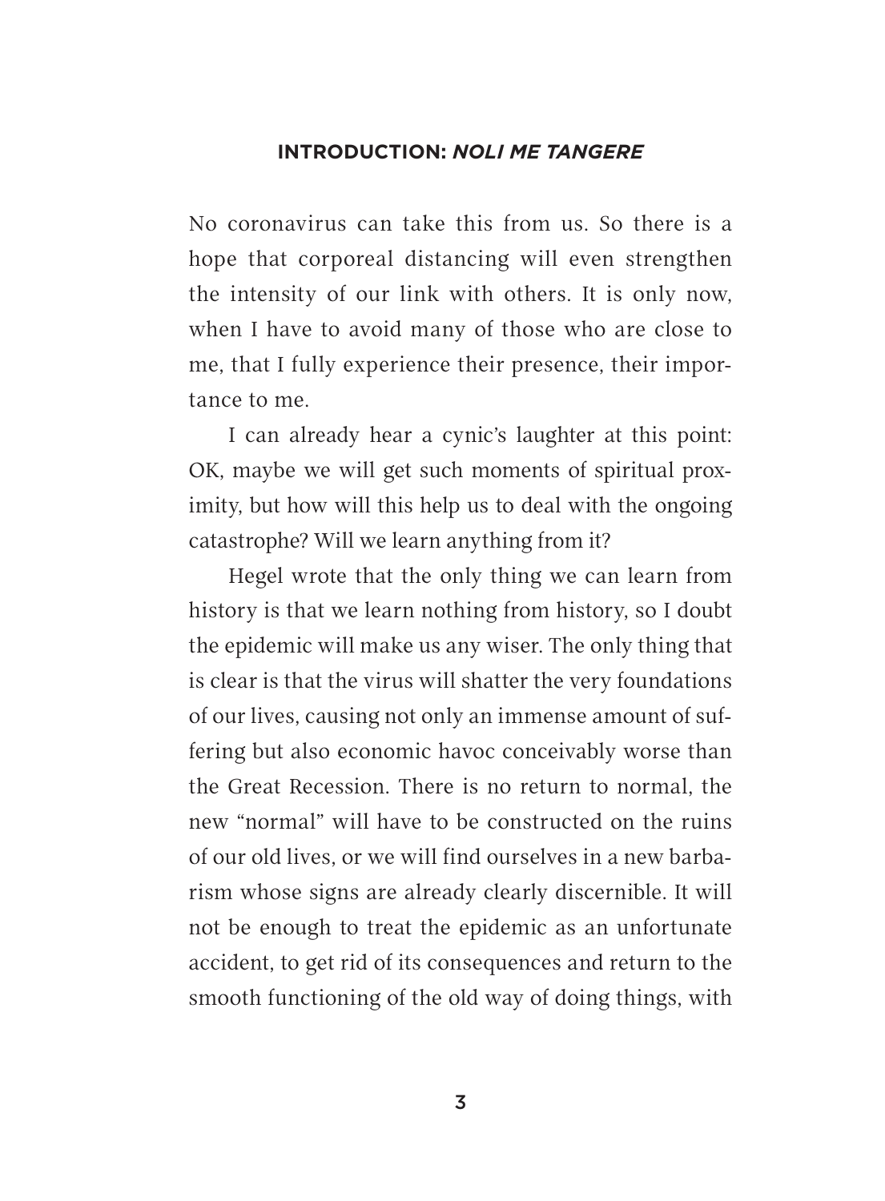No coronavirus can take this from us. So there is a hope that corporeal distancing will even strengthen the intensity of our link with others. It is only now, when I have to avoid many of those who are close to me, that I fully experience their presence, their importance to me.

I can already hear a cynic's laughter at this point: OK, maybe we will get such moments of spiritual proximity, but how will this help us to deal with the ongoing catastrophe? Will we learn anything from it?

Hegel wrote that the only thing we can learn from history is that we learn nothing from history, so I doubt the epidemic will make us any wiser. The only thing that is clear is that the virus will shatter the very foundations of our lives, causing not only an immense amount of suffering but also economic havoc conceivably worse than the Great Recession. There is no return to normal, the new "normal" will have to be constructed on the ruins of our old lives, or we will find ourselves in a new barbarism whose signs are already clearly discernible. It will not be enough to treat the epidemic as an unfortunate accident, to get rid of its consequences and return to the smooth functioning of the old way of doing things, with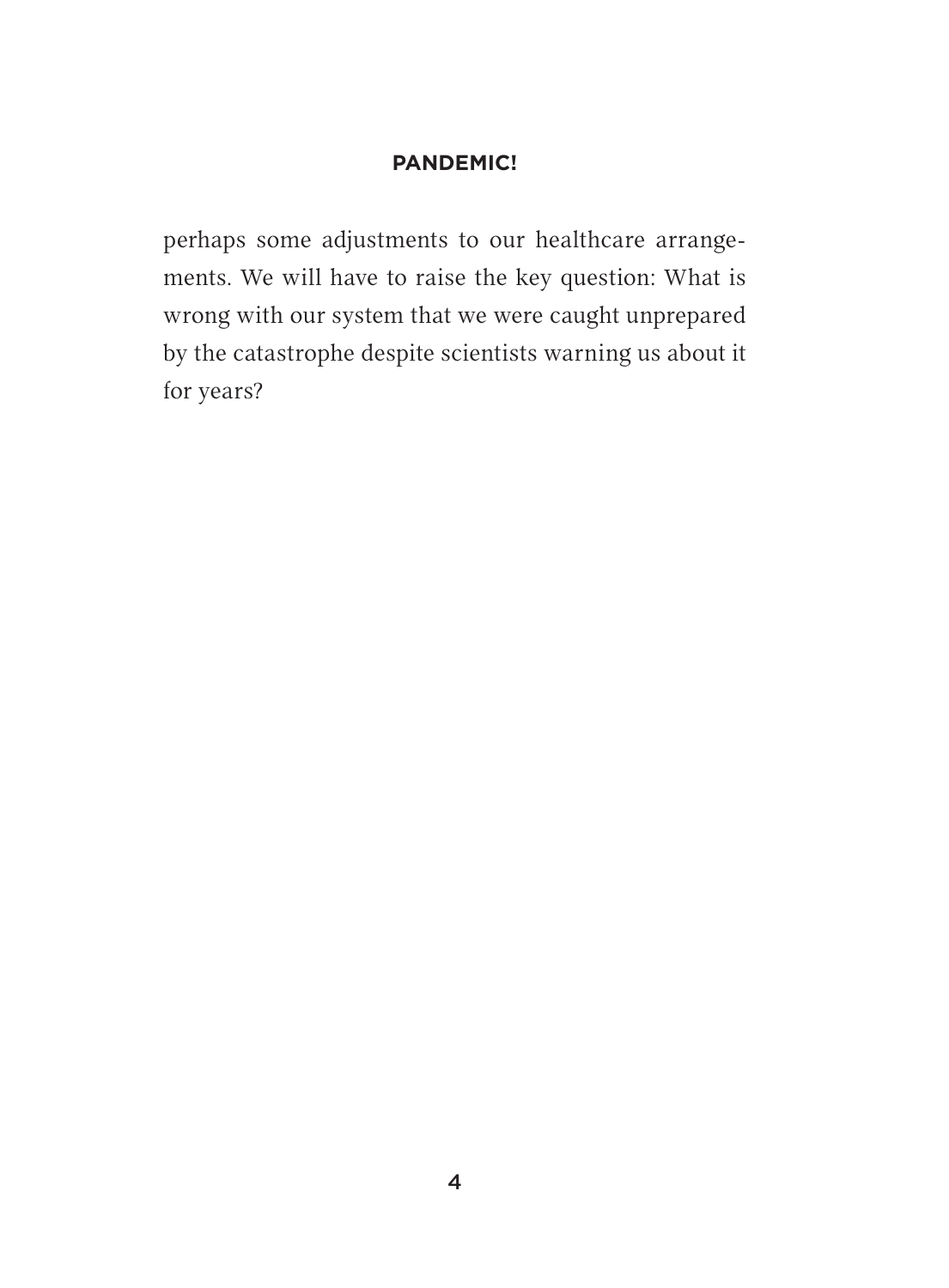perhaps some adjustments to our healthcare arrangements. We will have to raise the key question: What is wrong with our system that we were caught unprepared by the catastrophe despite scientists warning us about it for years?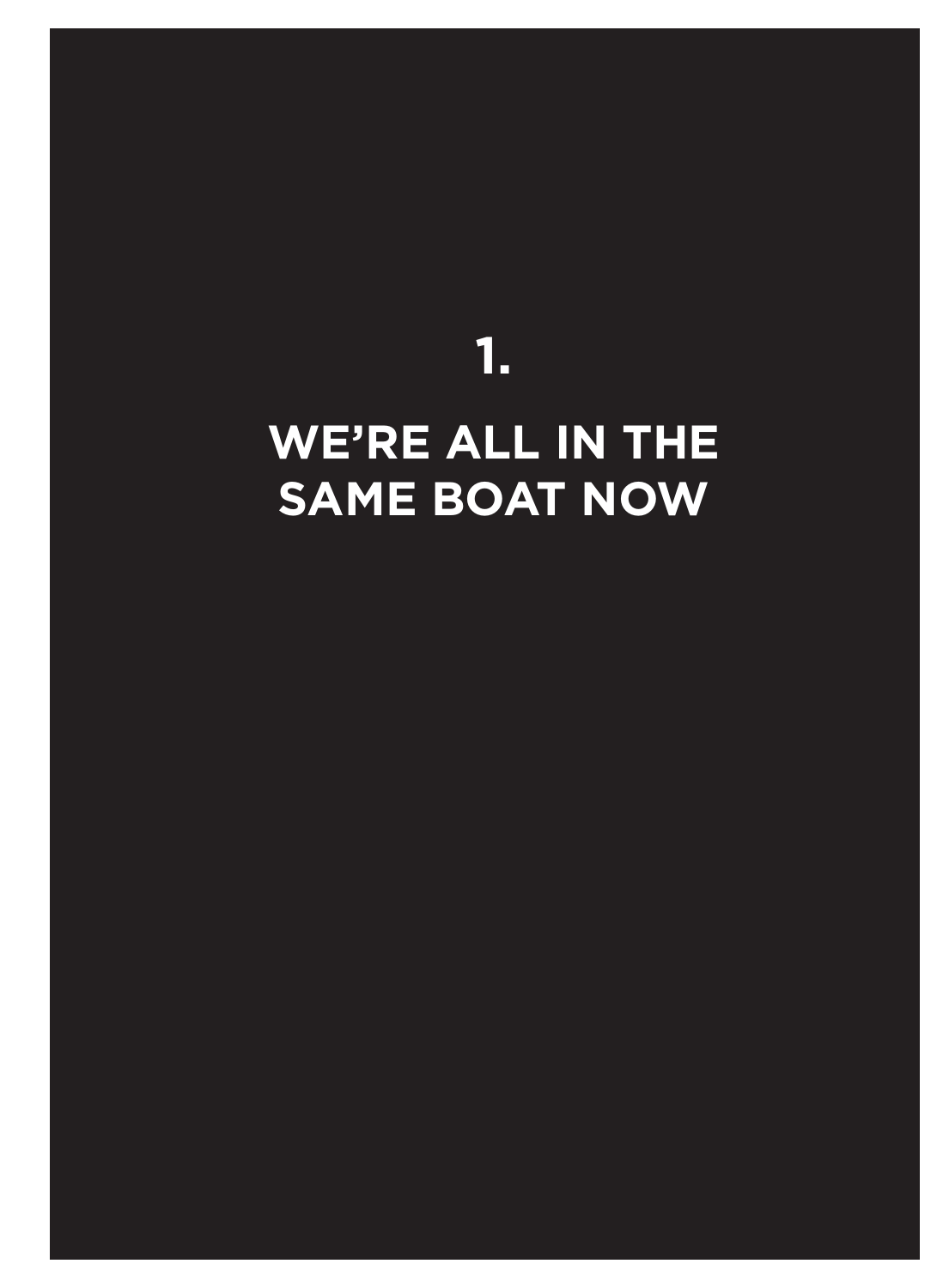# 1.

# WE'RE ALL IN THE SAME BOAT NOW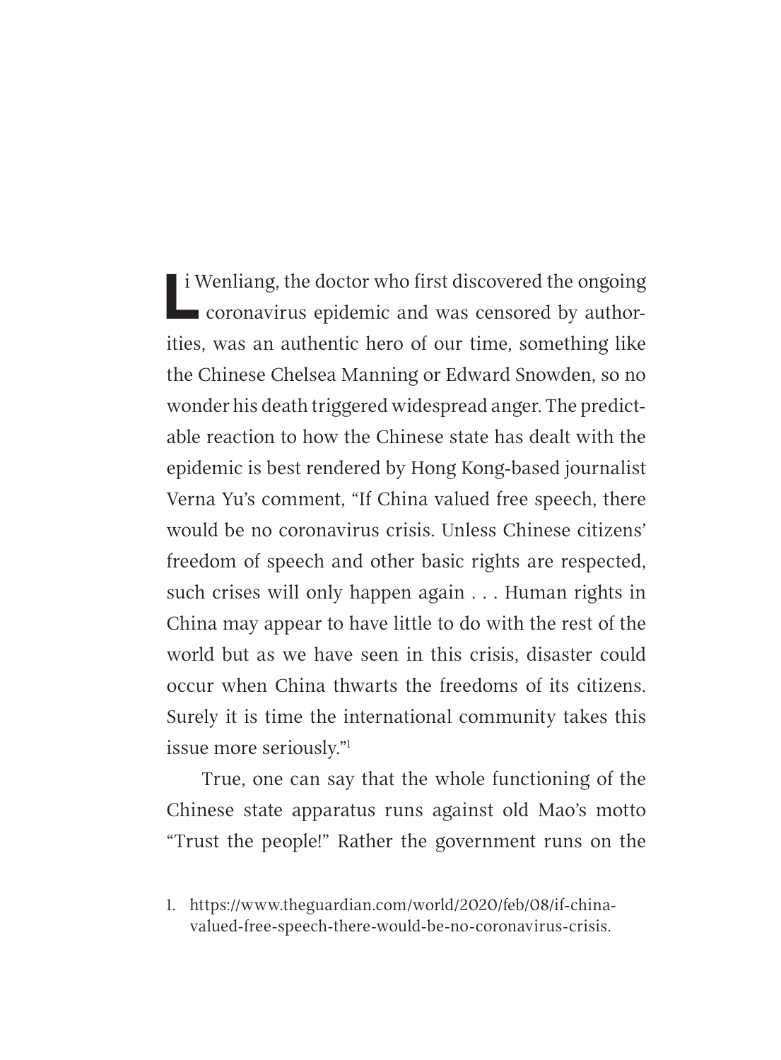Li Wenliang, the doctor who first discovered the ongoing coronavirus epidemic and was censored by authorities, was an authentic hero of our time, something like the Chinese Chelsea Manning or Edward Snowden, so no wonder his death triggered widespread anger. The predictable reaction to how the Chinese state has dealt with the epidemic is best rendered by Hong Kong-based journalist Verna Yu's comment, "If China valued free speech, there would be no coronavirus crisis. Unless Chinese citizens' freedom of speech and other basic rights are respected, such crises will only happen again . . . Human rights in China may appear to have little to do with the rest of the world but as we have seen in this crisis, disaster could occur when China thwarts the freedoms of its citizens. Surely it is time the international community takes this issue more seriously."[1]

True, one can say that the whole functioning of the Chinese state apparatus runs against old Mao's motto "Trust the people!" Rather the government runs on the

1. https://www.theguardian.com/world/2020/feb/08/if-china-valued-free-speech-there-would-be-no-coronavirus-crisis.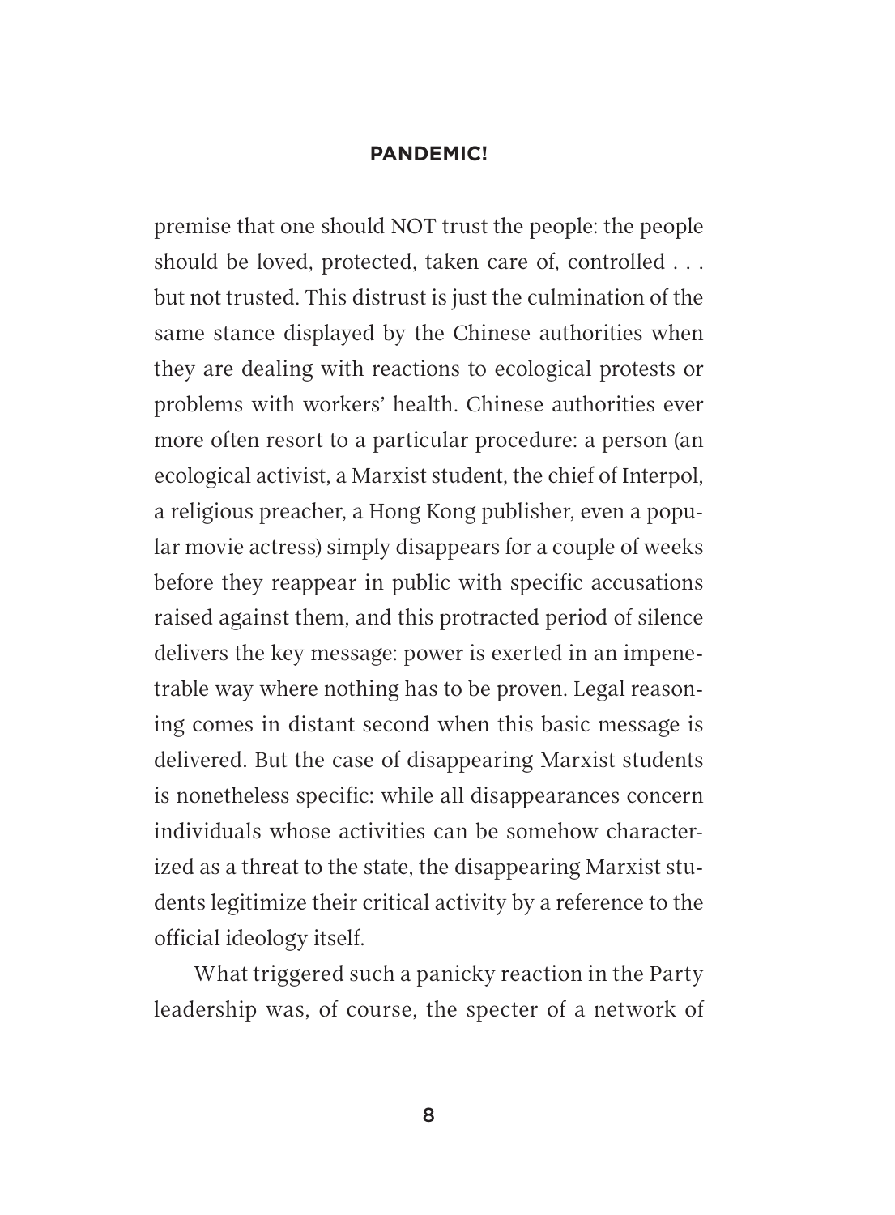premise that one should NOT trust the people: the people should be loved, protected, taken care of, controlled . . . but not trusted. This distrust is just the culmination of the same stance displayed by the Chinese authorities when they are dealing with reactions to ecological protests or problems with workers' health. Chinese authorities ever more often resort to a particular procedure: a person (an ecological activist, a Marxist student, the chief of Interpol, a religious preacher, a Hong Kong publisher, even a popular movie actress) simply disappears for a couple of weeks before they reappear in public with specific accusations raised against them, and this protracted period of silence delivers the key message: power is exerted in an impenetrable way where nothing has to be proven. Legal reasoning comes in distant second when this basic message is delivered. But the case of disappearing Marxist students is nonetheless specific: while all disappearances concern individuals whose activities can be somehow characterized as a threat to the state, the disappearing Marxist students legitimize their critical activity by a reference to the official ideology itself.

What triggered such a panicky reaction in the Party leadership was, of course, the specter of a network of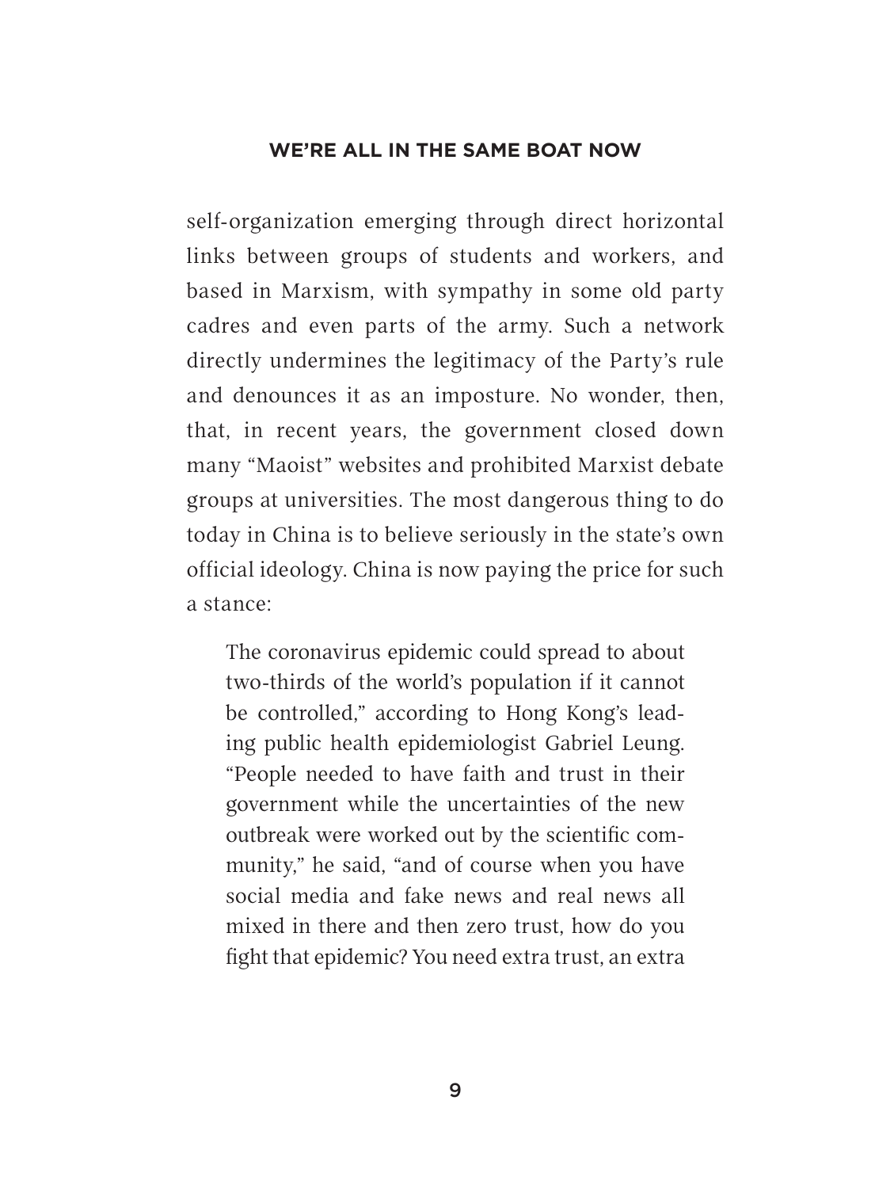self-organization emerging through direct horizontal links between groups of students and workers, and based in Marxism, with sympathy in some old party cadres and even parts of the army. Such a network directly undermines the legitimacy of the Party's rule and denounces it as an imposture. No wonder, then, that, in recent years, the government closed down many "Maoist" websites and prohibited Marxist debate groups at universities. The most dangerous thing to do today in China is to believe seriously in the state's own official ideology. China is now paying the price for such a stance:

> The coronavirus epidemic could spread to about two-thirds of the world's population if it cannot be controlled," according to Hong Kong's leading public health epidemiologist Gabriel Leung. "People needed to have faith and trust in their government while the uncertainties of the new outbreak were worked out by the scientific community," he said, "and of course when you have social media and fake news and real news all mixed in there and then zero trust, how do you fight that epidemic? You need extra trust, an extra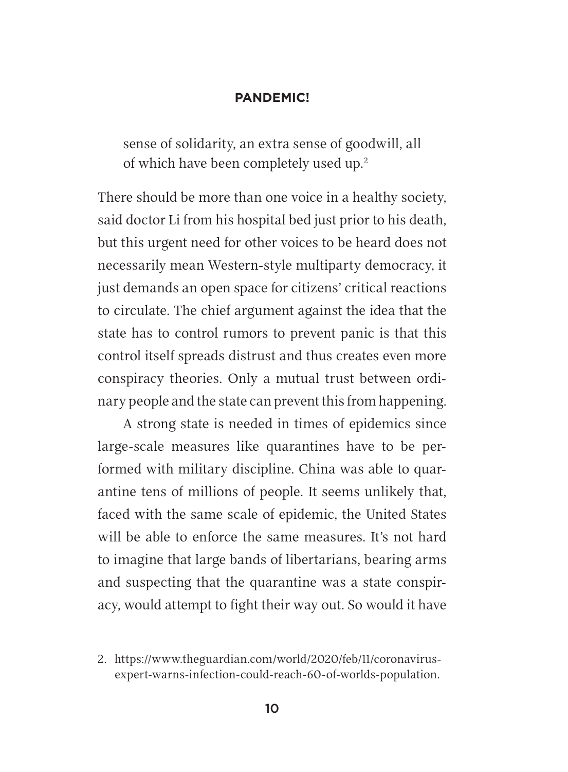> sense of solidarity, an extra sense of goodwill, all of which have been completely used up.[2]

There should be more than one voice in a healthy society, said doctor Li from his hospital bed just prior to his death, but this urgent need for other voices to be heard does not necessarily mean Western-style multiparty democracy, it just demands an open space for citizens' critical reactions to circulate. The chief argument against the idea that the state has to control rumors to prevent panic is that this control itself spreads distrust and thus creates even more conspiracy theories. Only a mutual trust between ordinary people and the state can prevent this from happening.

A strong state is needed in times of epidemics since large-scale measures like quarantines have to be performed with military discipline. China was able to quarantine tens of millions of people. It seems unlikely that, faced with the same scale of epidemic, the United States will be able to enforce the same measures. It's not hard to imagine that large bands of libertarians, bearing arms and suspecting that the quarantine was a state conspiracy, would attempt to fight their way out. So would it have

2. https://www.theguardian.com/world/2020/feb/11/coronavirus-expert-warns-infection-could-reach-60-of-worlds-population.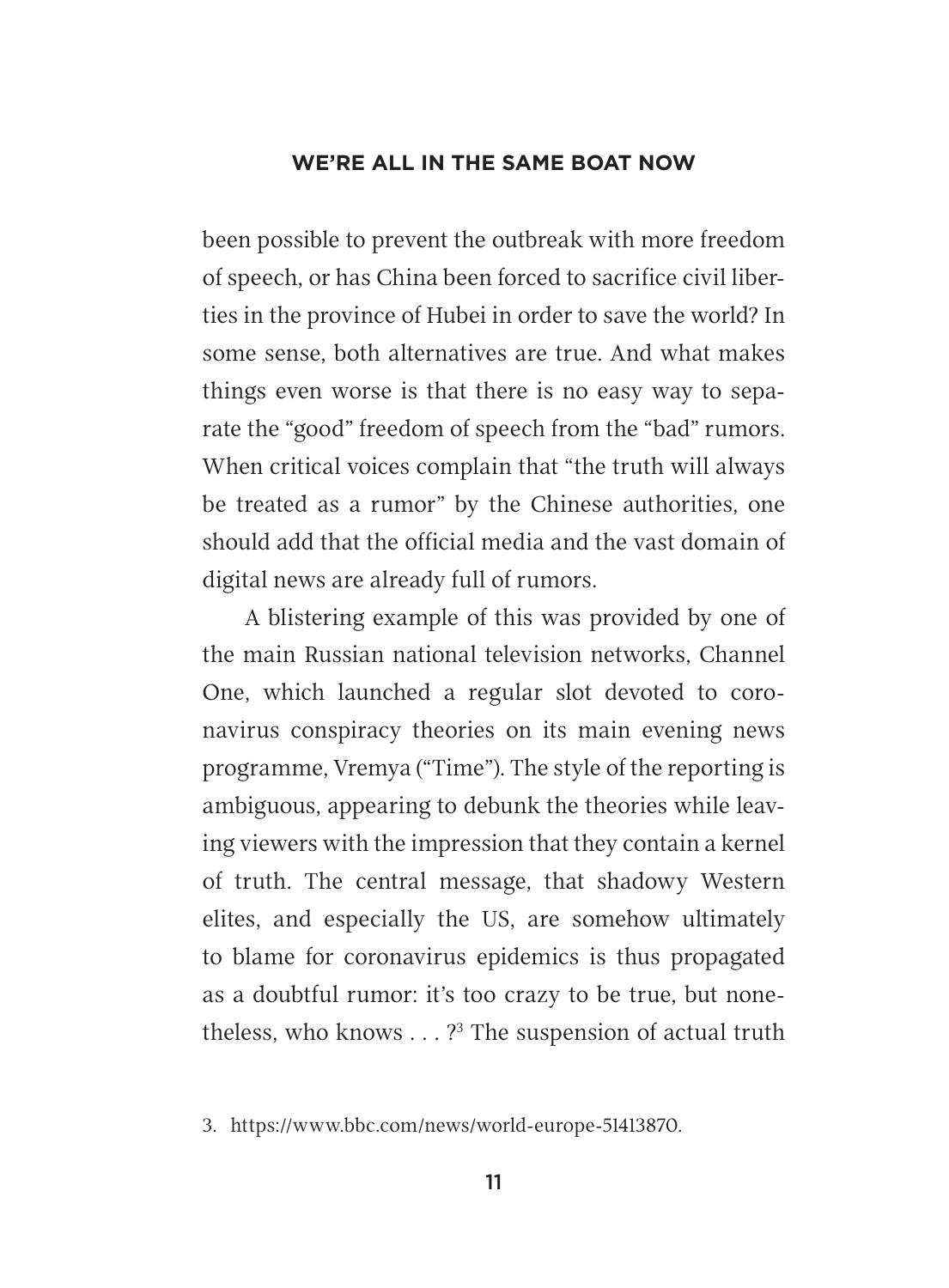been possible to prevent the outbreak with more freedom of speech, or has China been forced to sacrifice civil liberties in the province of Hubei in order to save the world? In some sense, both alternatives are true. And what makes things even worse is that there is no easy way to separate the "good" freedom of speech from the "bad" rumors. When critical voices complain that "the truth will always be treated as a rumor" by the Chinese authorities, one should add that the official media and the vast domain of digital news are already full of rumors.

A blistering example of this was provided by one of the main Russian national television networks, Channel One, which launched a regular slot devoted to coronavirus conspiracy theories on its main evening news programme, Vremya ("Time"). The style of the reporting is ambiguous, appearing to debunk the theories while leaving viewers with the impression that they contain a kernel of truth. The central message, that shadowy Western elites, and especially the US, are somehow ultimately to blame for coronavirus epidemics is thus propagated as a doubtful rumor: it's too crazy to be true, but nonetheless, who knows . . . ?[3] The suspension of actual truth

3. https://www.bbc.com/news/world-europe-51413870.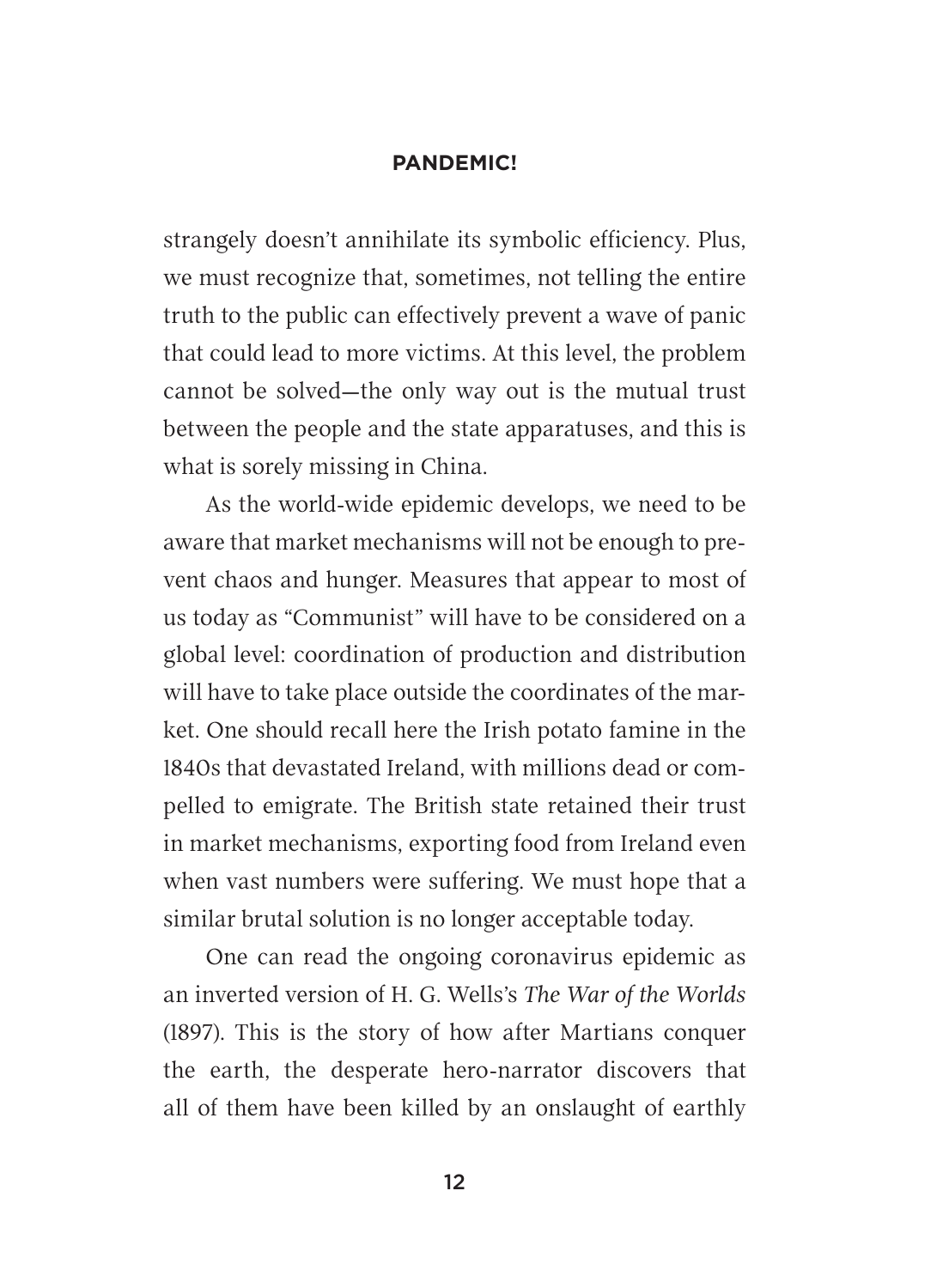strangely doesn't annihilate its symbolic efficiency. Plus, we must recognize that, sometimes, not telling the entire truth to the public can effectively prevent a wave of panic that could lead to more victims. At this level, the problem cannot be solved—the only way out is the mutual trust between the people and the state apparatuses, and this is what is sorely missing in China.

As the world-wide epidemic develops, we need to be aware that market mechanisms will not be enough to prevent chaos and hunger. Measures that appear to most of us today as "Communist" will have to be considered on a global level: coordination of production and distribution will have to take place outside the coordinates of the market. One should recall here the Irish potato famine in the 1840s that devastated Ireland, with millions dead or compelled to emigrate. The British state retained their trust in market mechanisms, exporting food from Ireland even when vast numbers were suffering. We must hope that a similar brutal solution is no longer acceptable today.

One can read the ongoing coronavirus epidemic as an inverted version of H. G. Wells's *The War of the Worlds* (1897). This is the story of how after Martians conquer the earth, the desperate hero-narrator discovers that all of them have been killed by an onslaught of earthly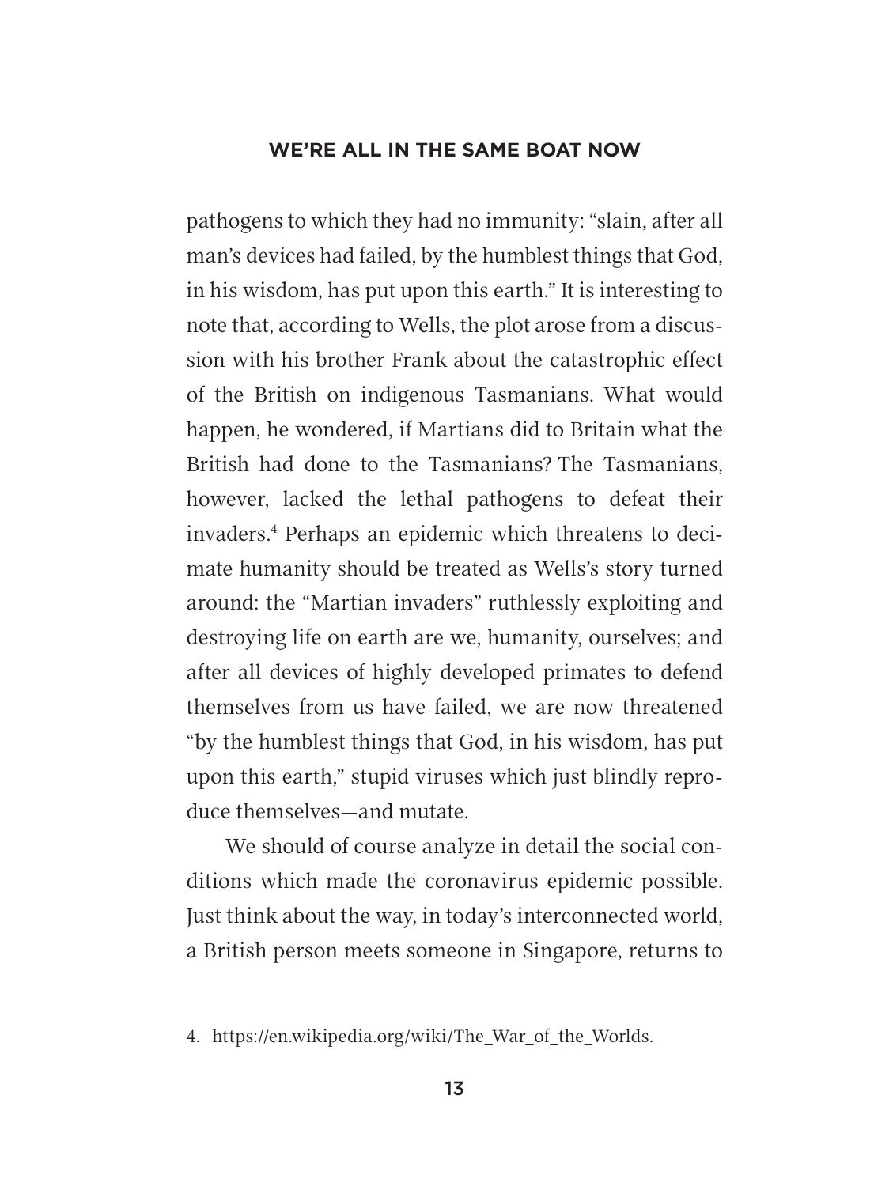pathogens to which they had no immunity: "slain, after all man's devices had failed, by the humblest things that God, in his wisdom, has put upon this earth." It is interesting to note that, according to Wells, the plot arose from a discussion with his brother Frank about the catastrophic effect of the British on indigenous Tasmanians. What would happen, he wondered, if Martians did to Britain what the British had done to the Tasmanians? The Tasmanians, however, lacked the lethal pathogens to defeat their invaders.[4] Perhaps an epidemic which threatens to decimate humanity should be treated as Wells's story turned around: the "Martian invaders" ruthlessly exploiting and destroying life on earth are we, humanity, ourselves; and after all devices of highly developed primates to defend themselves from us have failed, we are now threatened "by the humblest things that God, in his wisdom, has put upon this earth," stupid viruses which just blindly reproduce themselves—and mutate.

We should of course analyze in detail the social conditions which made the coronavirus epidemic possible. Just think about the way, in today's interconnected world, a British person meets someone in Singapore, returns to

4. https://en.wikipedia.org/wiki/The_War_of_the_Worlds.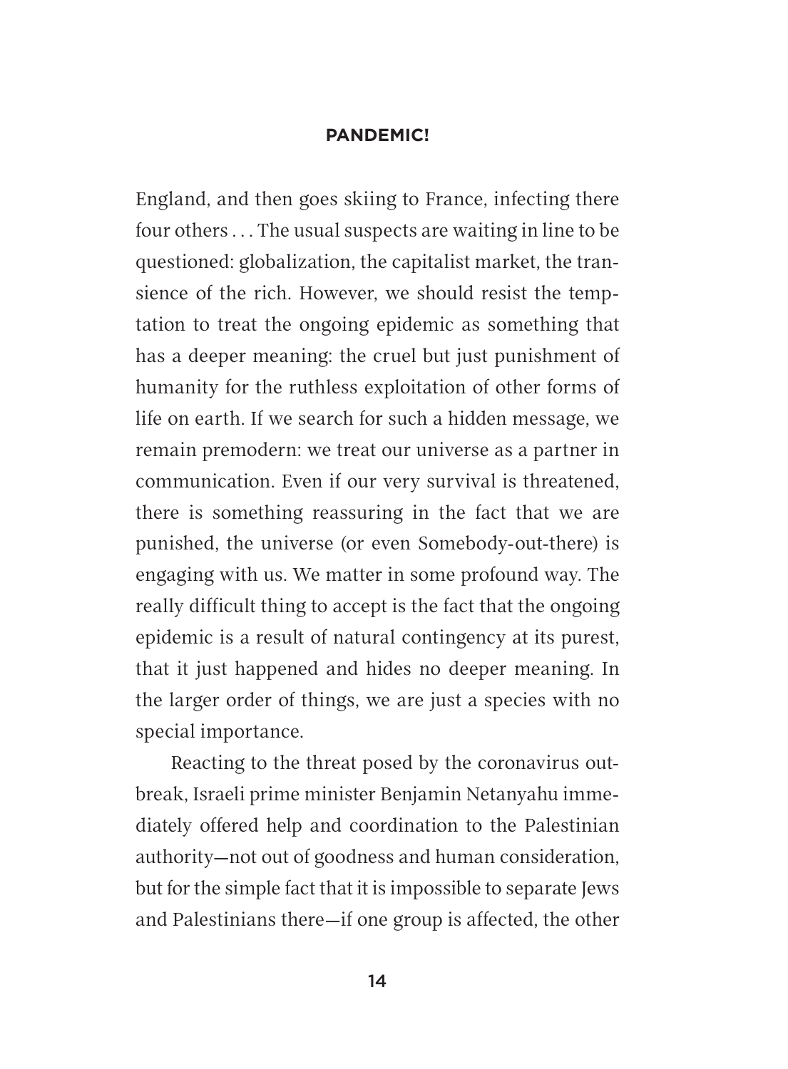England, and then goes skiing to France, infecting there four others . . . The usual suspects are waiting in line to be questioned: globalization, the capitalist market, the transience of the rich. However, we should resist the temptation to treat the ongoing epidemic as something that has a deeper meaning: the cruel but just punishment of humanity for the ruthless exploitation of other forms of life on earth. If we search for such a hidden message, we remain premodern: we treat our universe as a partner in communication. Even if our very survival is threatened, there is something reassuring in the fact that we are punished, the universe (or even Somebody-out-there) is engaging with us. We matter in some profound way. The really difficult thing to accept is the fact that the ongoing epidemic is a result of natural contingency at its purest, that it just happened and hides no deeper meaning. In the larger order of things, we are just a species with no special importance.

Reacting to the threat posed by the coronavirus outbreak, Israeli prime minister Benjamin Netanyahu immediately offered help and coordination to the Palestinian authority—not out of goodness and human consideration, but for the simple fact that it is impossible to separate Jews and Palestinians there—if one group is affected, the other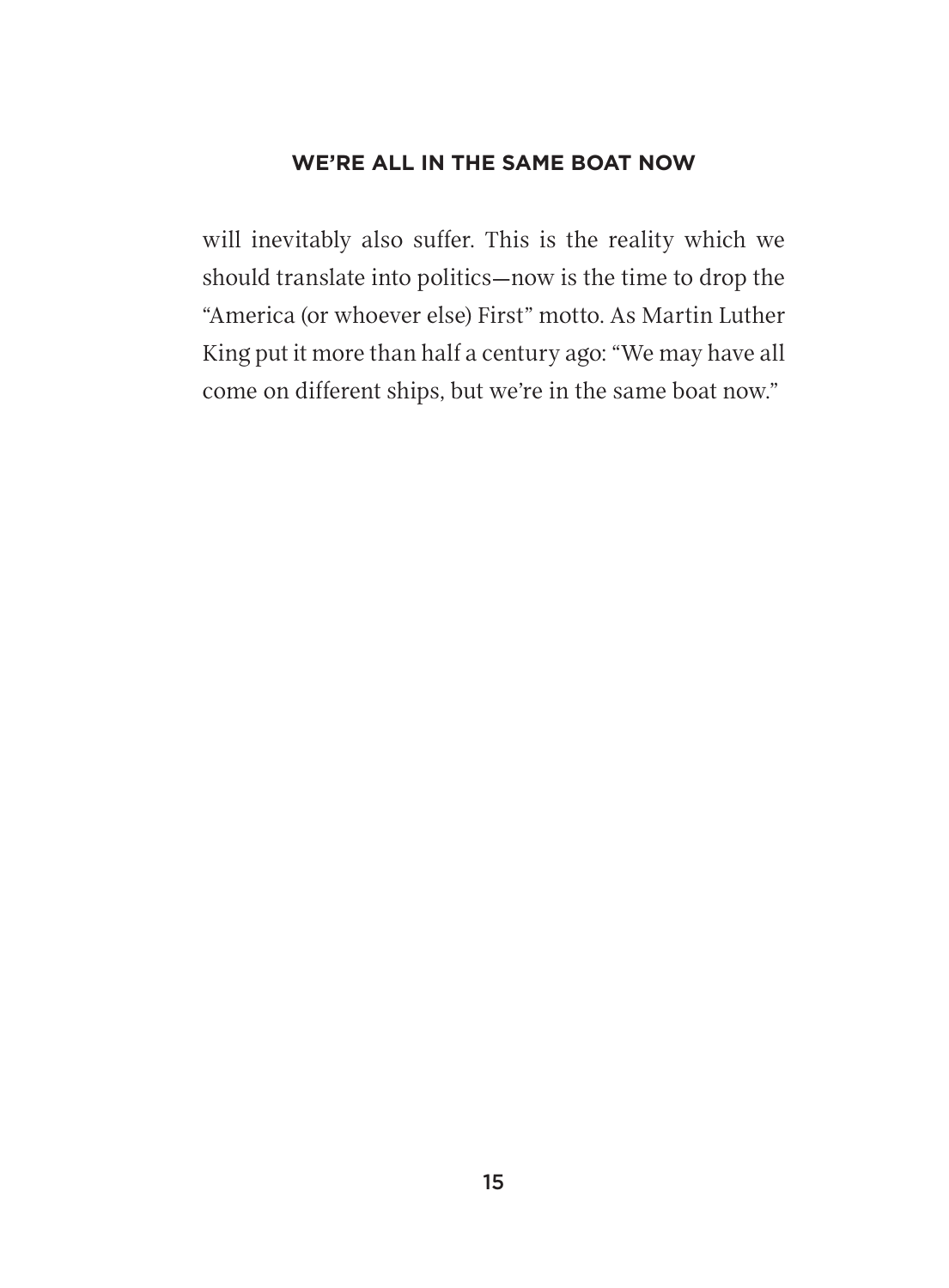will inevitably also suffer. This is the reality which we should translate into politics—now is the time to drop the "America (or whoever else) First" motto. As Martin Luther King put it more than half a century ago: "We may have all come on different ships, but we're in the same boat now."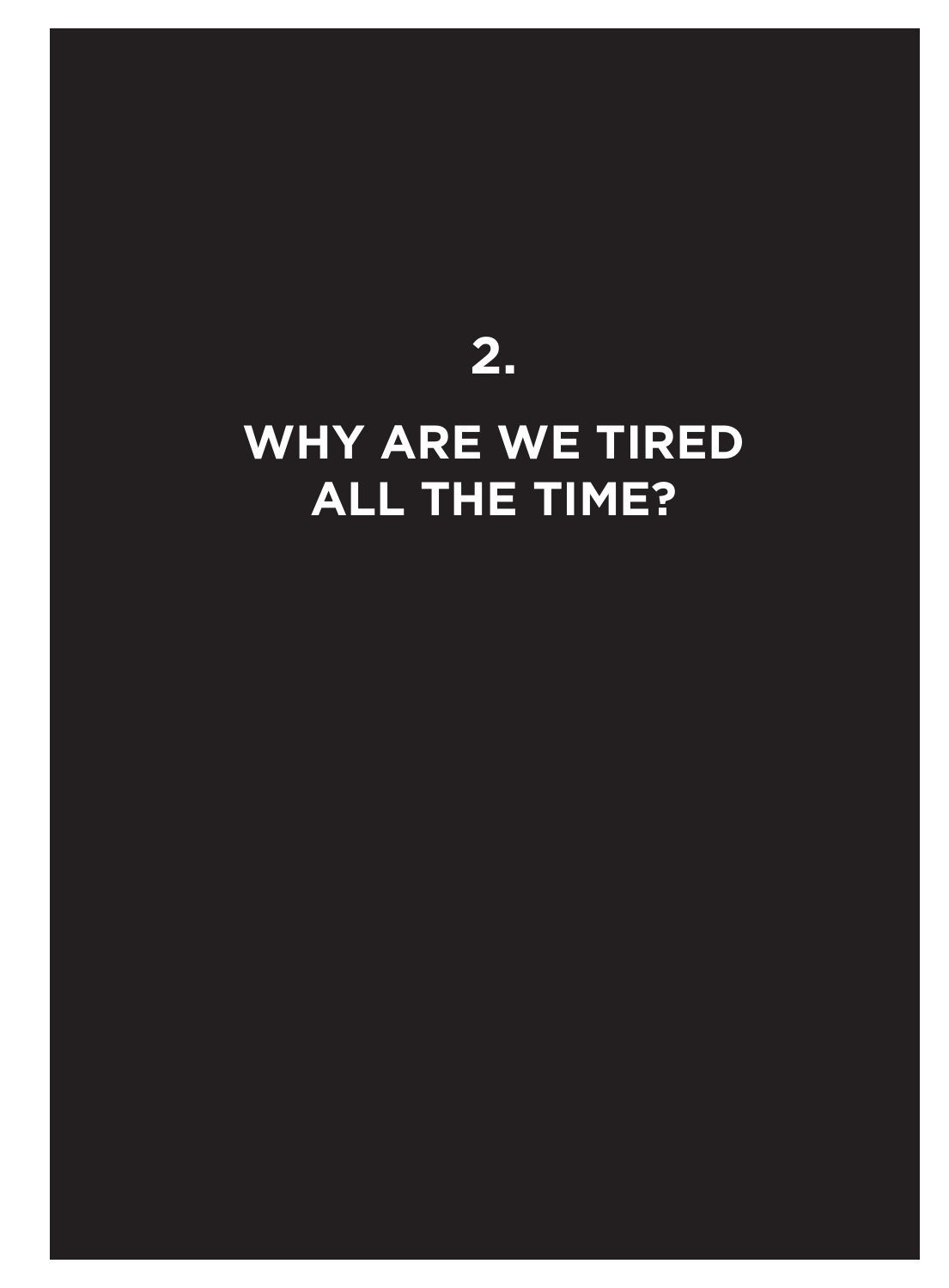# 2.

# WHY ARE WE TIRED ALL THE TIME?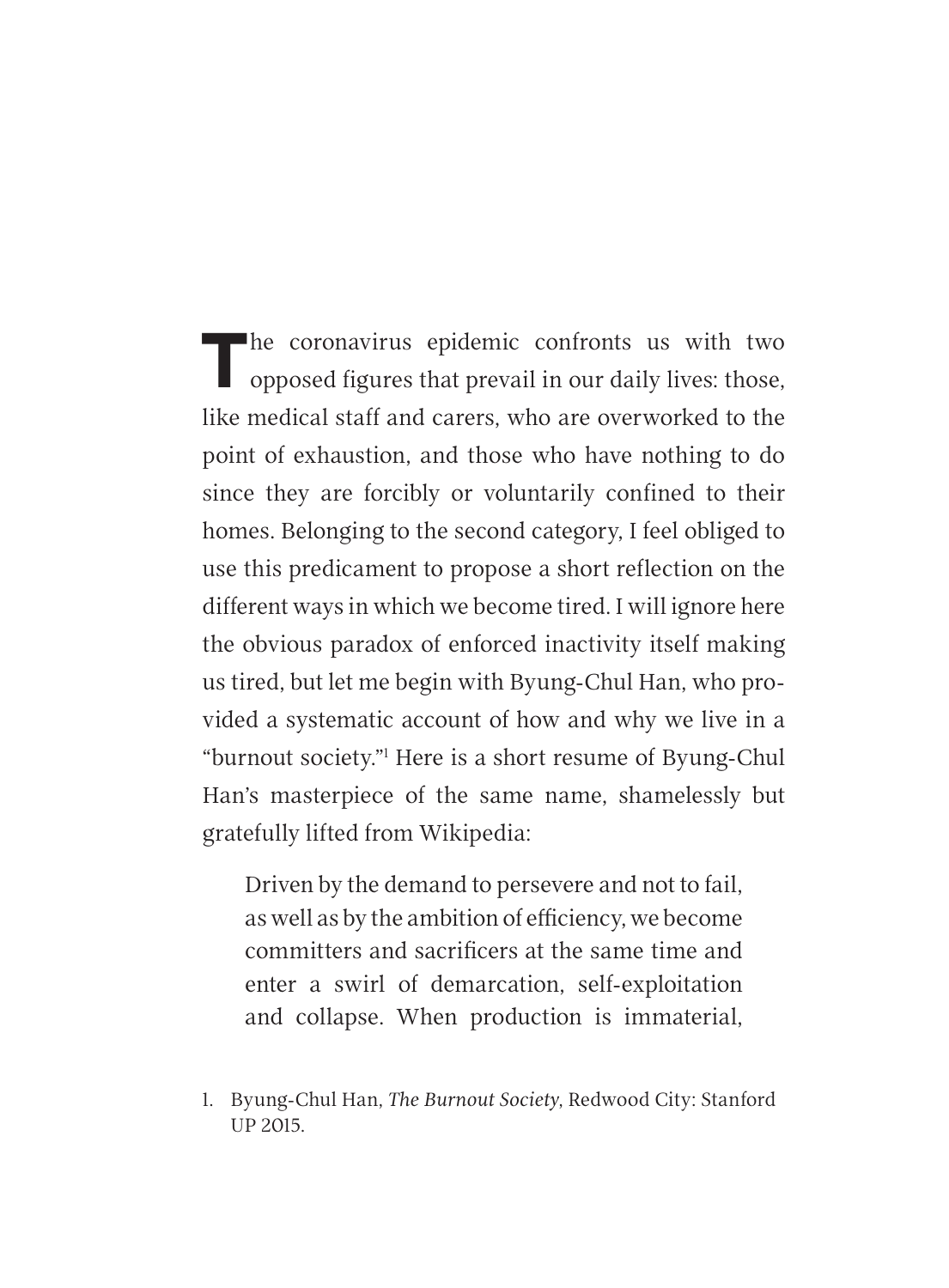The coronavirus epidemic confronts us with two opposed figures that prevail in our daily lives: those, like medical staff and carers, who are overworked to the point of exhaustion, and those who have nothing to do since they are forcibly or voluntarily confined to their homes. Belonging to the second category, I feel obliged to use this predicament to propose a short reflection on the different ways in which we become tired. I will ignore here the obvious paradox of enforced inactivity itself making us tired, but let me begin with Byung-Chul Han, who provided a systematic account of how and why we live in a "burnout society."[1] Here is a short resume of Byung-Chul Han's masterpiece of the same name, shamelessly but gratefully lifted from Wikipedia:

> Driven by the demand to persevere and not to fail, as well as by the ambition of efficiency, we become committers and sacrificers at the same time and enter a swirl of demarcation, self-exploitation and collapse. When production is immaterial,

1. Byung-Chul Han, *The Burnout Society*, Redwood City: Stanford UP 2015.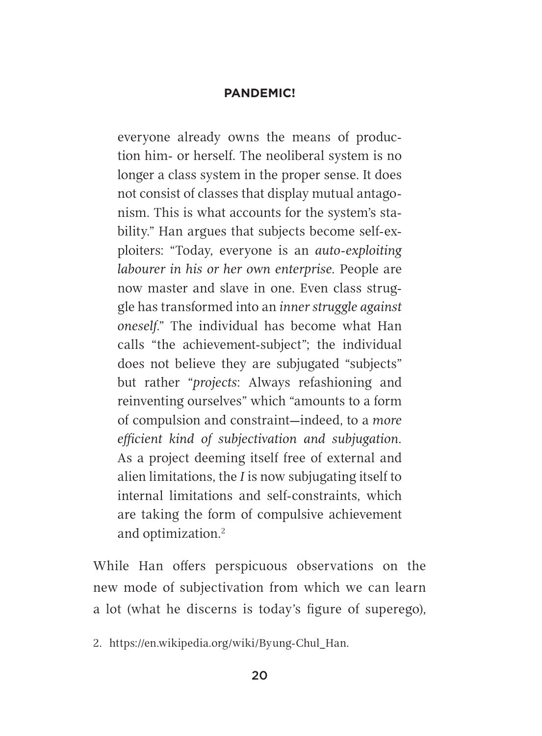everyone already owns the means of production him- or herself. The neoliberal system is no longer a class system in the proper sense. It does not consist of classes that display mutual antagonism. This is what accounts for the system's stability." Han argues that subjects become self-exploiters: "Today, everyone is an *auto-exploiting labourer in his or her own enterprise*. People are now master and slave in one. Even class struggle has transformed into an *inner struggle against oneself*." The individual has become what Han calls "the achievement-subject"; the individual does not believe they are subjugated "subjects" but rather "*projects*: Always refashioning and reinventing ourselves" which "amounts to a form of compulsion and constraint—indeed, to a *more efficient kind of subjectivation and subjugation*. As a project deeming itself free of external and alien limitations, the *I* is now subjugating itself to internal limitations and self-constraints, which are taking the form of compulsive achievement and optimization.[2]

While Han offers perspicuous observations on the new mode of subjectivation from which we can learn a lot (what he discerns is today's figure of superego),

2. https://en.wikipedia.org/wiki/Byung-Chul_Han.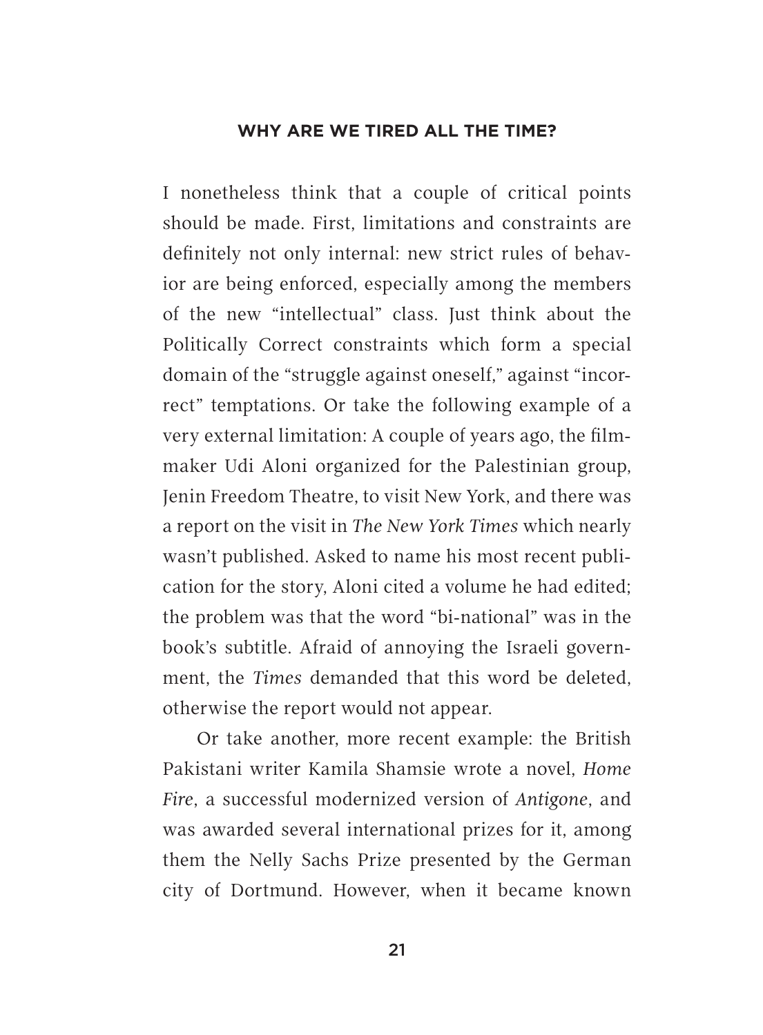I nonetheless think that a couple of critical points should be made. First, limitations and constraints are definitely not only internal: new strict rules of behavior are being enforced, especially among the members of the new "intellectual" class. Just think about the Politically Correct constraints which form a special domain of the "struggle against oneself," against "incorrect" temptations. Or take the following example of a very external limitation: A couple of years ago, the filmmaker Udi Aloni organized for the Palestinian group, Jenin Freedom Theatre, to visit New York, and there was a report on the visit in *The New York Times* which nearly wasn't published. Asked to name his most recent publication for the story, Aloni cited a volume he had edited; the problem was that the word "bi-national" was in the book's subtitle. Afraid of annoying the Israeli government, the *Times* demanded that this word be deleted, otherwise the report would not appear.

Or take another, more recent example: the British Pakistani writer Kamila Shamsie wrote a novel, *Home Fire*, a successful modernized version of *Antigone*, and was awarded several international prizes for it, among them the Nelly Sachs Prize presented by the German city of Dortmund. However, when it became known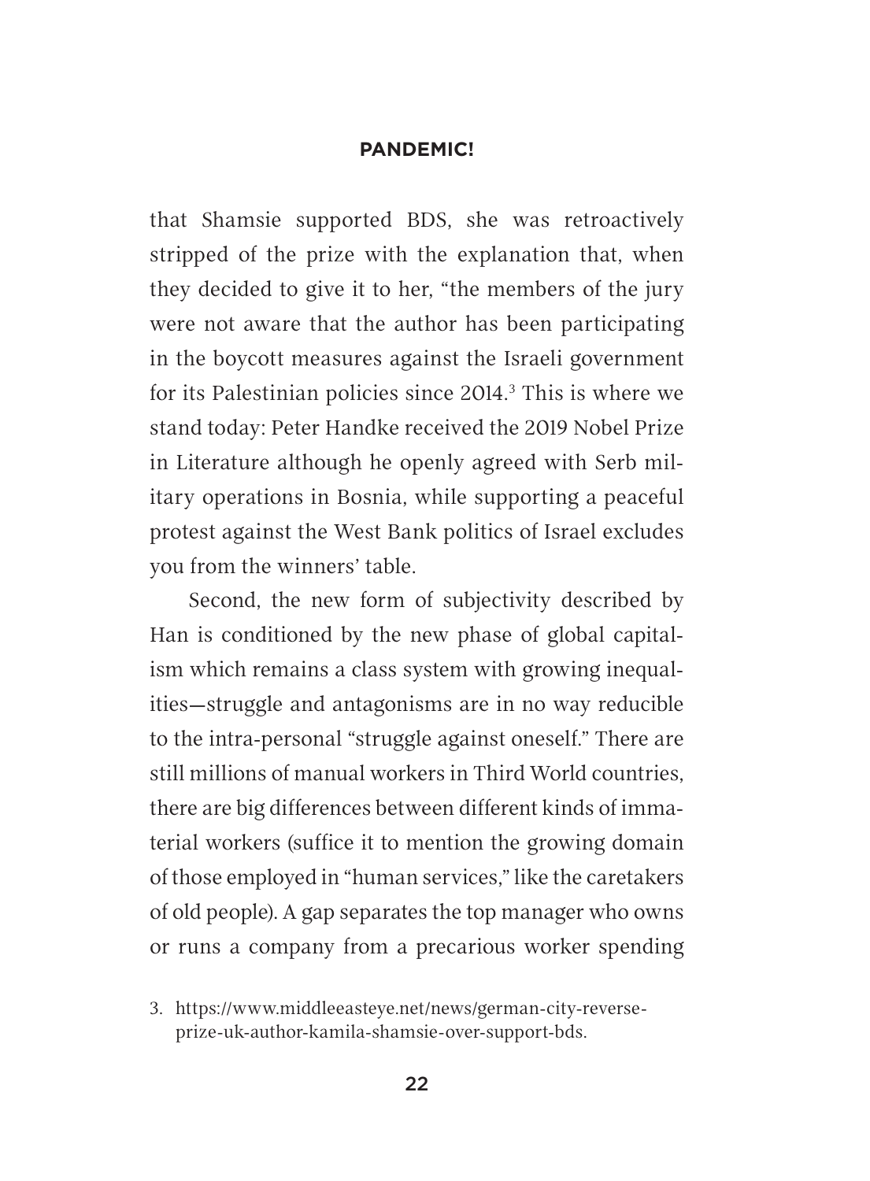that Shamsie supported BDS, she was retroactively stripped of the prize with the explanation that, when they decided to give it to her, "the members of the jury were not aware that the author has been participating in the boycott measures against the Israeli government for its Palestinian policies since 2014.[3] This is where we stand today: Peter Handke received the 2019 Nobel Prize in Literature although he openly agreed with Serb military operations in Bosnia, while supporting a peaceful protest against the West Bank politics of Israel excludes you from the winners' table.

Second, the new form of subjectivity described by Han is conditioned by the new phase of global capitalism which remains a class system with growing inequalities—struggle and antagonisms are in no way reducible to the intra-personal "struggle against oneself." There are still millions of manual workers in Third World countries, there are big differences between different kinds of immaterial workers (suffice it to mention the growing domain of those employed in "human services," like the caretakers of old people). A gap separates the top manager who owns or runs a company from a precarious worker spending

3. https://www.middleeasteye.net/news/german-city-reverse-prize-uk-author-kamila-shamsie-over-support-bds.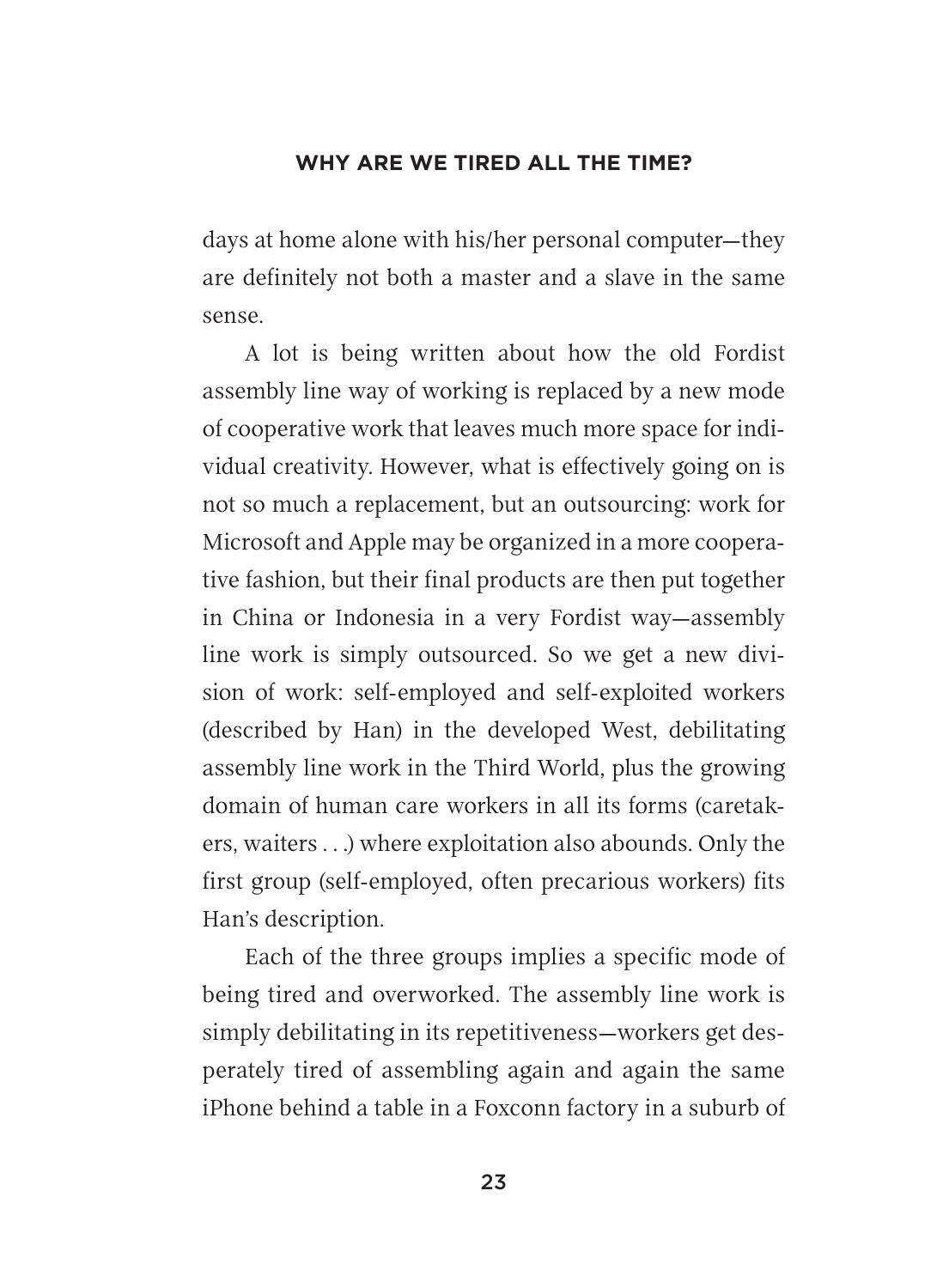days at home alone with his/her personal computer—they are definitely not both a master and a slave in the same sense.

A lot is being written about how the old Fordist assembly line way of working is replaced by a new mode of cooperative work that leaves much more space for individual creativity. However, what is effectively going on is not so much a replacement, but an outsourcing: work for Microsoft and Apple may be organized in a more cooperative fashion, but their final products are then put together in China or Indonesia in a very Fordist way—assembly line work is simply outsourced. So we get a new division of work: self-employed and self-exploited workers (described by Han) in the developed West, debilitating assembly line work in the Third World, plus the growing domain of human care workers in all its forms (caretakers, waiters . . .) where exploitation also abounds. Only the first group (self-employed, often precarious workers) fits Han's description.

Each of the three groups implies a specific mode of being tired and overworked. The assembly line work is simply debilitating in its repetitiveness—workers get desperately tired of assembling again and again the same iPhone behind a table in a Foxconn factory in a suburb of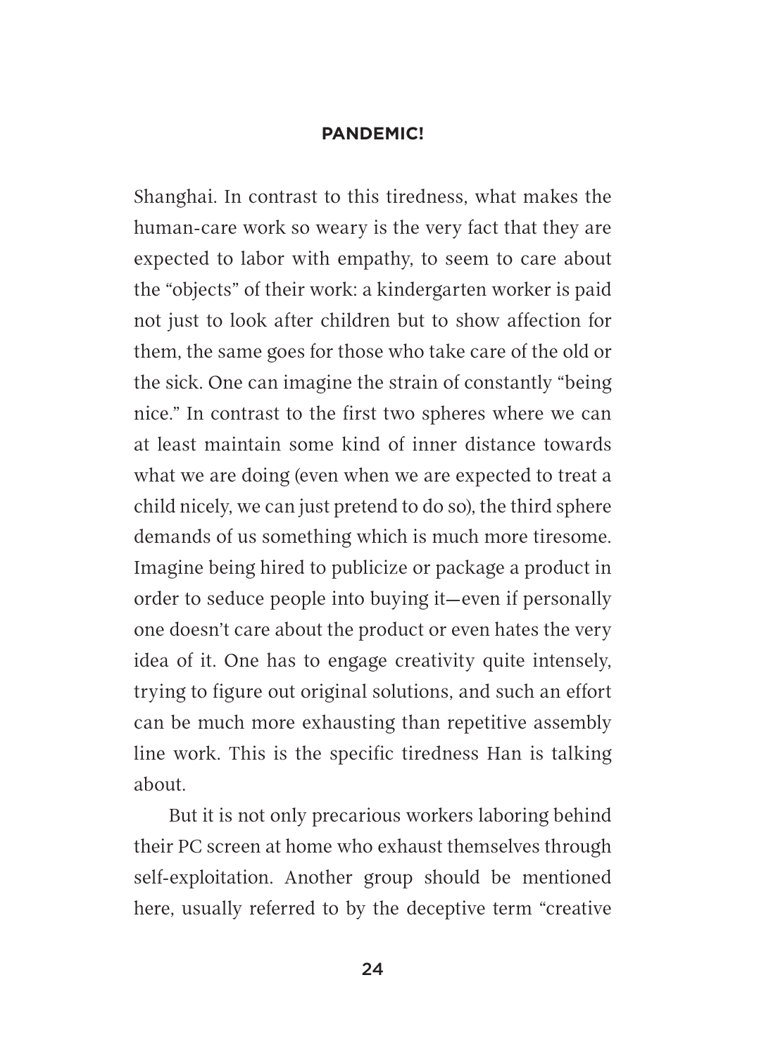Shanghai. In contrast to this tiredness, what makes the human-care work so weary is the very fact that they are expected to labor with empathy, to seem to care about the "objects" of their work: a kindergarten worker is paid not just to look after children but to show affection for them, the same goes for those who take care of the old or the sick. One can imagine the strain of constantly "being nice." In contrast to the first two spheres where we can at least maintain some kind of inner distance towards what we are doing (even when we are expected to treat a child nicely, we can just pretend to do so), the third sphere demands of us something which is much more tiresome. Imagine being hired to publicize or package a product in order to seduce people into buying it—even if personally one doesn't care about the product or even hates the very idea of it. One has to engage creativity quite intensely, trying to figure out original solutions, and such an effort can be much more exhausting than repetitive assembly line work. This is the specific tiredness Han is talking about.

But it is not only precarious workers laboring behind their PC screen at home who exhaust themselves through self-exploitation. Another group should be mentioned here, usually referred to by the deceptive term "creative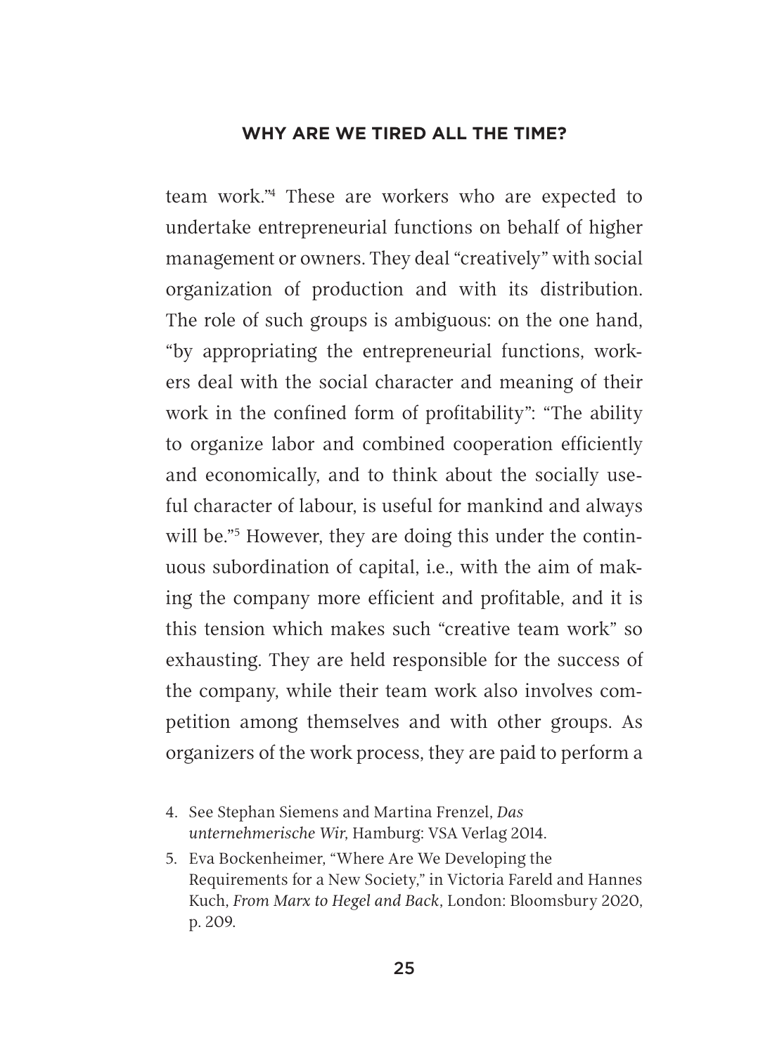team work."[4] These are workers who are expected to undertake entrepreneurial functions on behalf of higher management or owners. They deal "creatively" with social organization of production and with its distribution. The role of such groups is ambiguous: on the one hand, "by appropriating the entrepreneurial functions, workers deal with the social character and meaning of their work in the confined form of profitability": "The ability to organize labor and combined cooperation efficiently and economically, and to think about the socially useful character of labour, is useful for mankind and always will be."[5] However, they are doing this under the continuous subordination of capital, i.e., with the aim of making the company more efficient and profitable, and it is this tension which makes such "creative team work" so exhausting. They are held responsible for the success of the company, while their team work also involves competition among themselves and with other groups. As organizers of the work process, they are paid to perform a

4. See Stephan Siemens and Martina Frenzel, *Das unternehmerische Wir*, Hamburg: VSA Verlag 2014.

5. Eva Bockenheimer, "Where Are We Developing the Requirements for a New Society," in Victoria Fareld and Hannes Kuch, *From Marx to Hegel and Back*, London: Bloomsbury 2020, p. 209.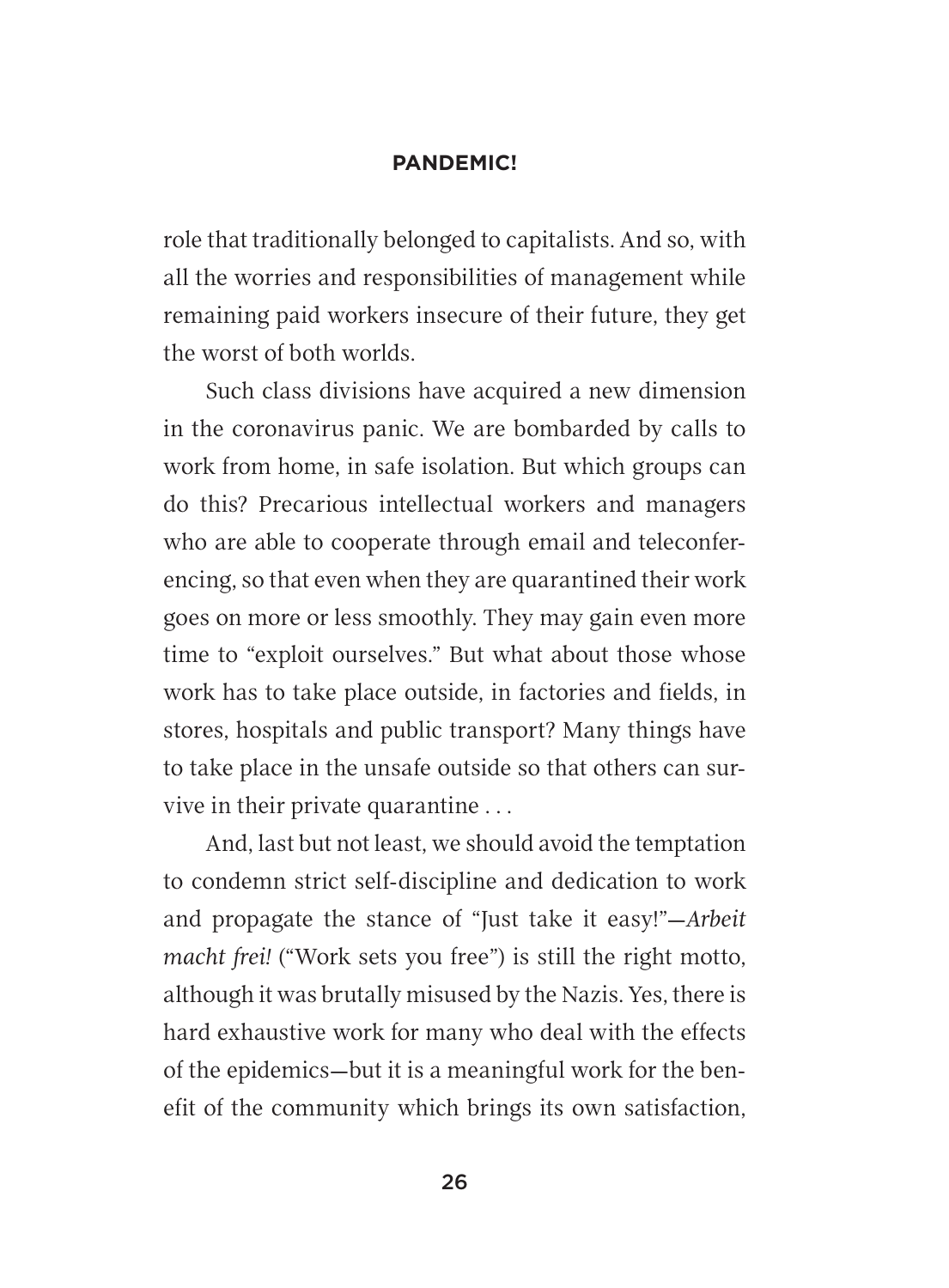role that traditionally belonged to capitalists. And so, with all the worries and responsibilities of management while remaining paid workers insecure of their future, they get the worst of both worlds.

Such class divisions have acquired a new dimension in the coronavirus panic. We are bombarded by calls to work from home, in safe isolation. But which groups can do this? Precarious intellectual workers and managers who are able to cooperate through email and teleconferencing, so that even when they are quarantined their work goes on more or less smoothly. They may gain even more time to "exploit ourselves." But what about those whose work has to take place outside, in factories and fields, in stores, hospitals and public transport? Many things have to take place in the unsafe outside so that others can survive in their private quarantine . . .

And, last but not least, we should avoid the temptation to condemn strict self-discipline and dedication to work and propagate the stance of "Just take it easy!"—*Arbeit macht frei!* ("Work sets you free") is still the right motto, although it was brutally misused by the Nazis. Yes, there is hard exhaustive work for many who deal with the effects of the epidemics—but it is a meaningful work for the benefit of the community which brings its own satisfaction,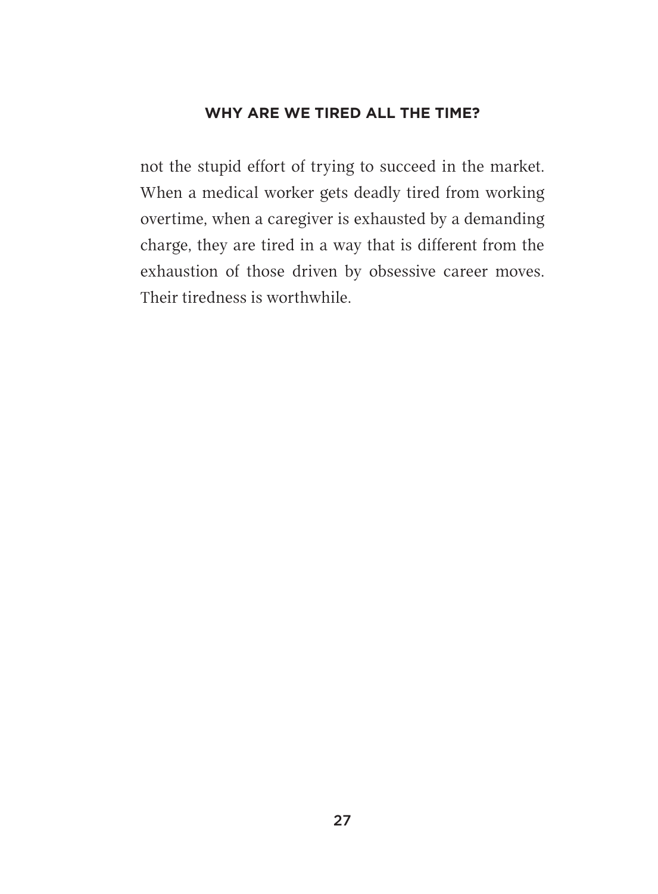not the stupid effort of trying to succeed in the market. When a medical worker gets deadly tired from working overtime, when a caregiver is exhausted by a demanding charge, they are tired in a way that is different from the exhaustion of those driven by obsessive career moves. Their tiredness is worthwhile.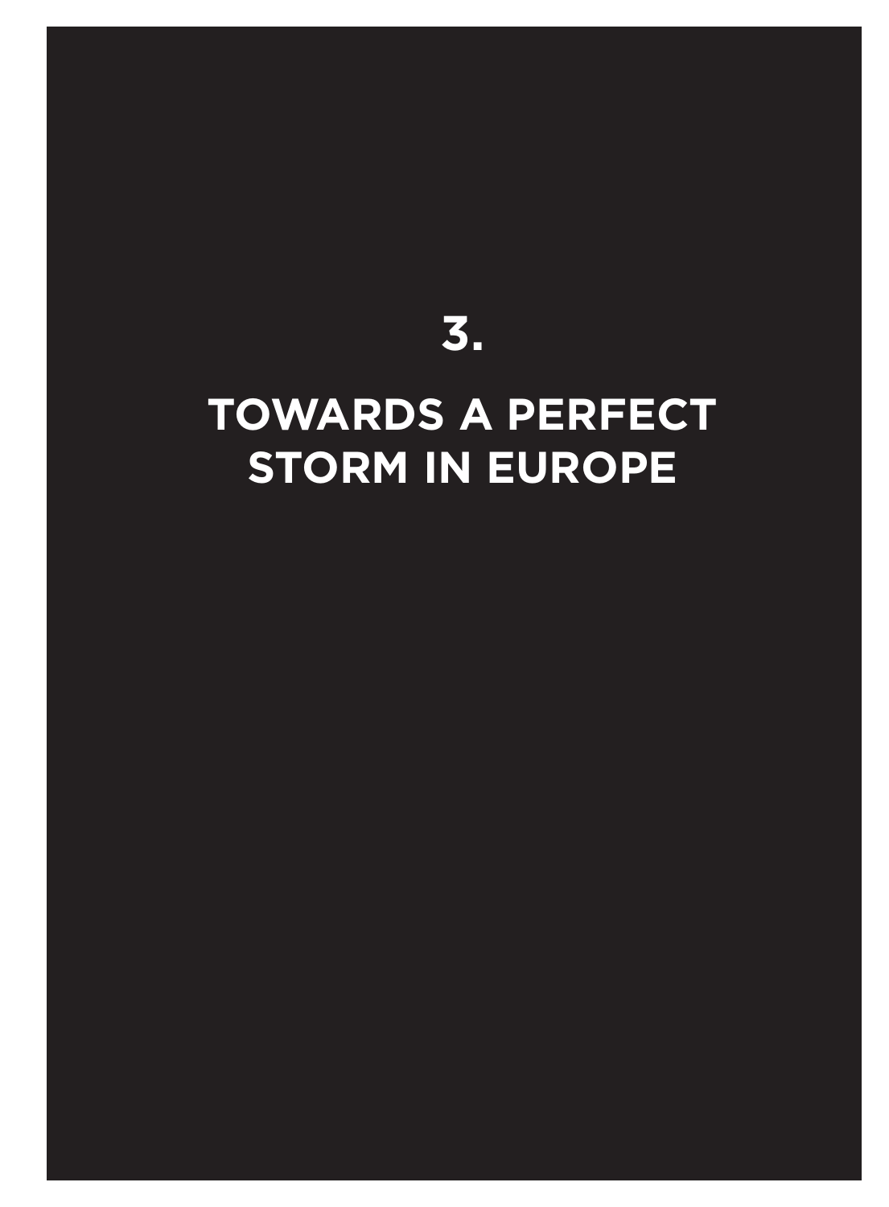# 3.

# TOWARDS A PERFECT STORM IN EUROPE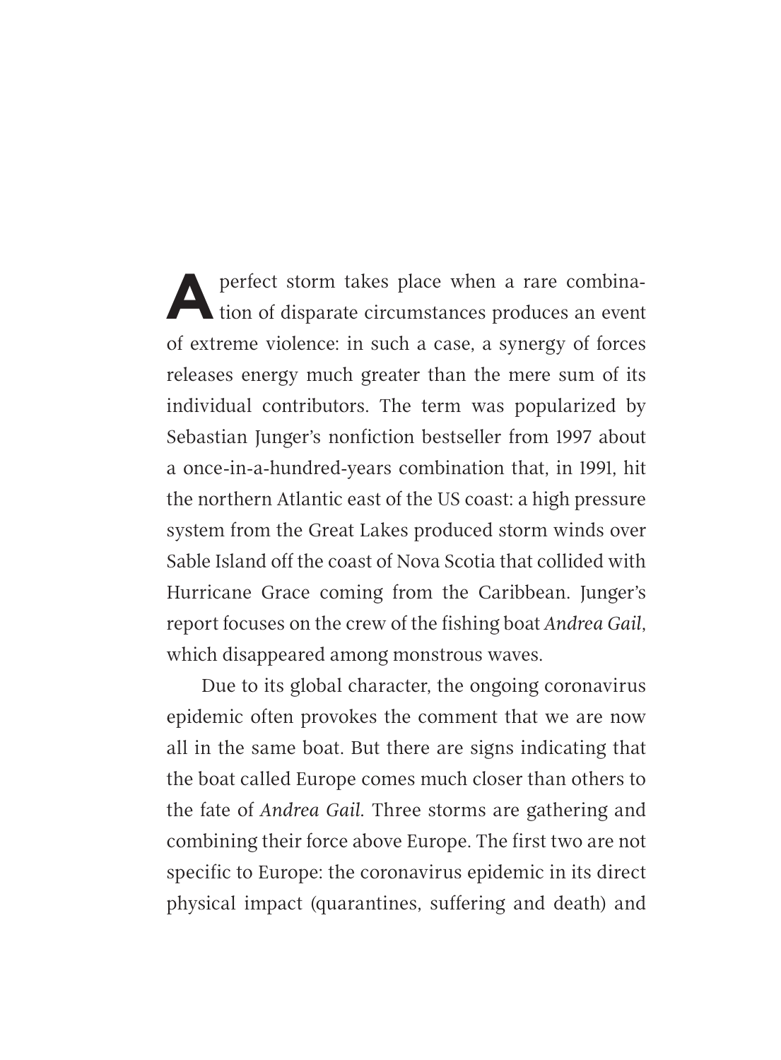A perfect storm takes place when a rare combination of disparate circumstances produces an event of extreme violence: in such a case, a synergy of forces releases energy much greater than the mere sum of its individual contributors. The term was popularized by Sebastian Junger's nonfiction bestseller from 1997 about a once-in-a-hundred-years combination that, in 1991, hit the northern Atlantic east of the US coast: a high pressure system from the Great Lakes produced storm winds over Sable Island off the coast of Nova Scotia that collided with Hurricane Grace coming from the Caribbean. Junger's report focuses on the crew of the fishing boat *Andrea Gail*, which disappeared among monstrous waves.

Due to its global character, the ongoing coronavirus epidemic often provokes the comment that we are now all in the same boat. But there are signs indicating that the boat called Europe comes much closer than others to the fate of *Andrea Gail*. Three storms are gathering and combining their force above Europe. The first two are not specific to Europe: the coronavirus epidemic in its direct physical impact (quarantines, suffering and death) and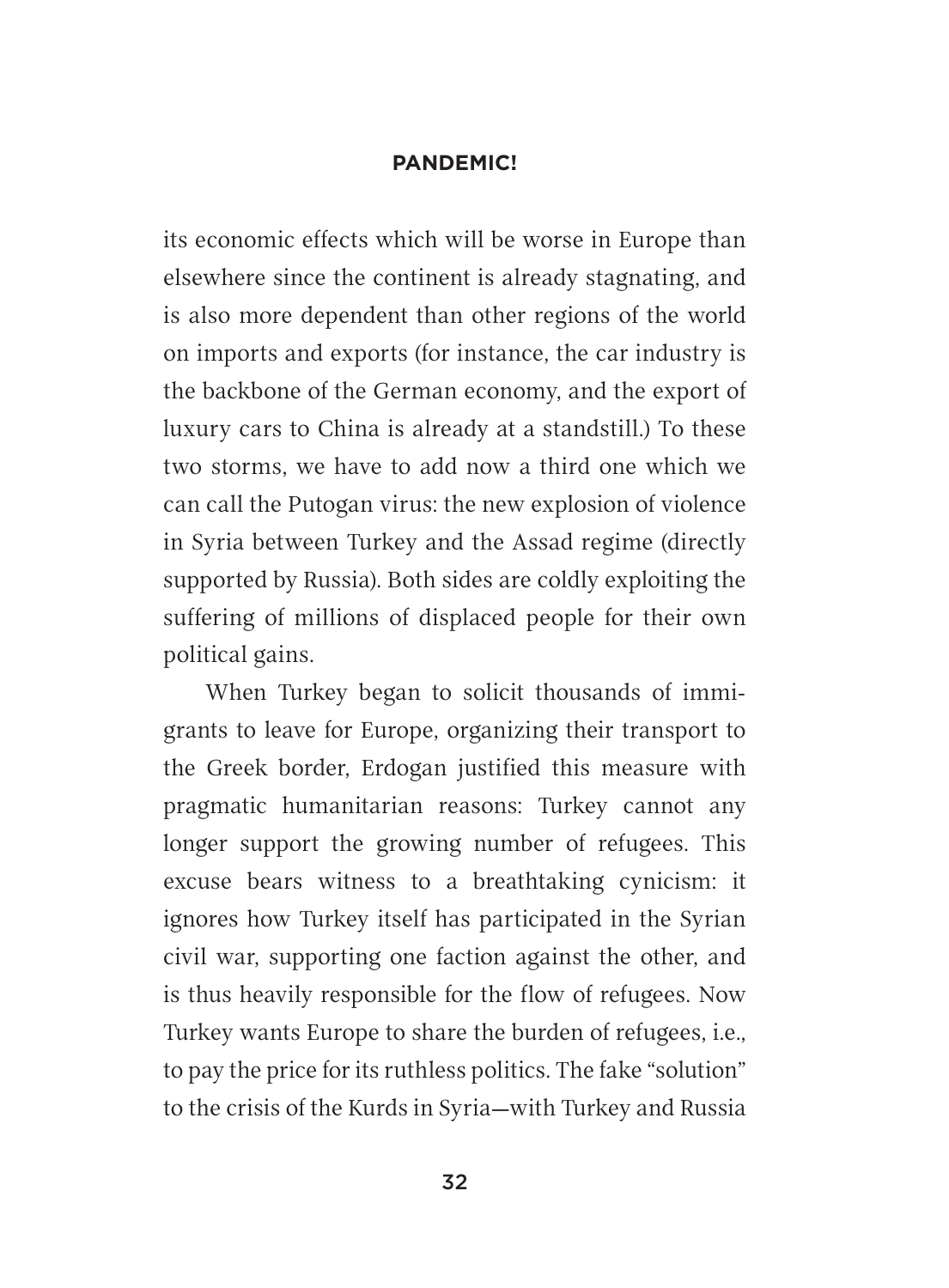its economic effects which will be worse in Europe than elsewhere since the continent is already stagnating, and is also more dependent than other regions of the world on imports and exports (for instance, the car industry is the backbone of the German economy, and the export of luxury cars to China is already at a standstill.) To these two storms, we have to add now a third one which we can call the Putogan virus: the new explosion of violence in Syria between Turkey and the Assad regime (directly supported by Russia). Both sides are coldly exploiting the suffering of millions of displaced people for their own political gains.

When Turkey began to solicit thousands of immigrants to leave for Europe, organizing their transport to the Greek border, Erdogan justified this measure with pragmatic humanitarian reasons: Turkey cannot any longer support the growing number of refugees. This excuse bears witness to a breathtaking cynicism: it ignores how Turkey itself has participated in the Syrian civil war, supporting one faction against the other, and is thus heavily responsible for the flow of refugees. Now Turkey wants Europe to share the burden of refugees, i.e., to pay the price for its ruthless politics. The fake "solution" to the crisis of the Kurds in Syria—with Turkey and Russia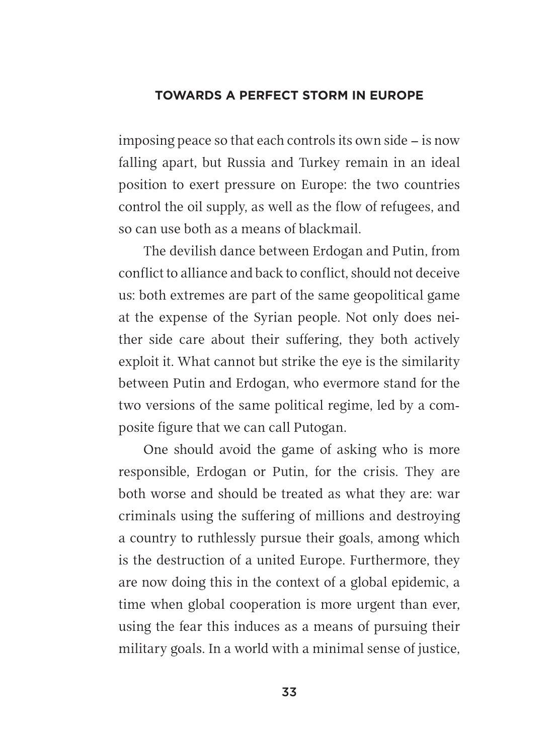imposing peace so that each controls its own side – is now falling apart, but Russia and Turkey remain in an ideal position to exert pressure on Europe: the two countries control the oil supply, as well as the flow of refugees, and so can use both as a means of blackmail.

The devilish dance between Erdogan and Putin, from conflict to alliance and back to conflict, should not deceive us: both extremes are part of the same geopolitical game at the expense of the Syrian people. Not only does neither side care about their suffering, they both actively exploit it. What cannot but strike the eye is the similarity between Putin and Erdogan, who evermore stand for the two versions of the same political regime, led by a composite figure that we can call Putogan.

One should avoid the game of asking who is more responsible, Erdogan or Putin, for the crisis. They are both worse and should be treated as what they are: war criminals using the suffering of millions and destroying a country to ruthlessly pursue their goals, among which is the destruction of a united Europe. Furthermore, they are now doing this in the context of a global epidemic, a time when global cooperation is more urgent than ever, using the fear this induces as a means of pursuing their military goals. In a world with a minimal sense of justice,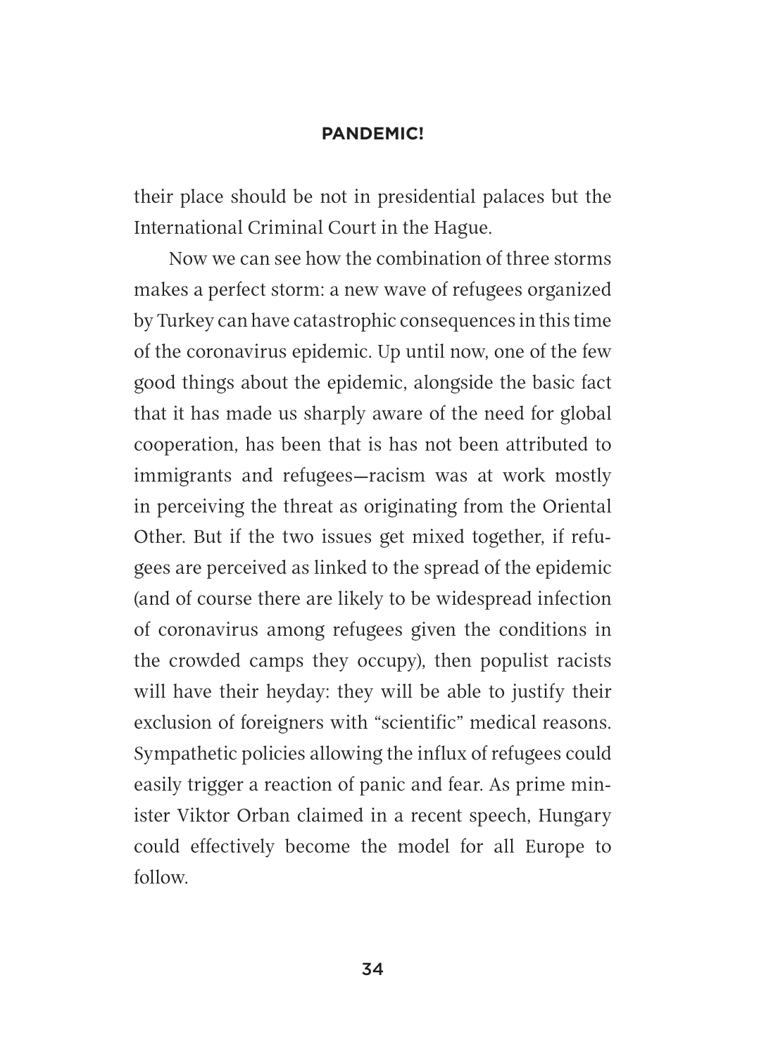their place should be not in presidential palaces but the International Criminal Court in the Hague.

Now we can see how the combination of three storms makes a perfect storm: a new wave of refugees organized by Turkey can have catastrophic consequences in this time of the coronavirus epidemic. Up until now, one of the few good things about the epidemic, alongside the basic fact that it has made us sharply aware of the need for global cooperation, has been that is has not been attributed to immigrants and refugees—racism was at work mostly in perceiving the threat as originating from the Oriental Other. But if the two issues get mixed together, if refugees are perceived as linked to the spread of the epidemic (and of course there are likely to be widespread infection of coronavirus among refugees given the conditions in the crowded camps they occupy), then populist racists will have their heyday: they will be able to justify their exclusion of foreigners with "scientific" medical reasons. Sympathetic policies allowing the influx of refugees could easily trigger a reaction of panic and fear. As prime minister Viktor Orban claimed in a recent speech, Hungary could effectively become the model for all Europe to follow.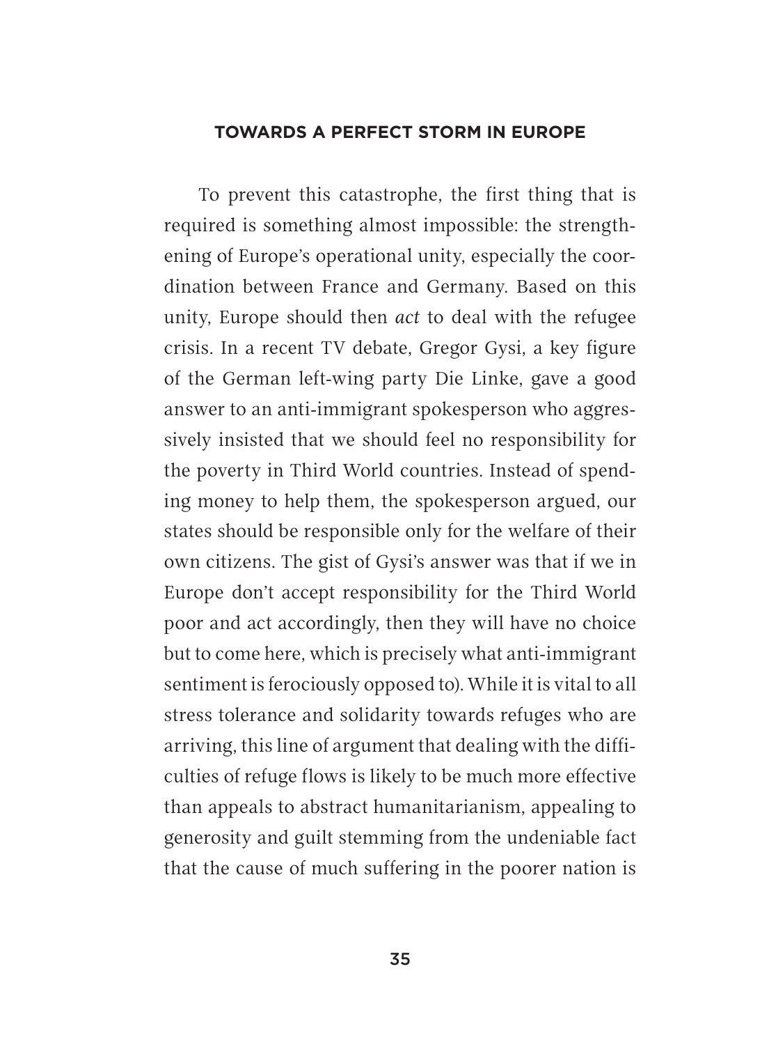To prevent this catastrophe, the first thing that is required is something almost impossible: the strengthening of Europe's operational unity, especially the coordination between France and Germany. Based on this unity, Europe should then *act* to deal with the refugee crisis. In a recent TV debate, Gregor Gysi, a key figure of the German left-wing party Die Linke, gave a good answer to an anti-immigrant spokesperson who aggressively insisted that we should feel no responsibility for the poverty in Third World countries. Instead of spending money to help them, the spokesperson argued, our states should be responsible only for the welfare of their own citizens. The gist of Gysi's answer was that if we in Europe don't accept responsibility for the Third World poor and act accordingly, then they will have no choice but to come here, which is precisely what anti-immigrant sentiment is ferociously opposed to). While it is vital to all stress tolerance and solidarity towards refuges who are arriving, this line of argument that dealing with the difficulties of refuge flows is likely to be much more effective than appeals to abstract humanitarianism, appealing to generosity and guilt stemming from the undeniable fact that the cause of much suffering in the poorer nation is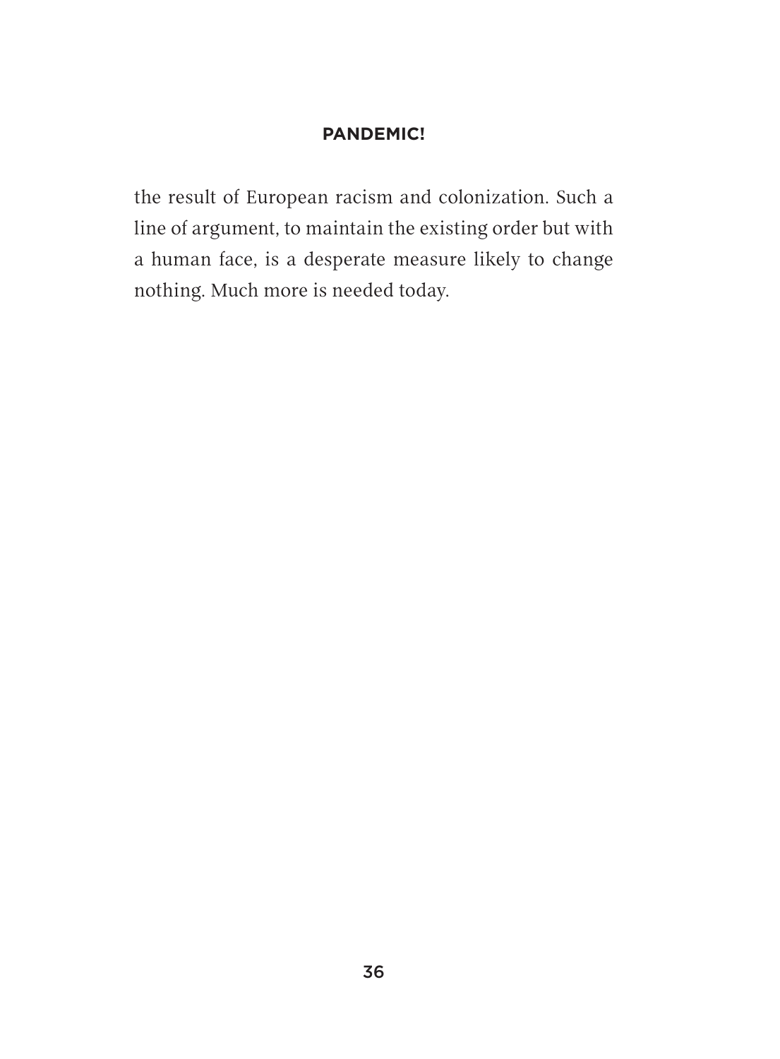the result of European racism and colonization. Such a line of argument, to maintain the existing order but with a human face, is a desperate measure likely to change nothing. Much more is needed today.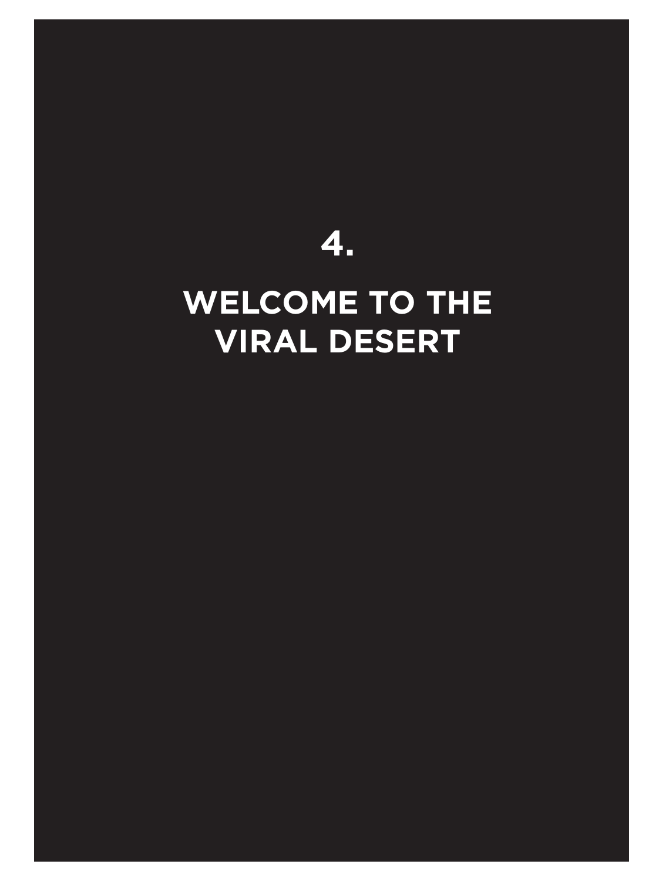# 4.

# WELCOME TO THE VIRAL DESERT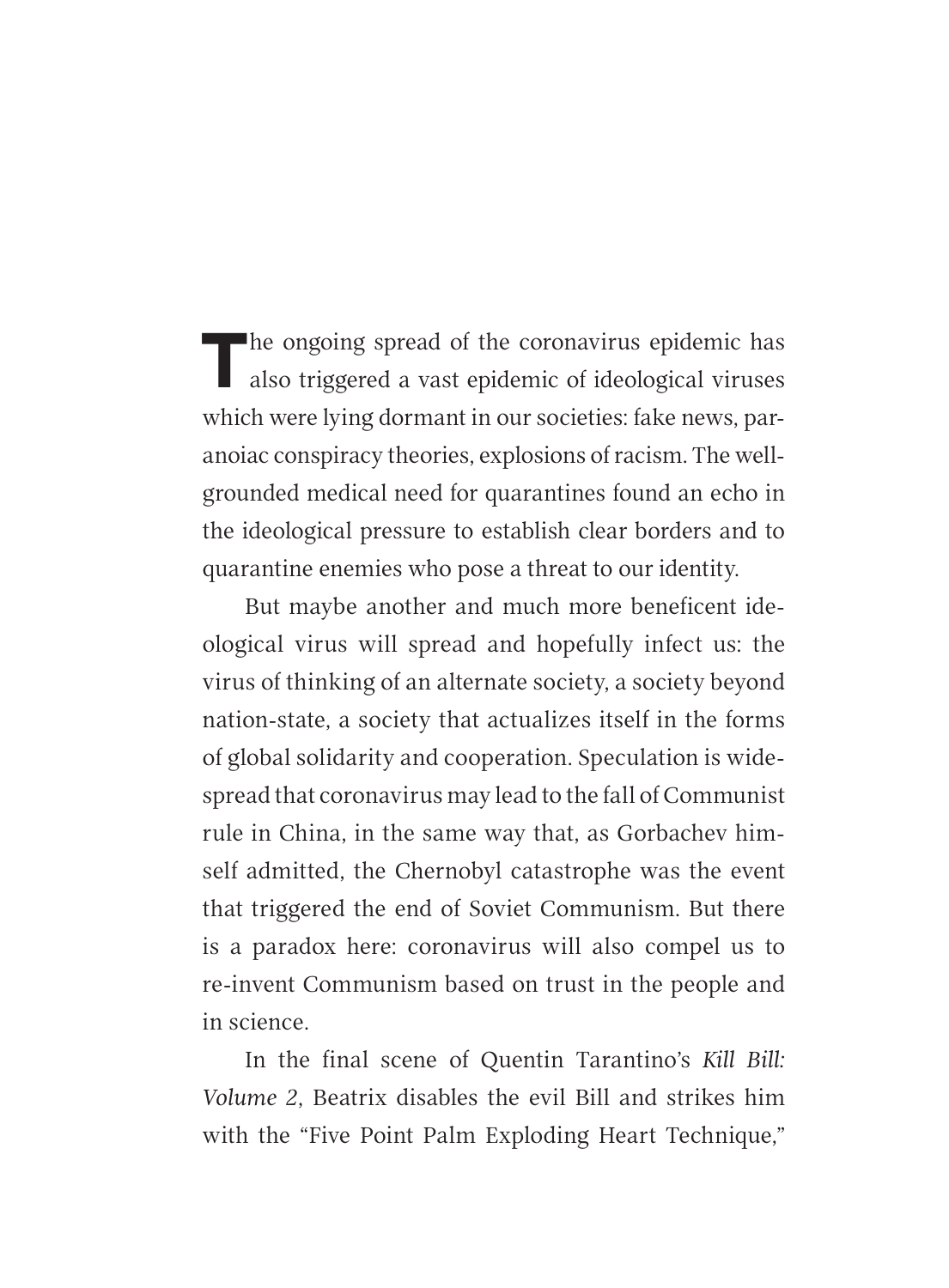The ongoing spread of the coronavirus epidemic has also triggered a vast epidemic of ideological viruses which were lying dormant in our societies: fake news, paranoiac conspiracy theories, explosions of racism. The well-grounded medical need for quarantines found an echo in the ideological pressure to establish clear borders and to quarantine enemies who pose a threat to our identity.

But maybe another and much more beneficent ideological virus will spread and hopefully infect us: the virus of thinking of an alternate society, a society beyond nation-state, a society that actualizes itself in the forms of global solidarity and cooperation. Speculation is widespread that coronavirus may lead to the fall of Communist rule in China, in the same way that, as Gorbachev himself admitted, the Chernobyl catastrophe was the event that triggered the end of Soviet Communism. But there is a paradox here: coronavirus will also compel us to re-invent Communism based on trust in the people and in science.

In the final scene of Quentin Tarantino's *Kill Bill: Volume 2*, Beatrix disables the evil Bill and strikes him with the "Five Point Palm Exploding Heart Technique,"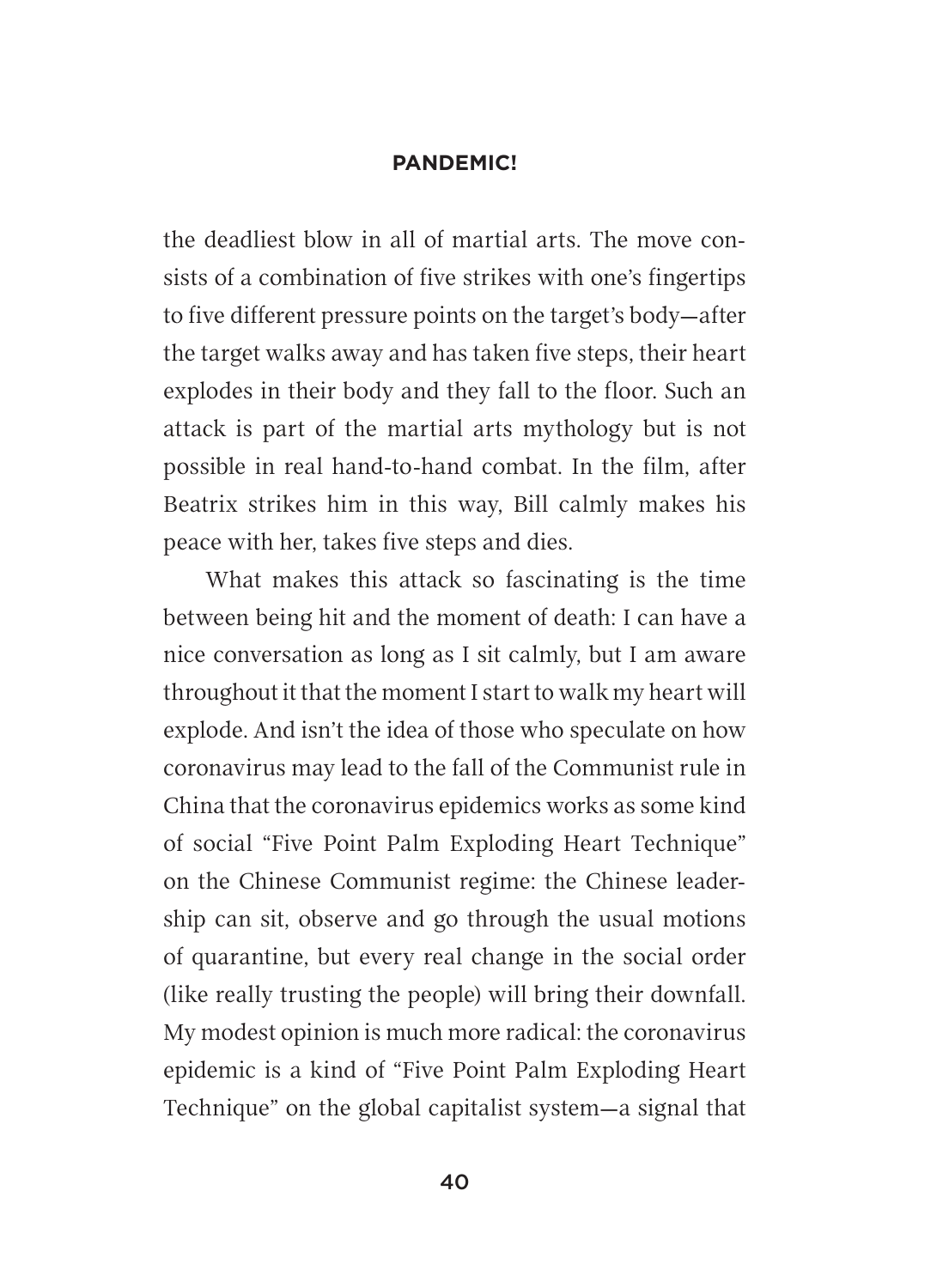the deadliest blow in all of martial arts. The move consists of a combination of five strikes with one's fingertips to five different pressure points on the target's body—after the target walks away and has taken five steps, their heart explodes in their body and they fall to the floor. Such an attack is part of the martial arts mythology but is not possible in real hand-to-hand combat. In the film, after Beatrix strikes him in this way, Bill calmly makes his peace with her, takes five steps and dies.

What makes this attack so fascinating is the time between being hit and the moment of death: I can have a nice conversation as long as I sit calmly, but I am aware throughout it that the moment I start to walk my heart will explode. And isn't the idea of those who speculate on how coronavirus may lead to the fall of the Communist rule in China that the coronavirus epidemics works as some kind of social "Five Point Palm Exploding Heart Technique" on the Chinese Communist regime: the Chinese leadership can sit, observe and go through the usual motions of quarantine, but every real change in the social order (like really trusting the people) will bring their downfall. My modest opinion is much more radical: the coronavirus epidemic is a kind of "Five Point Palm Exploding Heart Technique" on the global capitalist system—a signal that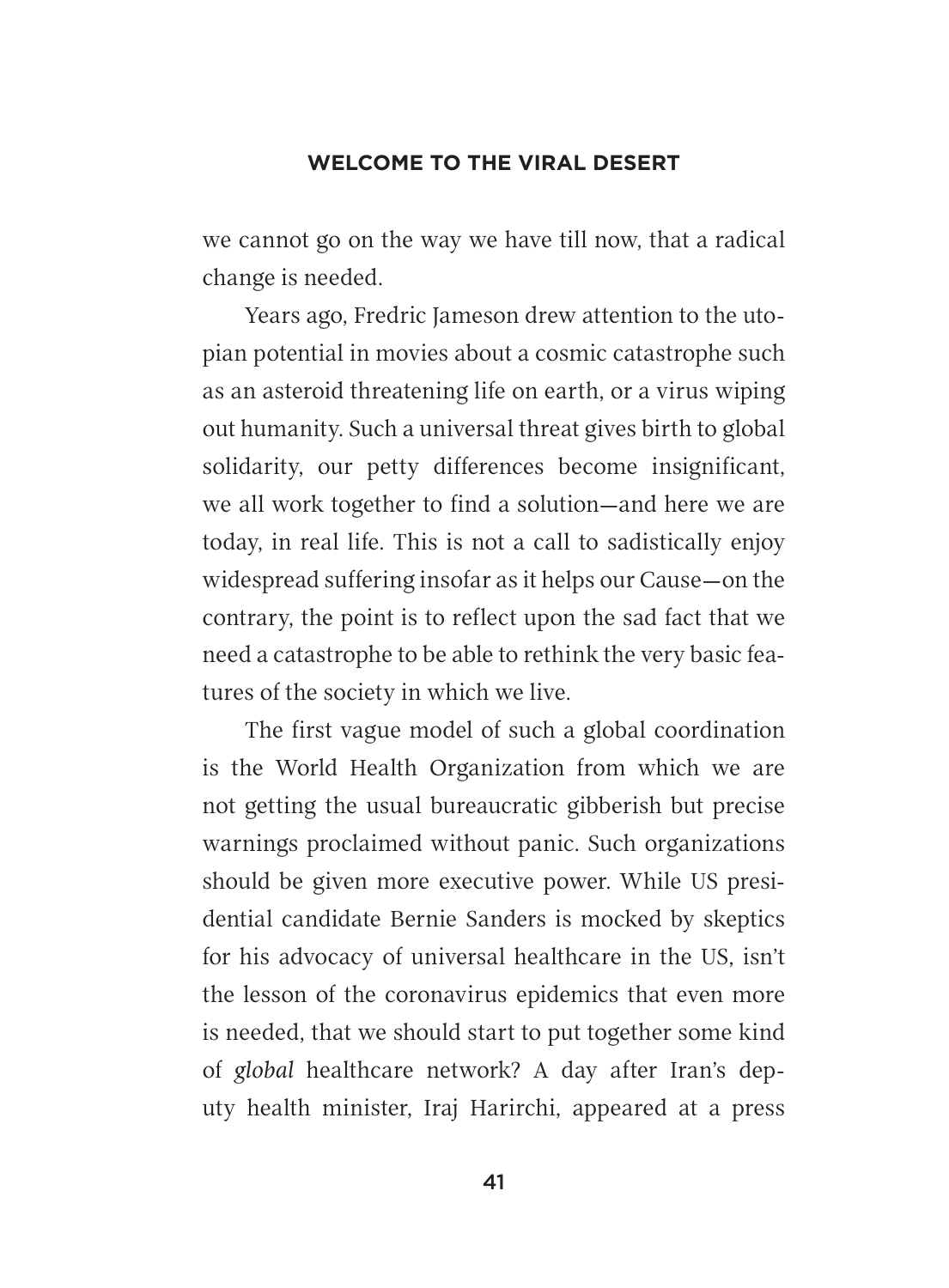we cannot go on the way we have till now, that a radical change is needed.

Years ago, Fredric Jameson drew attention to the utopian potential in movies about a cosmic catastrophe such as an asteroid threatening life on earth, or a virus wiping out humanity. Such a universal threat gives birth to global solidarity, our petty differences become insignificant, we all work together to find a solution—and here we are today, in real life. This is not a call to sadistically enjoy widespread suffering insofar as it helps our Cause—on the contrary, the point is to reflect upon the sad fact that we need a catastrophe to be able to rethink the very basic features of the society in which we live.

The first vague model of such a global coordination is the World Health Organization from which we are not getting the usual bureaucratic gibberish but precise warnings proclaimed without panic. Such organizations should be given more executive power. While US presidential candidate Bernie Sanders is mocked by skeptics for his advocacy of universal healthcare in the US, isn't the lesson of the coronavirus epidemics that even more is needed, that we should start to put together some kind of *global* healthcare network? A day after Iran's deputy health minister, Iraj Harirchi, appeared at a press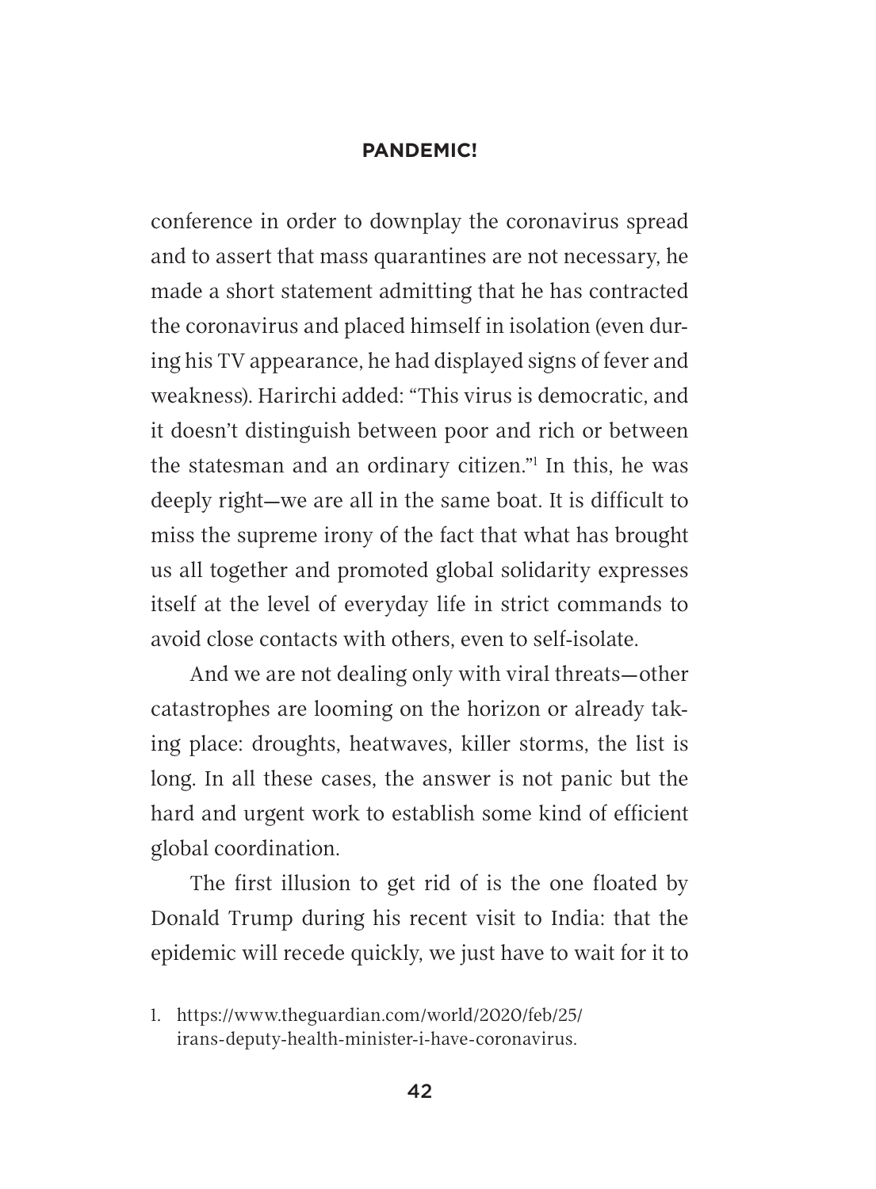conference in order to downplay the coronavirus spread and to assert that mass quarantines are not necessary, he made a short statement admitting that he has contracted the coronavirus and placed himself in isolation (even during his TV appearance, he had displayed signs of fever and weakness). Harirchi added: "This virus is democratic, and it doesn't distinguish between poor and rich or between the statesman and an ordinary citizen."[1] In this, he was deeply right—we are all in the same boat. It is difficult to miss the supreme irony of the fact that what has brought us all together and promoted global solidarity expresses itself at the level of everyday life in strict commands to avoid close contacts with others, even to self-isolate.

And we are not dealing only with viral threats—other catastrophes are looming on the horizon or already taking place: droughts, heatwaves, killer storms, the list is long. In all these cases, the answer is not panic but the hard and urgent work to establish some kind of efficient global coordination.

The first illusion to get rid of is the one floated by Donald Trump during his recent visit to India: that the epidemic will recede quickly, we just have to wait for it to

1. https://www.theguardian.com/world/2020/feb/25/irans-deputy-health-minister-i-have-coronavirus.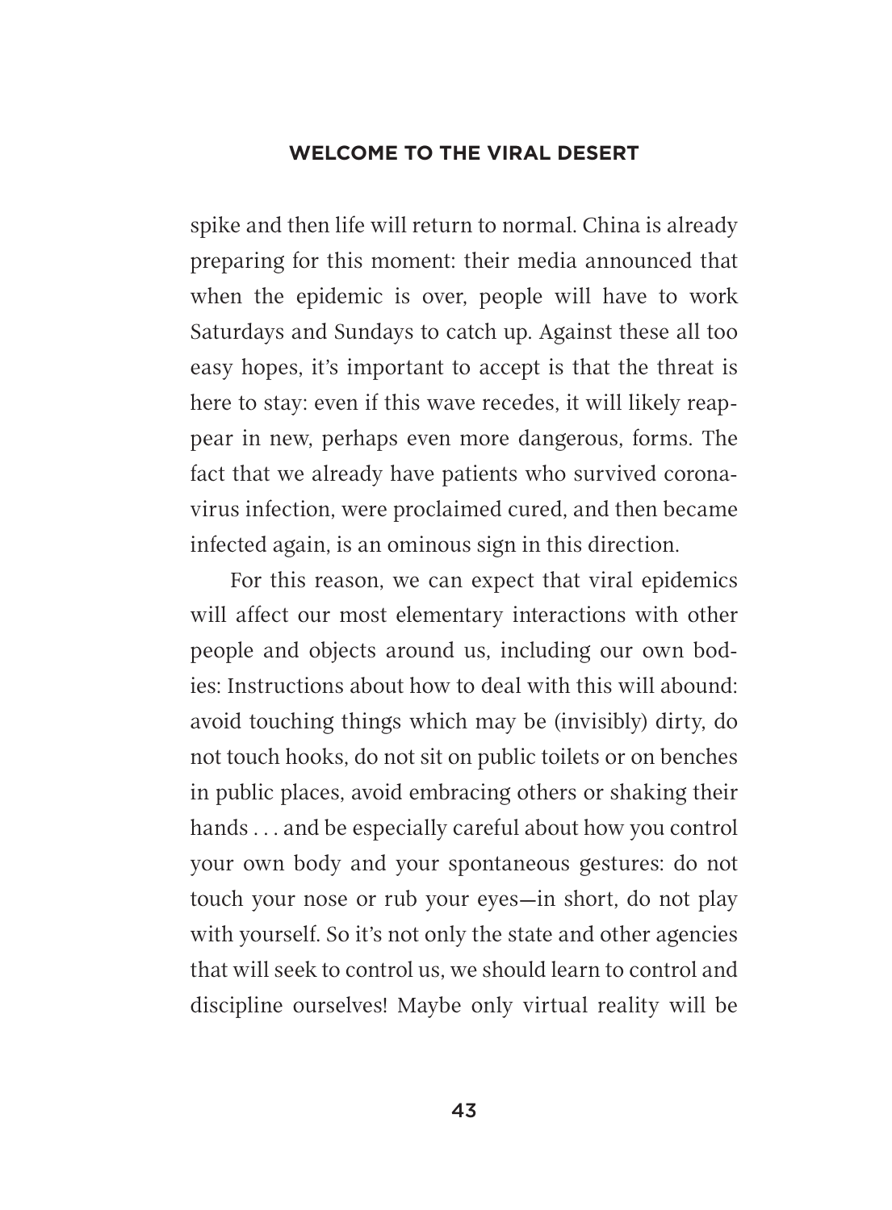spike and then life will return to normal. China is already preparing for this moment: their media announced that when the epidemic is over, people will have to work Saturdays and Sundays to catch up. Against these all too easy hopes, it's important to accept is that the threat is here to stay: even if this wave recedes, it will likely reappear in new, perhaps even more dangerous, forms. The fact that we already have patients who survived coronavirus infection, were proclaimed cured, and then became infected again, is an ominous sign in this direction.

For this reason, we can expect that viral epidemics will affect our most elementary interactions with other people and objects around us, including our own bodies: Instructions about how to deal with this will abound: avoid touching things which may be (invisibly) dirty, do not touch hooks, do not sit on public toilets or on benches in public places, avoid embracing others or shaking their hands . . . and be especially careful about how you control your own body and your spontaneous gestures: do not touch your nose or rub your eyes—in short, do not play with yourself. So it's not only the state and other agencies that will seek to control us, we should learn to control and discipline ourselves! Maybe only virtual reality will be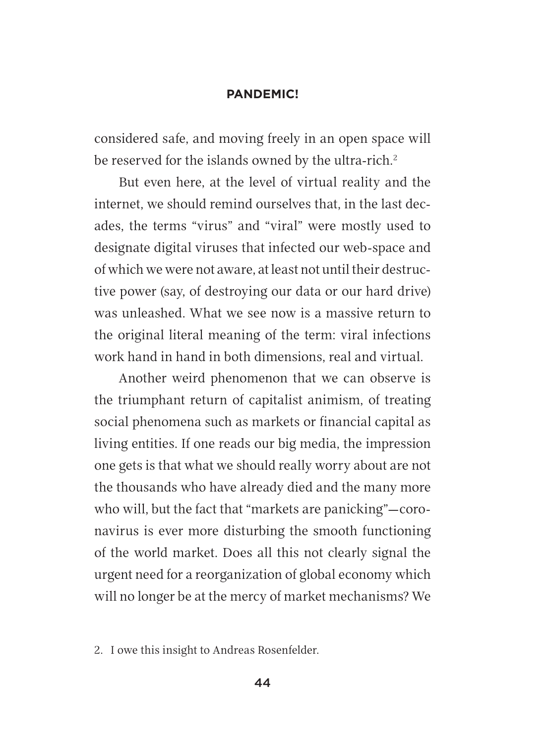considered safe, and moving freely in an open space will be reserved for the islands owned by the ultra-rich.[2]

But even here, at the level of virtual reality and the internet, we should remind ourselves that, in the last decades, the terms "virus" and "viral" were mostly used to designate digital viruses that infected our web-space and of which we were not aware, at least not until their destructive power (say, of destroying our data or our hard drive) was unleashed. What we see now is a massive return to the original literal meaning of the term: viral infections work hand in hand in both dimensions, real and virtual.

Another weird phenomenon that we can observe is the triumphant return of capitalist animism, of treating social phenomena such as markets or financial capital as living entities. If one reads our big media, the impression one gets is that what we should really worry about are not the thousands who have already died and the many more who will, but the fact that "markets are panicking"—coronavirus is ever more disturbing the smooth functioning of the world market. Does all this not clearly signal the urgent need for a reorganization of global economy which will no longer be at the mercy of market mechanisms? We

2. I owe this insight to Andreas Rosenfelder.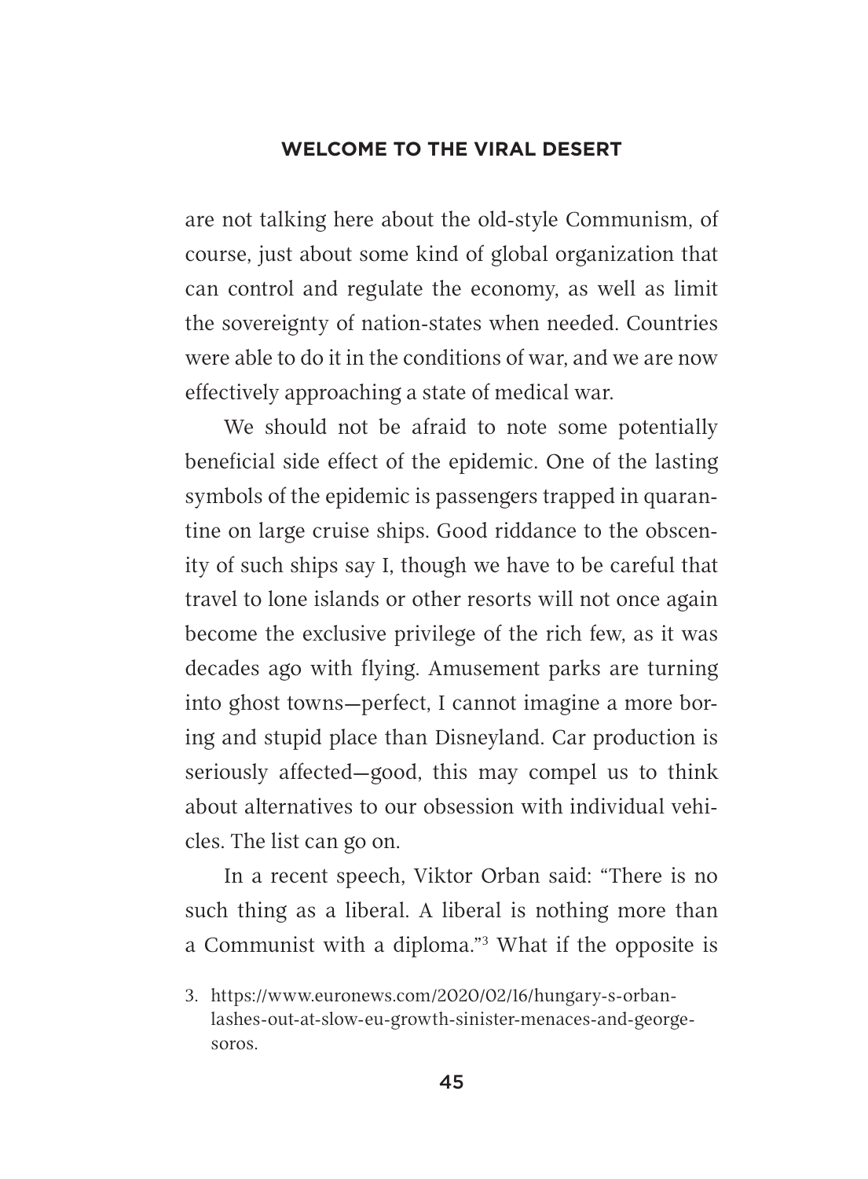are not talking here about the old-style Communism, of course, just about some kind of global organization that can control and regulate the economy, as well as limit the sovereignty of nation-states when needed. Countries were able to do it in the conditions of war, and we are now effectively approaching a state of medical war.

We should not be afraid to note some potentially beneficial side effect of the epidemic. One of the lasting symbols of the epidemic is passengers trapped in quarantine on large cruise ships. Good riddance to the obscenity of such ships say I, though we have to be careful that travel to lone islands or other resorts will not once again become the exclusive privilege of the rich few, as it was decades ago with flying. Amusement parks are turning into ghost towns—perfect, I cannot imagine a more boring and stupid place than Disneyland. Car production is seriously affected—good, this may compel us to think about alternatives to our obsession with individual vehicles. The list can go on.

In a recent speech, Viktor Orban said: "There is no such thing as a liberal. A liberal is nothing more than a Communist with a diploma."[3] What if the opposite is

3. https://www.euronews.com/2020/02/16/hungary-s-orban-lashes-out-at-slow-eu-growth-sinister-menaces-and-george-soros.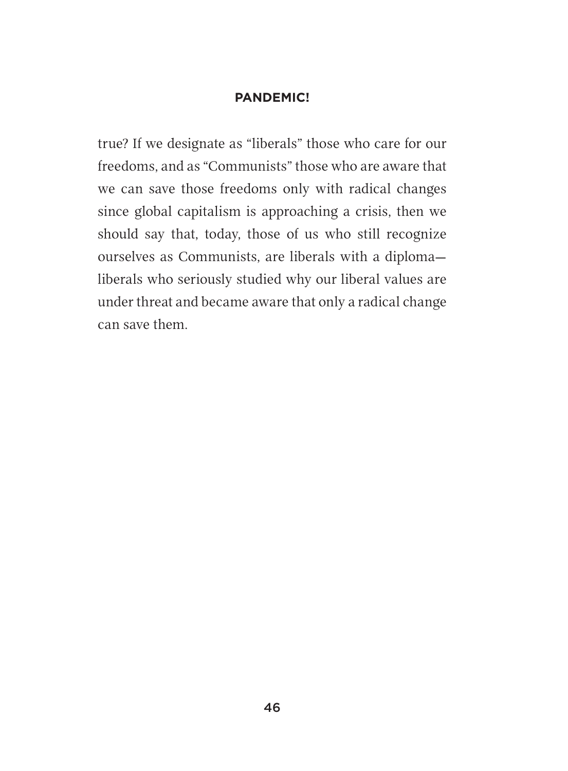true? If we designate as "liberals" those who care for our freedoms, and as "Communists" those who are aware that we can save those freedoms only with radical changes since global capitalism is approaching a crisis, then we should say that, today, those of us who still recognize ourselves as Communists, are liberals with a diploma—liberals who seriously studied why our liberal values are under threat and became aware that only a radical change can save them.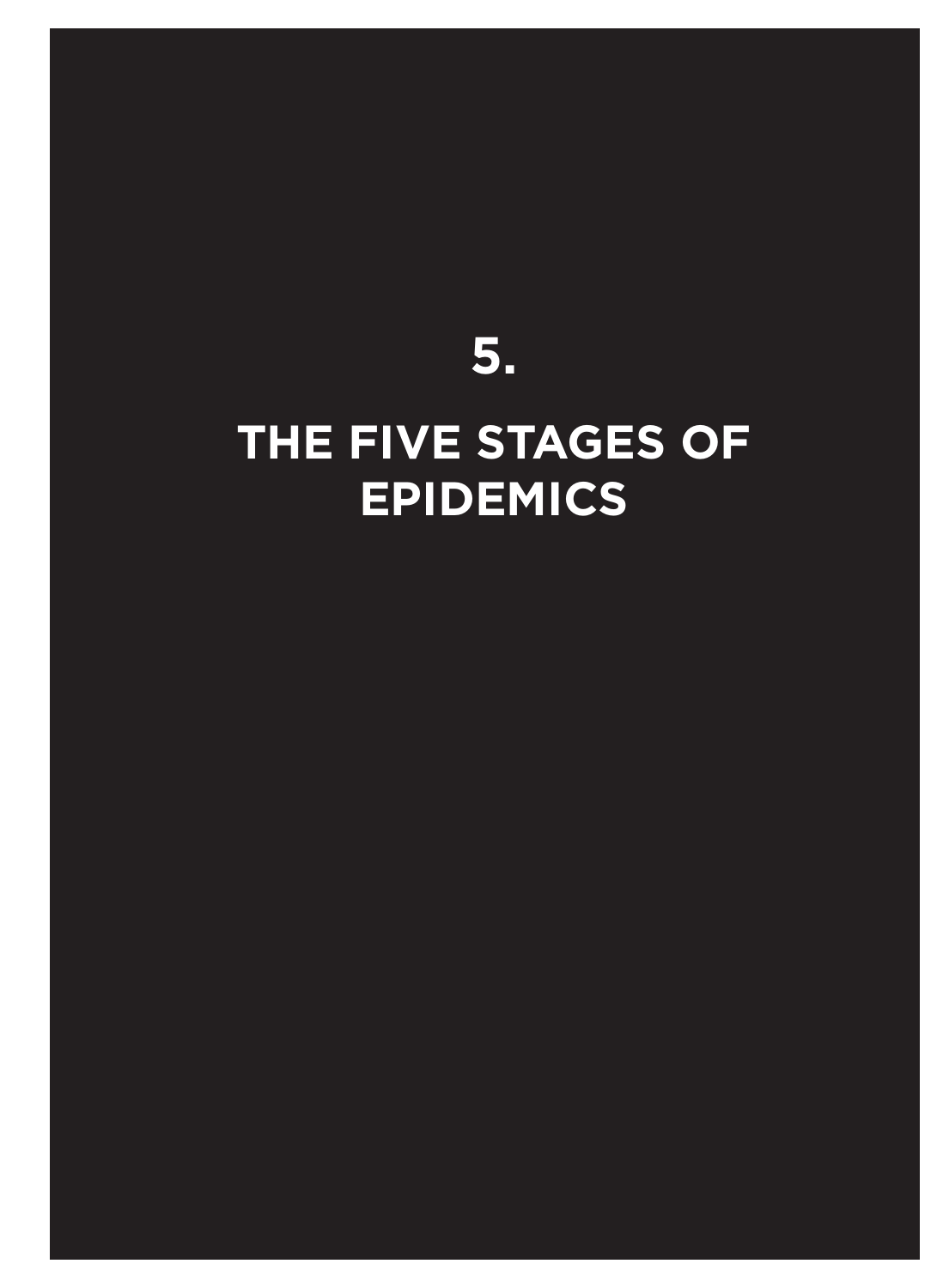# 5.

# THE FIVE STAGES OF EPIDEMICS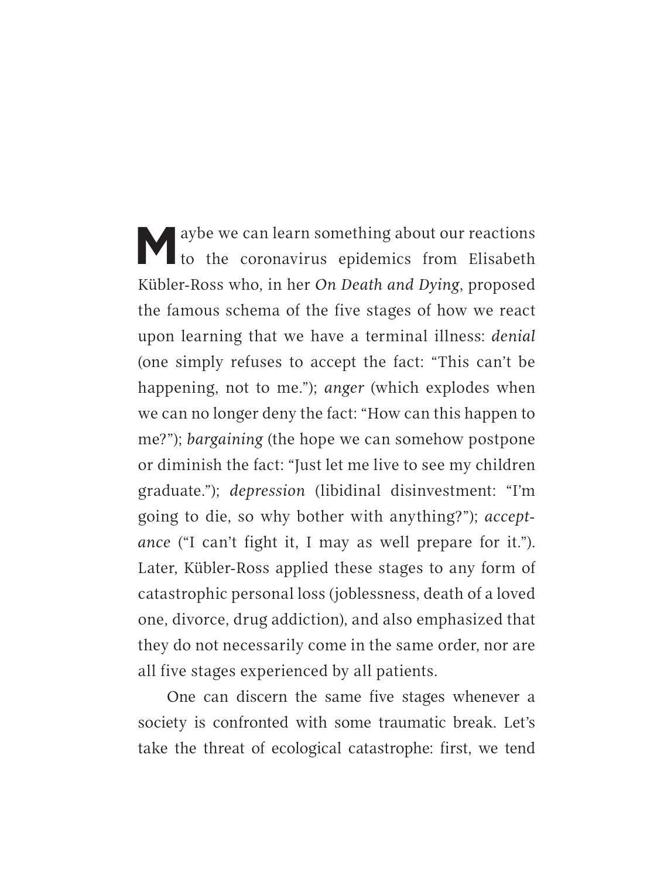Maybe we can learn something about our reactions to the coronavirus epidemics from Elisabeth Kübler-Ross who, in her *On Death and Dying*, proposed the famous schema of the five stages of how we react upon learning that we have a terminal illness: *denial* (one simply refuses to accept the fact: "This can't be happening, not to me."); *anger* (which explodes when we can no longer deny the fact: "How can this happen to me?"); *bargaining* (the hope we can somehow postpone or diminish the fact: "Just let me live to see my children graduate."); *depression* (libidinal disinvestment: "I'm going to die, so why bother with anything?"); *acceptance* ("I can't fight it, I may as well prepare for it."). Later, Kübler-Ross applied these stages to any form of catastrophic personal loss (joblessness, death of a loved one, divorce, drug addiction), and also emphasized that they do not necessarily come in the same order, nor are all five stages experienced by all patients.

One can discern the same five stages whenever a society is confronted with some traumatic break. Let's take the threat of ecological catastrophe: first, we tend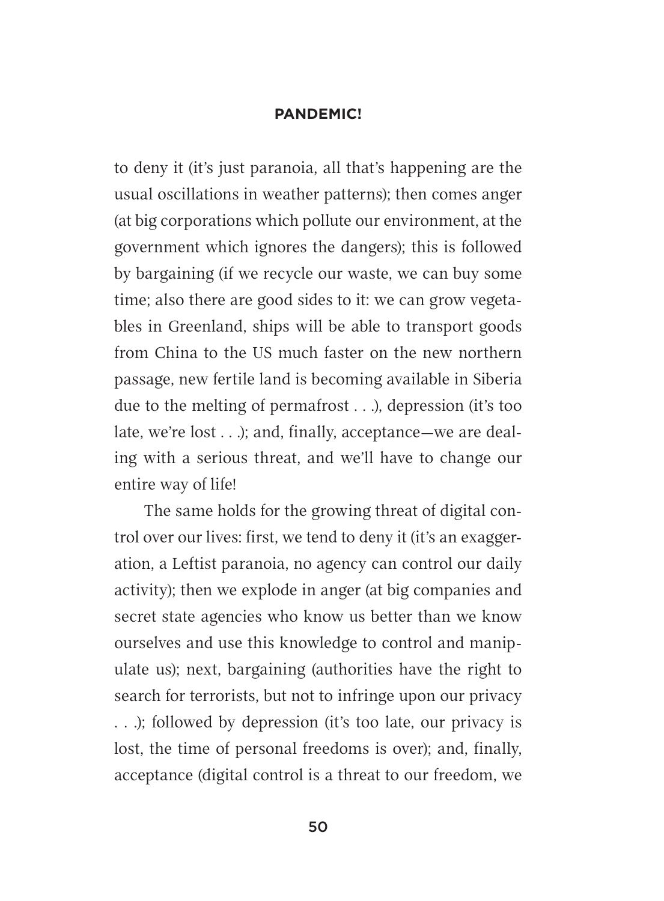to deny it (it's just paranoia, all that's happening are the usual oscillations in weather patterns); then comes anger (at big corporations which pollute our environment, at the government which ignores the dangers); this is followed by bargaining (if we recycle our waste, we can buy some time; also there are good sides to it: we can grow vegetables in Greenland, ships will be able to transport goods from China to the US much faster on the new northern passage, new fertile land is becoming available in Siberia due to the melting of permafrost . . .), depression (it's too late, we're lost . . .); and, finally, acceptance—we are dealing with a serious threat, and we'll have to change our entire way of life!

The same holds for the growing threat of digital control over our lives: first, we tend to deny it (it's an exaggeration, a Leftist paranoia, no agency can control our daily activity); then we explode in anger (at big companies and secret state agencies who know us better than we know ourselves and use this knowledge to control and manipulate us); next, bargaining (authorities have the right to search for terrorists, but not to infringe upon our privacy . . .); followed by depression (it's too late, our privacy is lost, the time of personal freedoms is over); and, finally, acceptance (digital control is a threat to our freedom, we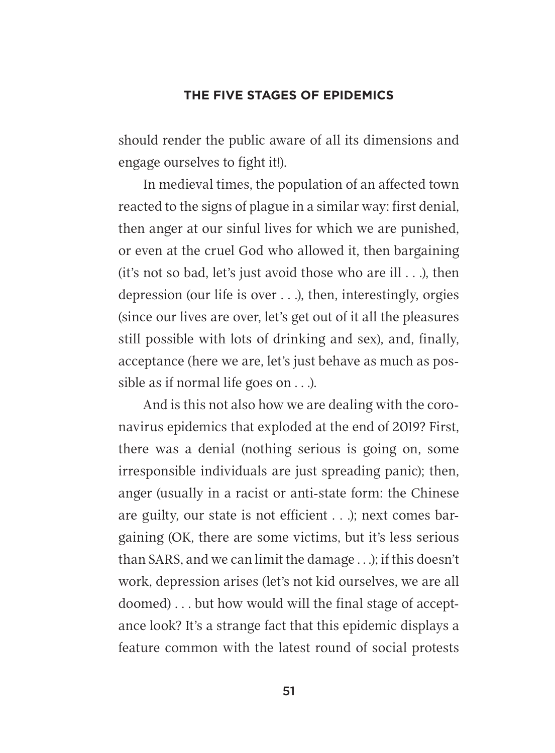should render the public aware of all its dimensions and engage ourselves to fight it!).

In medieval times, the population of an affected town reacted to the signs of plague in a similar way: first denial, then anger at our sinful lives for which we are punished, or even at the cruel God who allowed it, then bargaining (it's not so bad, let's just avoid those who are ill . . .), then depression (our life is over . . .), then, interestingly, orgies (since our lives are over, let's get out of it all the pleasures still possible with lots of drinking and sex), and, finally, acceptance (here we are, let's just behave as much as possible as if normal life goes on . . .).

And is this not also how we are dealing with the coronavirus epidemics that exploded at the end of 2019? First, there was a denial (nothing serious is going on, some irresponsible individuals are just spreading panic); then, anger (usually in a racist or anti-state form: the Chinese are guilty, our state is not efficient . . .); next comes bargaining (OK, there are some victims, but it's less serious than SARS, and we can limit the damage . . .); if this doesn't work, depression arises (let's not kid ourselves, we are all doomed) . . . but how would will the final stage of acceptance look? It's a strange fact that this epidemic displays a feature common with the latest round of social protests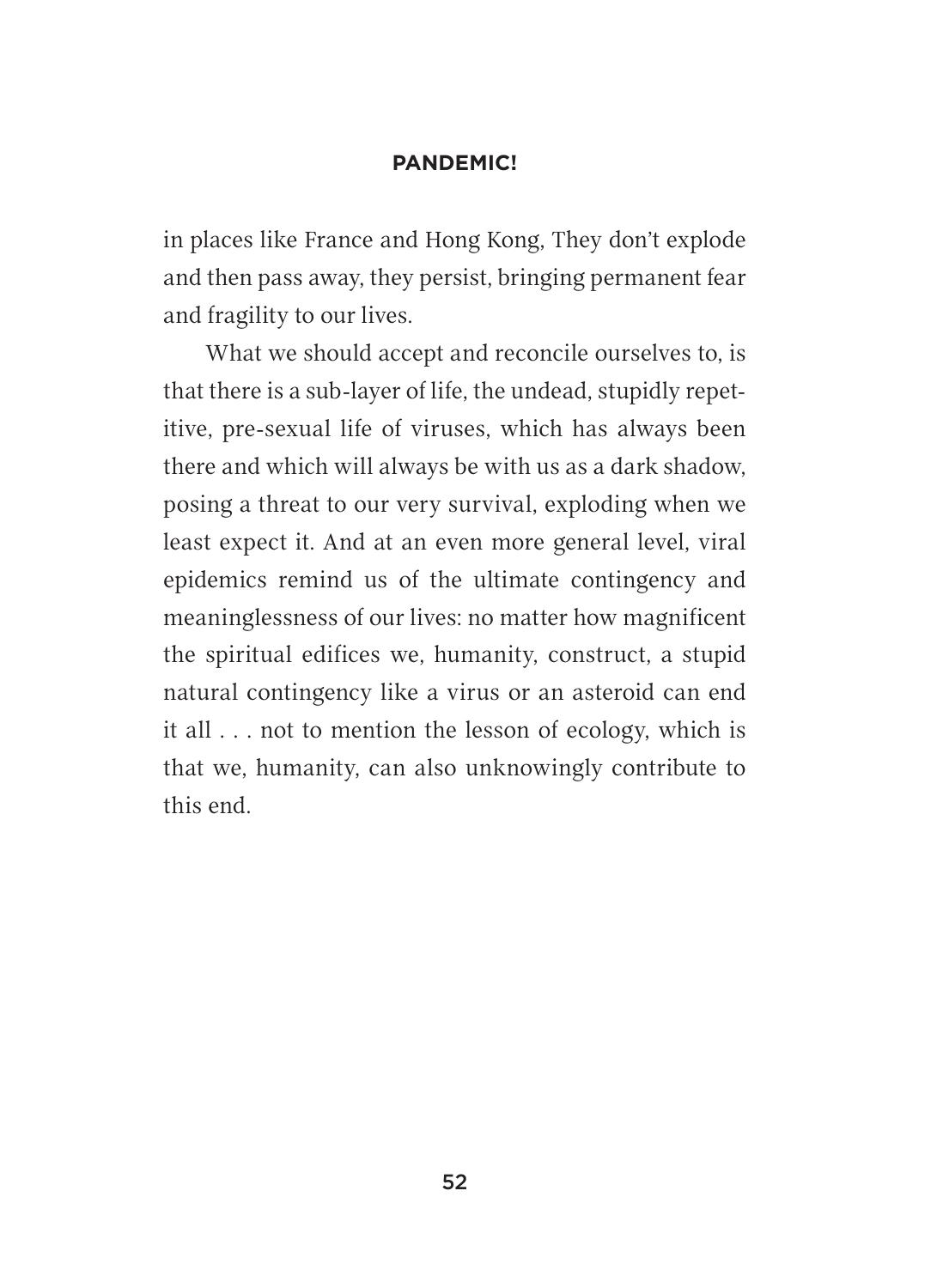in places like France and Hong Kong, They don't explode and then pass away, they persist, bringing permanent fear and fragility to our lives.

What we should accept and reconcile ourselves to, is that there is a sub-layer of life, the undead, stupidly repetitive, pre-sexual life of viruses, which has always been there and which will always be with us as a dark shadow, posing a threat to our very survival, exploding when we least expect it. And at an even more general level, viral epidemics remind us of the ultimate contingency and meaninglessness of our lives: no matter how magnificent the spiritual edifices we, humanity, construct, a stupid natural contingency like a virus or an asteroid can end it all . . . not to mention the lesson of ecology, which is that we, humanity, can also unknowingly contribute to this end.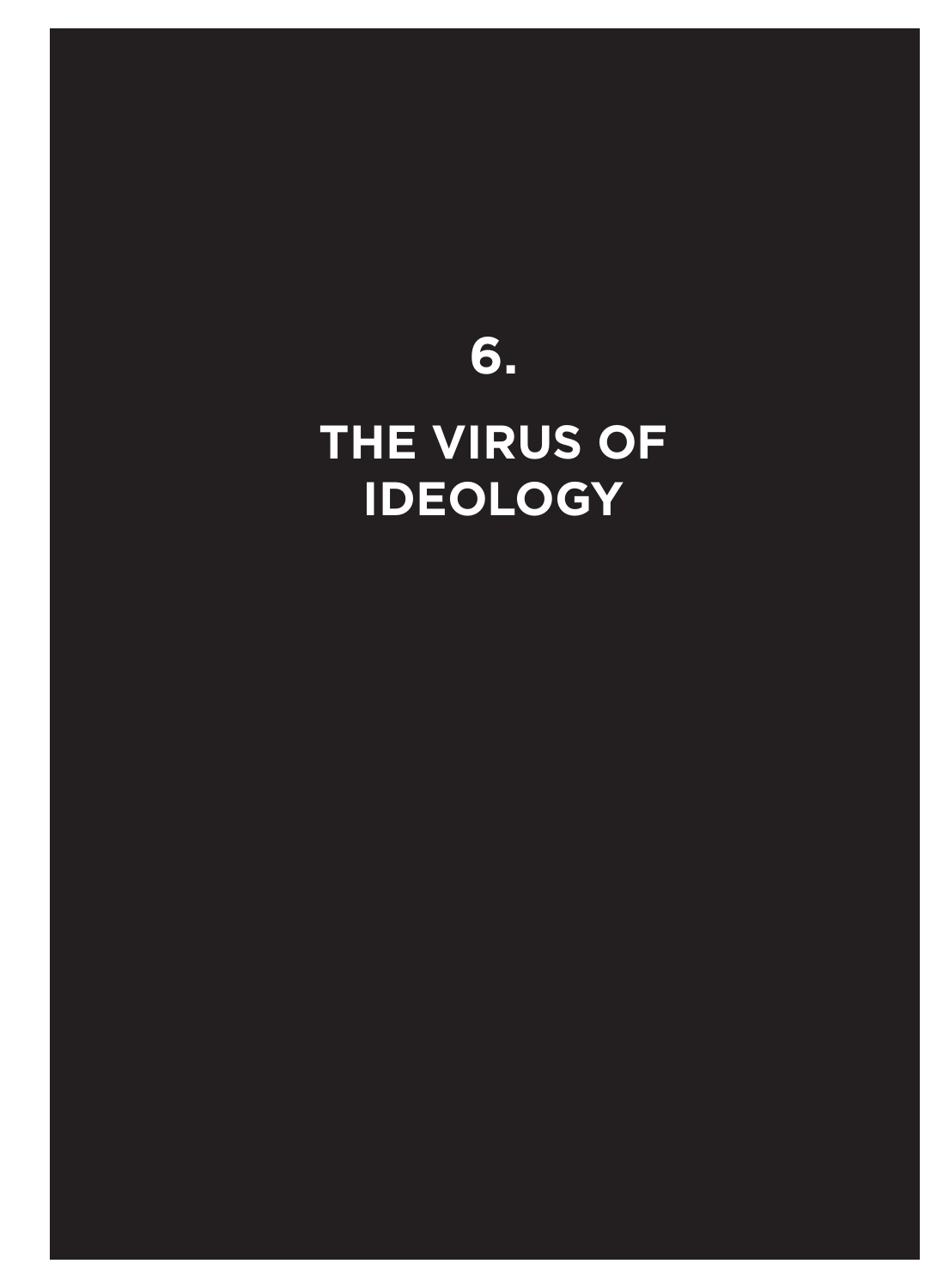# 6.

# THE VIRUS OF IDEOLOGY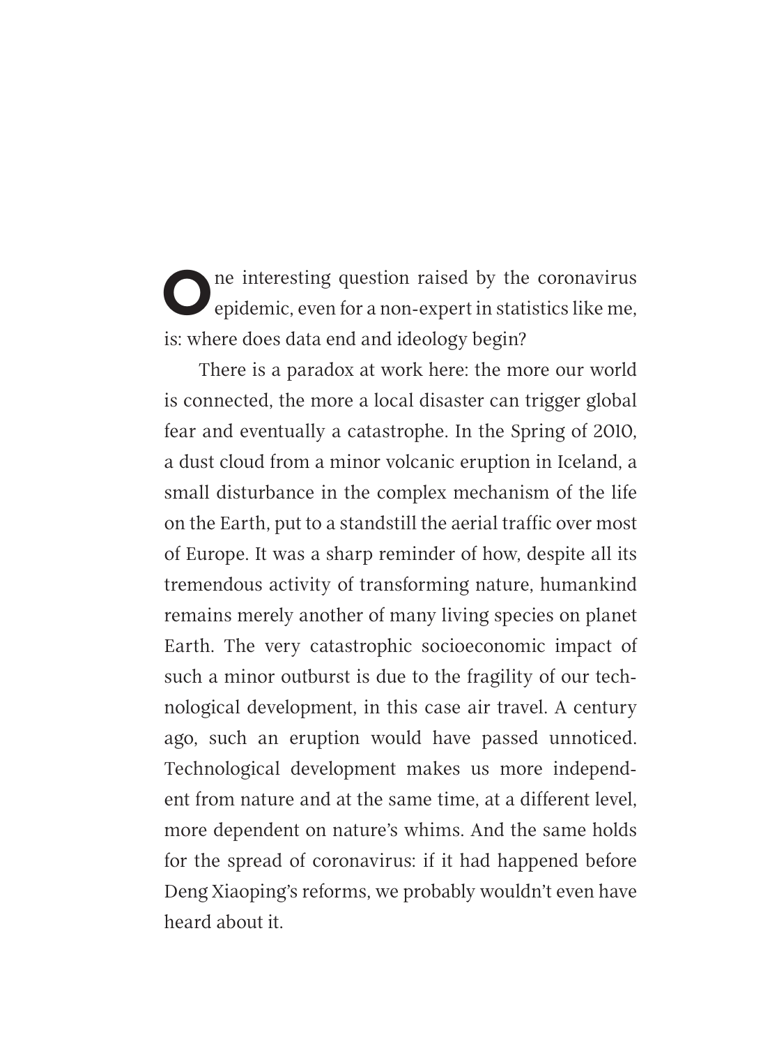One interesting question raised by the coronavirus epidemic, even for a non-expert in statistics like me, is: where does data end and ideology begin?

There is a paradox at work here: the more our world is connected, the more a local disaster can trigger global fear and eventually a catastrophe. In the Spring of 2010, a dust cloud from a minor volcanic eruption in Iceland, a small disturbance in the complex mechanism of the life on the Earth, put to a standstill the aerial traffic over most of Europe. It was a sharp reminder of how, despite all its tremendous activity of transforming nature, humankind remains merely another of many living species on planet Earth. The very catastrophic socioeconomic impact of such a minor outburst is due to the fragility of our technological development, in this case air travel. A century ago, such an eruption would have passed unnoticed. Technological development makes us more independent from nature and at the same time, at a different level, more dependent on nature's whims. And the same holds for the spread of coronavirus: if it had happened before Deng Xiaoping's reforms, we probably wouldn't even have heard about it.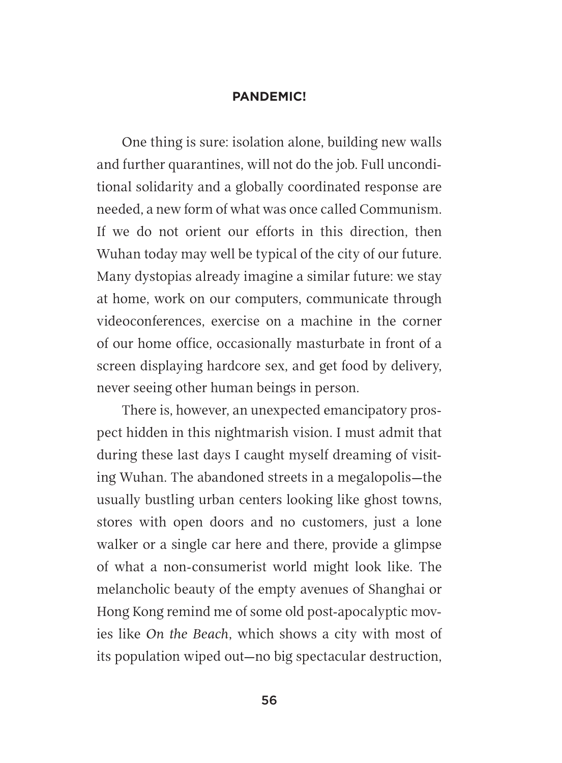One thing is sure: isolation alone, building new walls and further quarantines, will not do the job. Full unconditional solidarity and a globally coordinated response are needed, a new form of what was once called Communism. If we do not orient our efforts in this direction, then Wuhan today may well be typical of the city of our future. Many dystopias already imagine a similar future: we stay at home, work on our computers, communicate through videoconferences, exercise on a machine in the corner of our home office, occasionally masturbate in front of a screen displaying hardcore sex, and get food by delivery, never seeing other human beings in person.

There is, however, an unexpected emancipatory prospect hidden in this nightmarish vision. I must admit that during these last days I caught myself dreaming of visiting Wuhan. The abandoned streets in a megalopolis—the usually bustling urban centers looking like ghost towns, stores with open doors and no customers, just a lone walker or a single car here and there, provide a glimpse of what a non-consumerist world might look like. The melancholic beauty of the empty avenues of Shanghai or Hong Kong remind me of some old post-apocalyptic movies like *On the Beach*, which shows a city with most of its population wiped out—no big spectacular destruction,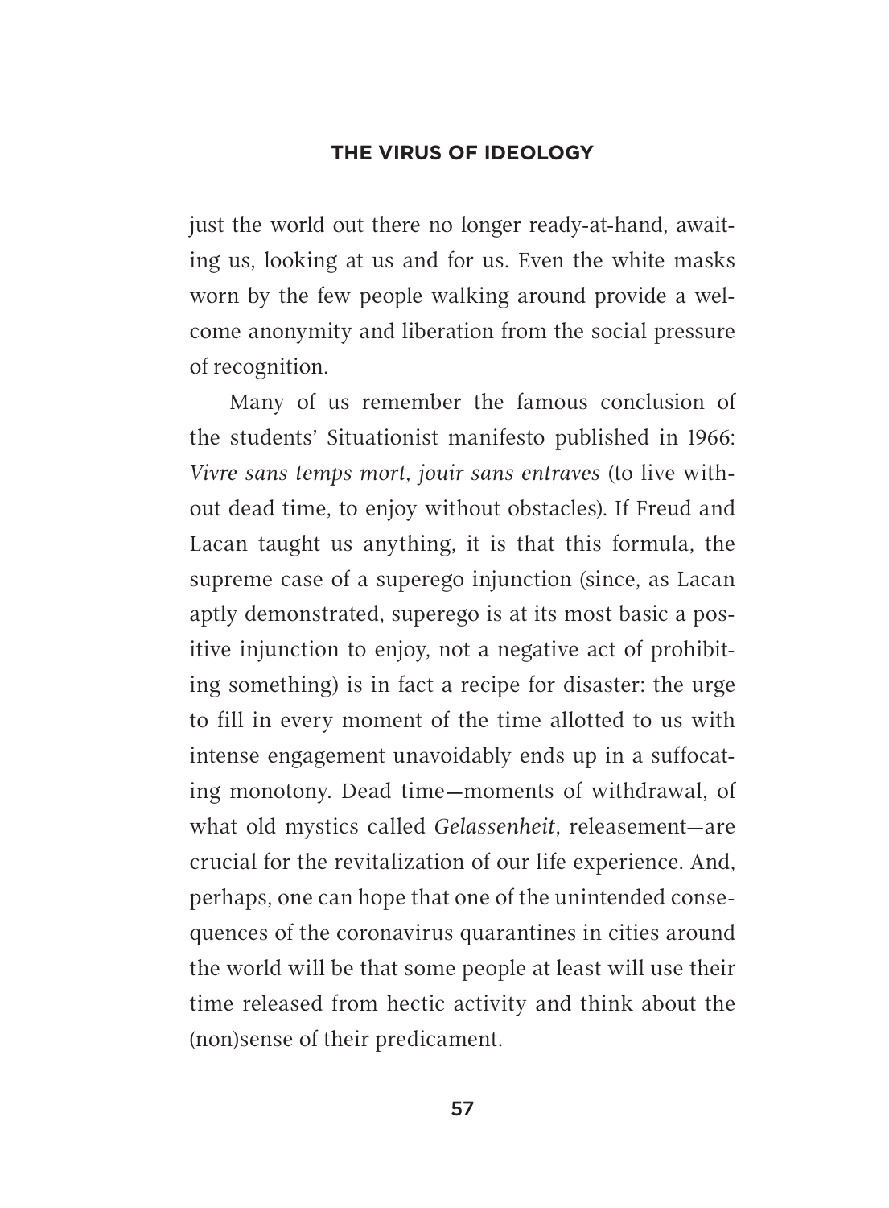just the world out there no longer ready-at-hand, awaiting us, looking at us and for us. Even the white masks worn by the few people walking around provide a welcome anonymity and liberation from the social pressure of recognition.

Many of us remember the famous conclusion of the students' Situationist manifesto published in 1966: *Vivre sans temps mort, jouir sans entraves* (to live without dead time, to enjoy without obstacles). If Freud and Lacan taught us anything, it is that this formula, the supreme case of a superego injunction (since, as Lacan aptly demonstrated, superego is at its most basic a positive injunction to enjoy, not a negative act of prohibiting something) is in fact a recipe for disaster: the urge to fill in every moment of the time allotted to us with intense engagement unavoidably ends up in a suffocating monotony. Dead time—moments of withdrawal, of what old mystics called *Gelassenheit*, releasement—are crucial for the revitalization of our life experience. And, perhaps, one can hope that one of the unintended consequences of the coronavirus quarantines in cities around the world will be that some people at least will use their time released from hectic activity and think about the (non)sense of their predicament.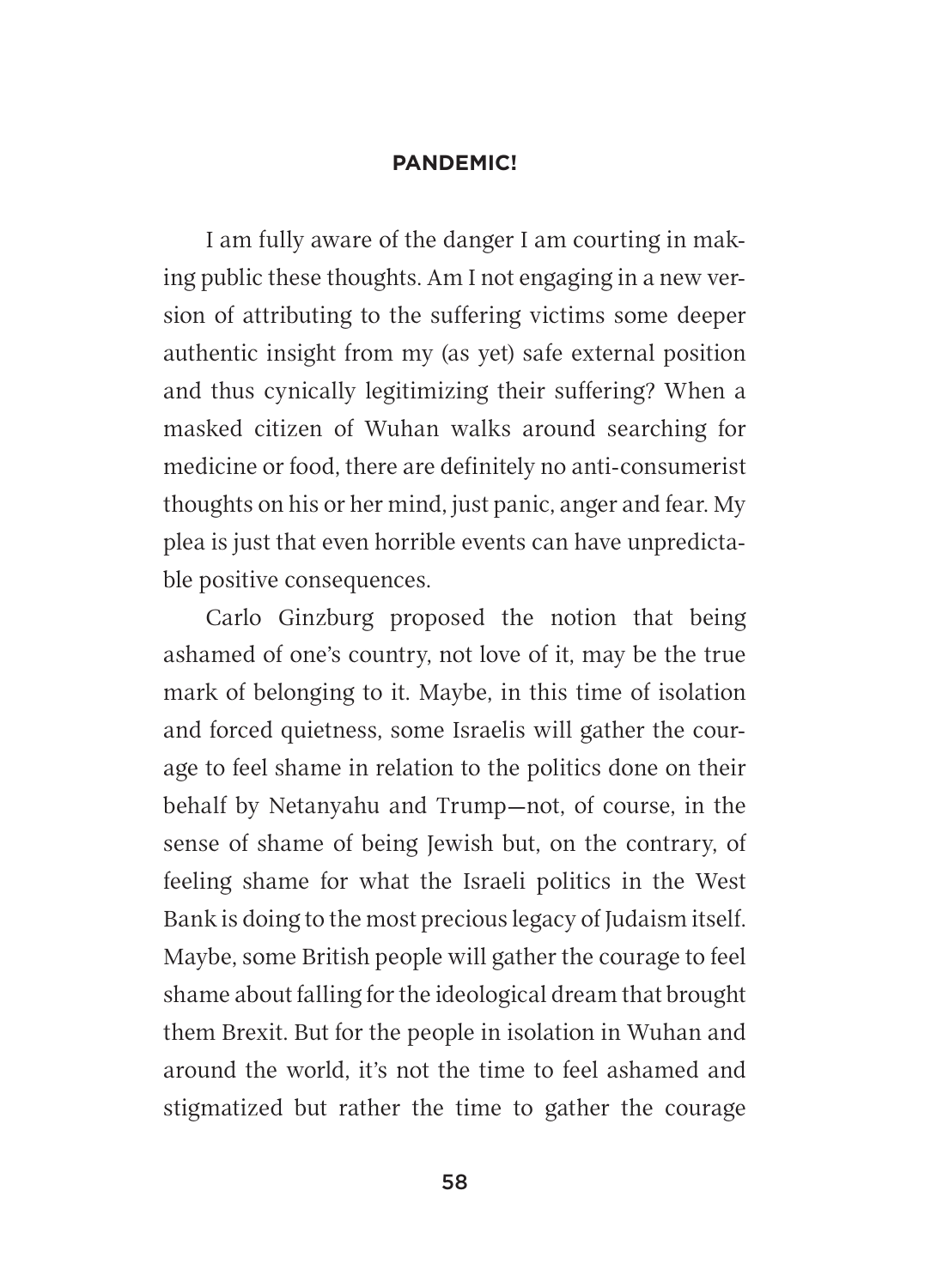I am fully aware of the danger I am courting in making public these thoughts. Am I not engaging in a new version of attributing to the suffering victims some deeper authentic insight from my (as yet) safe external position and thus cynically legitimizing their suffering? When a masked citizen of Wuhan walks around searching for medicine or food, there are definitely no anti-consumerist thoughts on his or her mind, just panic, anger and fear. My plea is just that even horrible events can have unpredictable positive consequences.

Carlo Ginzburg proposed the notion that being ashamed of one's country, not love of it, may be the true mark of belonging to it. Maybe, in this time of isolation and forced quietness, some Israelis will gather the courage to feel shame in relation to the politics done on their behalf by Netanyahu and Trump—not, of course, in the sense of shame of being Jewish but, on the contrary, of feeling shame for what the Israeli politics in the West Bank is doing to the most precious legacy of Judaism itself. Maybe, some British people will gather the courage to feel shame about falling for the ideological dream that brought them Brexit. But for the people in isolation in Wuhan and around the world, it's not the time to feel ashamed and stigmatized but rather the time to gather the courage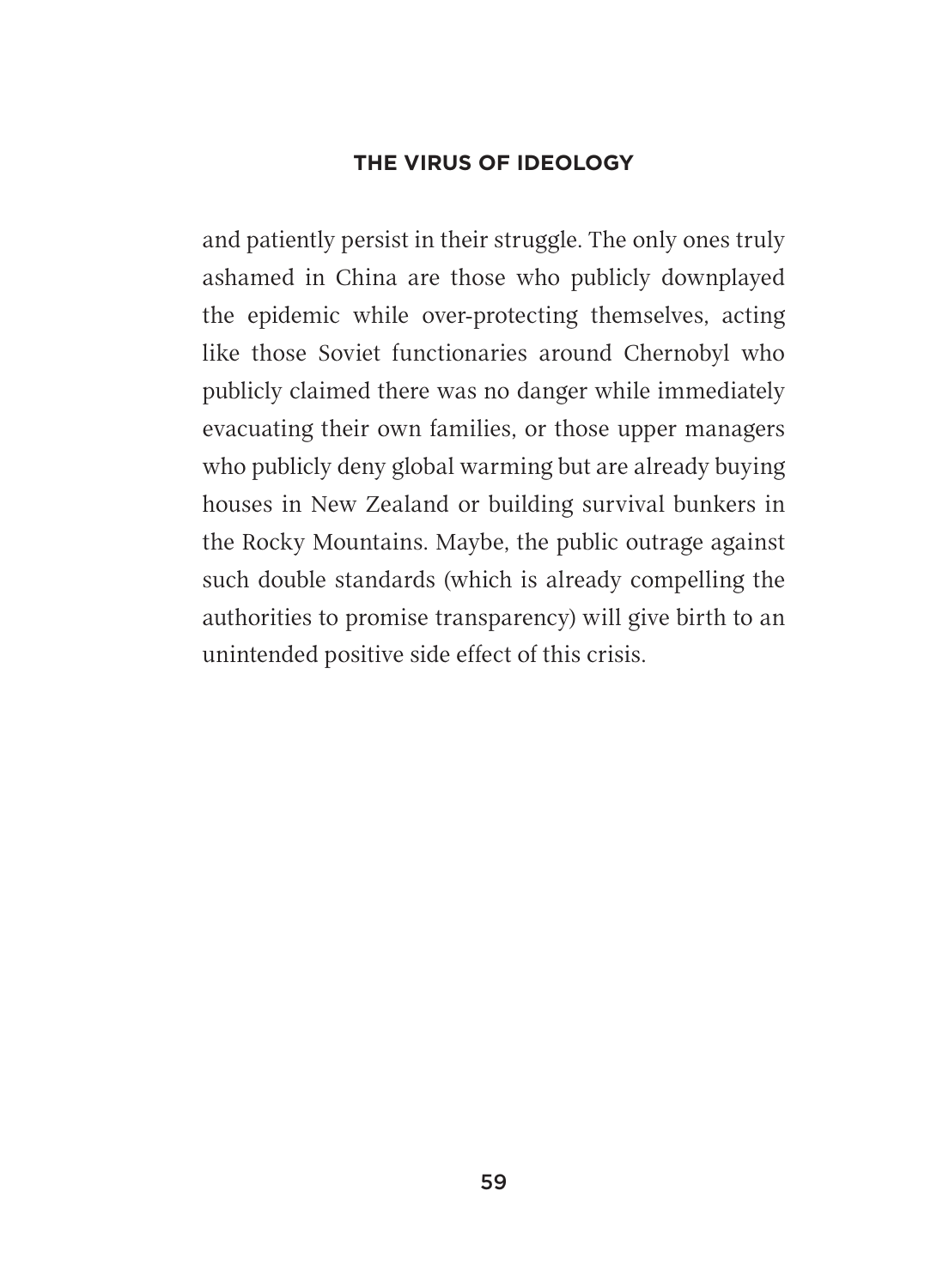and patiently persist in their struggle. The only ones truly ashamed in China are those who publicly downplayed the epidemic while over-protecting themselves, acting like those Soviet functionaries around Chernobyl who publicly claimed there was no danger while immediately evacuating their own families, or those upper managers who publicly deny global warming but are already buying houses in New Zealand or building survival bunkers in the Rocky Mountains. Maybe, the public outrage against such double standards (which is already compelling the authorities to promise transparency) will give birth to an unintended positive side effect of this crisis.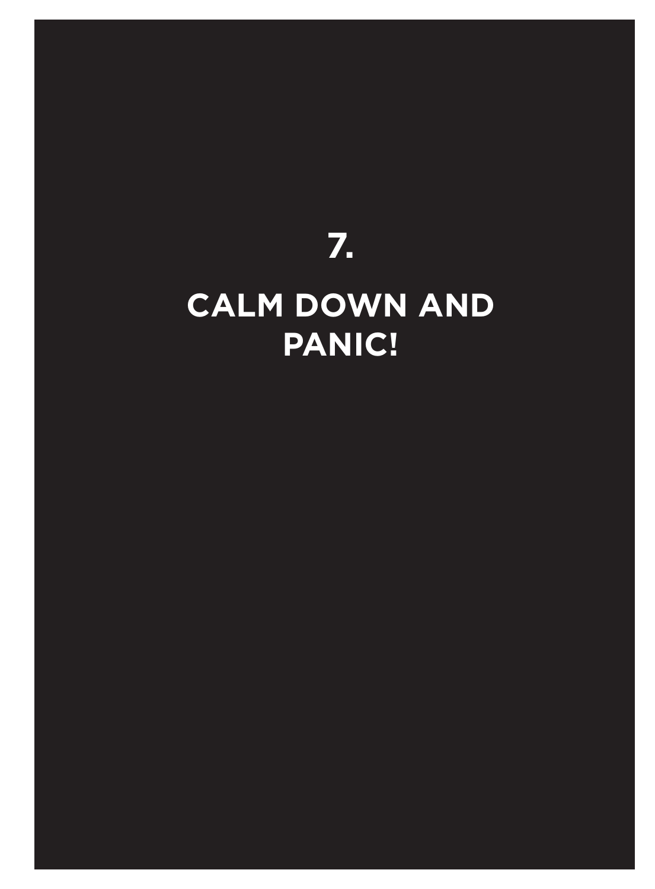# 7.

# CALM DOWN AND PANIC!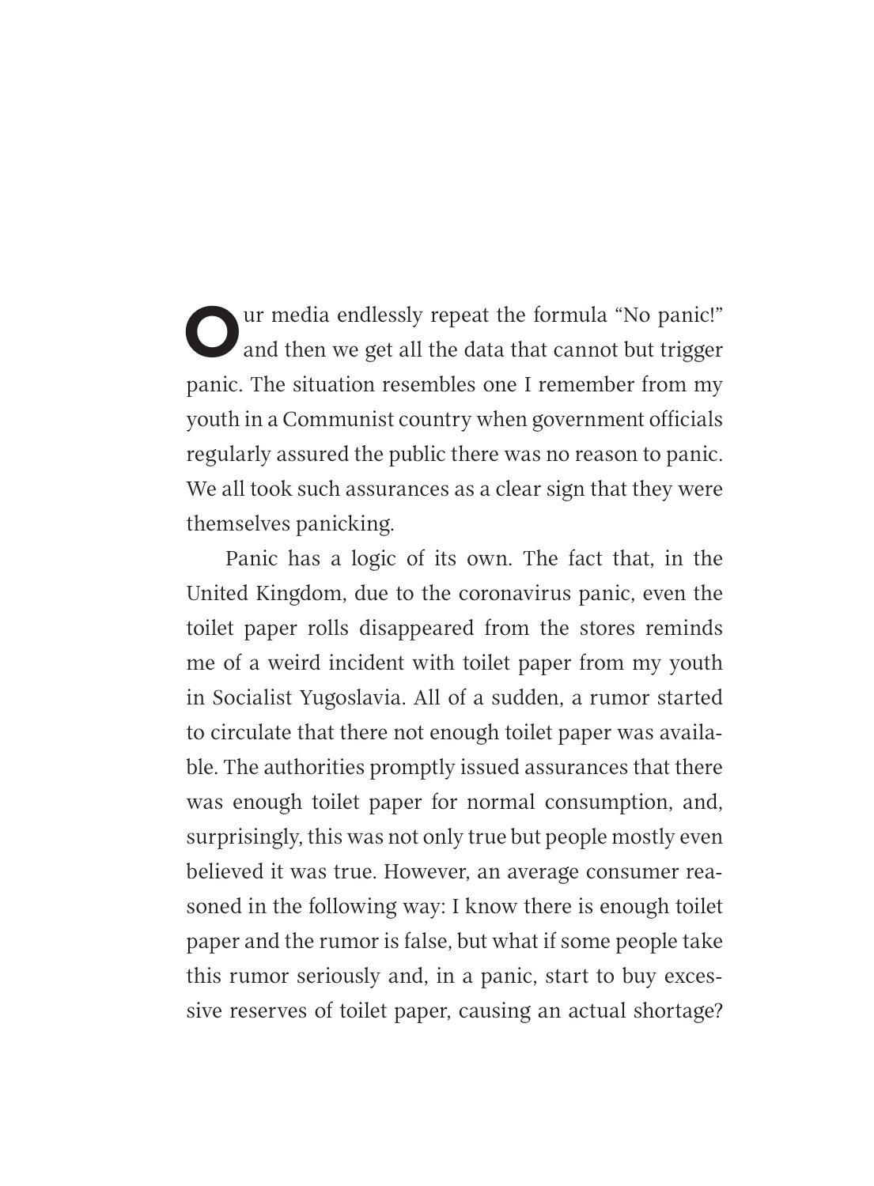Our media endlessly repeat the formula "No panic!" and then we get all the data that cannot but trigger panic. The situation resembles one I remember from my youth in a Communist country when government officials regularly assured the public there was no reason to panic. We all took such assurances as a clear sign that they were themselves panicking.

Panic has a logic of its own. The fact that, in the United Kingdom, due to the coronavirus panic, even the toilet paper rolls disappeared from the stores reminds me of a weird incident with toilet paper from my youth in Socialist Yugoslavia. All of a sudden, a rumor started to circulate that there not enough toilet paper was available. The authorities promptly issued assurances that there was enough toilet paper for normal consumption, and, surprisingly, this was not only true but people mostly even believed it was true. However, an average consumer reasoned in the following way: I know there is enough toilet paper and the rumor is false, but what if some people take this rumor seriously and, in a panic, start to buy excessive reserves of toilet paper, causing an actual shortage?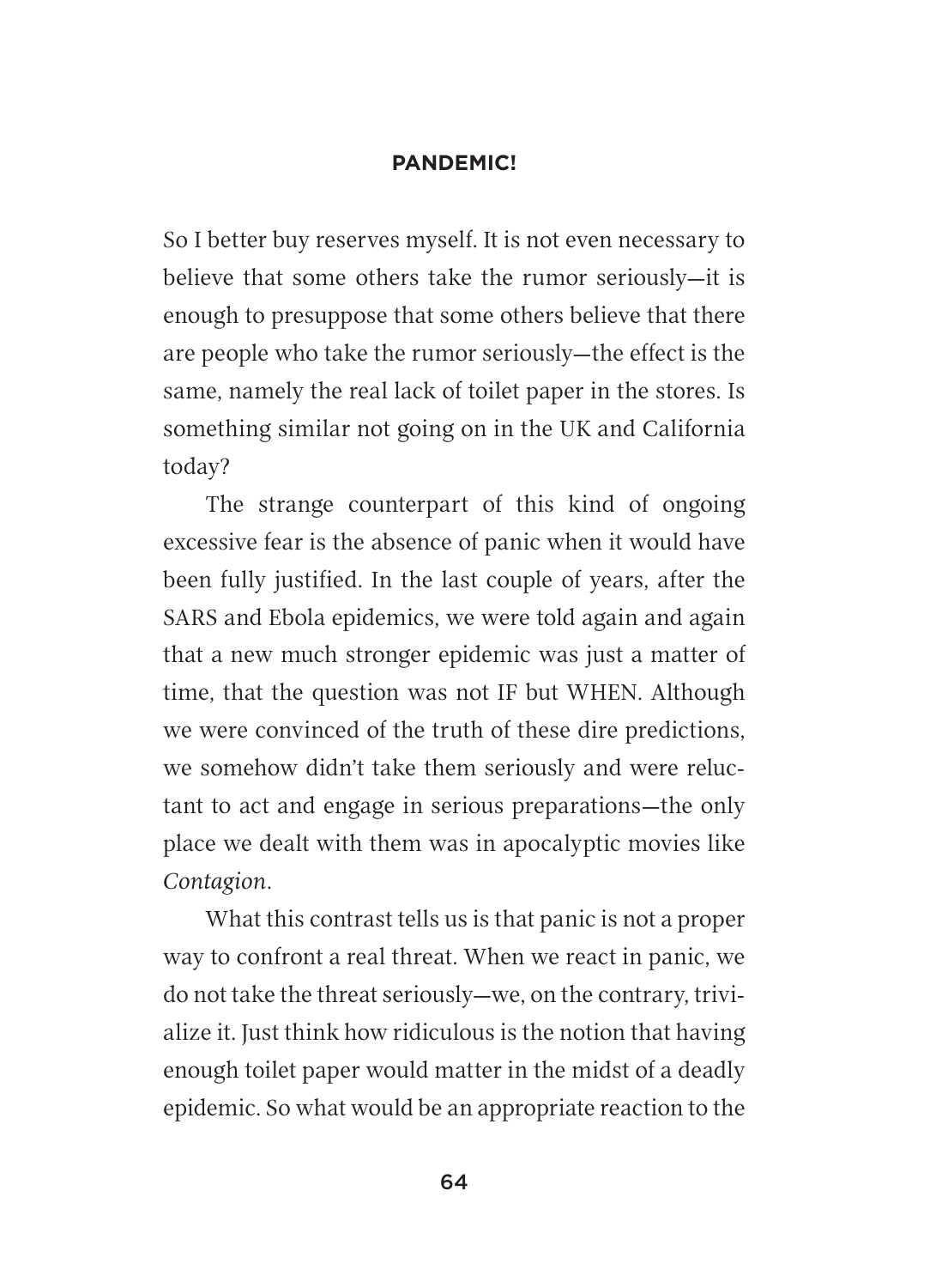So I better buy reserves myself. It is not even necessary to believe that some others take the rumor seriously—it is enough to presuppose that some others believe that there are people who take the rumor seriously—the effect is the same, namely the real lack of toilet paper in the stores. Is something similar not going on in the UK and California today?

The strange counterpart of this kind of ongoing excessive fear is the absence of panic when it would have been fully justified. In the last couple of years, after the SARS and Ebola epidemics, we were told again and again that a new much stronger epidemic was just a matter of time, that the question was not IF but WHEN. Although we were convinced of the truth of these dire predictions, we somehow didn't take them seriously and were reluctant to act and engage in serious preparations—the only place we dealt with them was in apocalyptic movies like *Contagion*.

What this contrast tells us is that panic is not a proper way to confront a real threat. When we react in panic, we do not take the threat seriously—we, on the contrary, trivialize it. Just think how ridiculous is the notion that having enough toilet paper would matter in the midst of a deadly epidemic. So what would be an appropriate reaction to the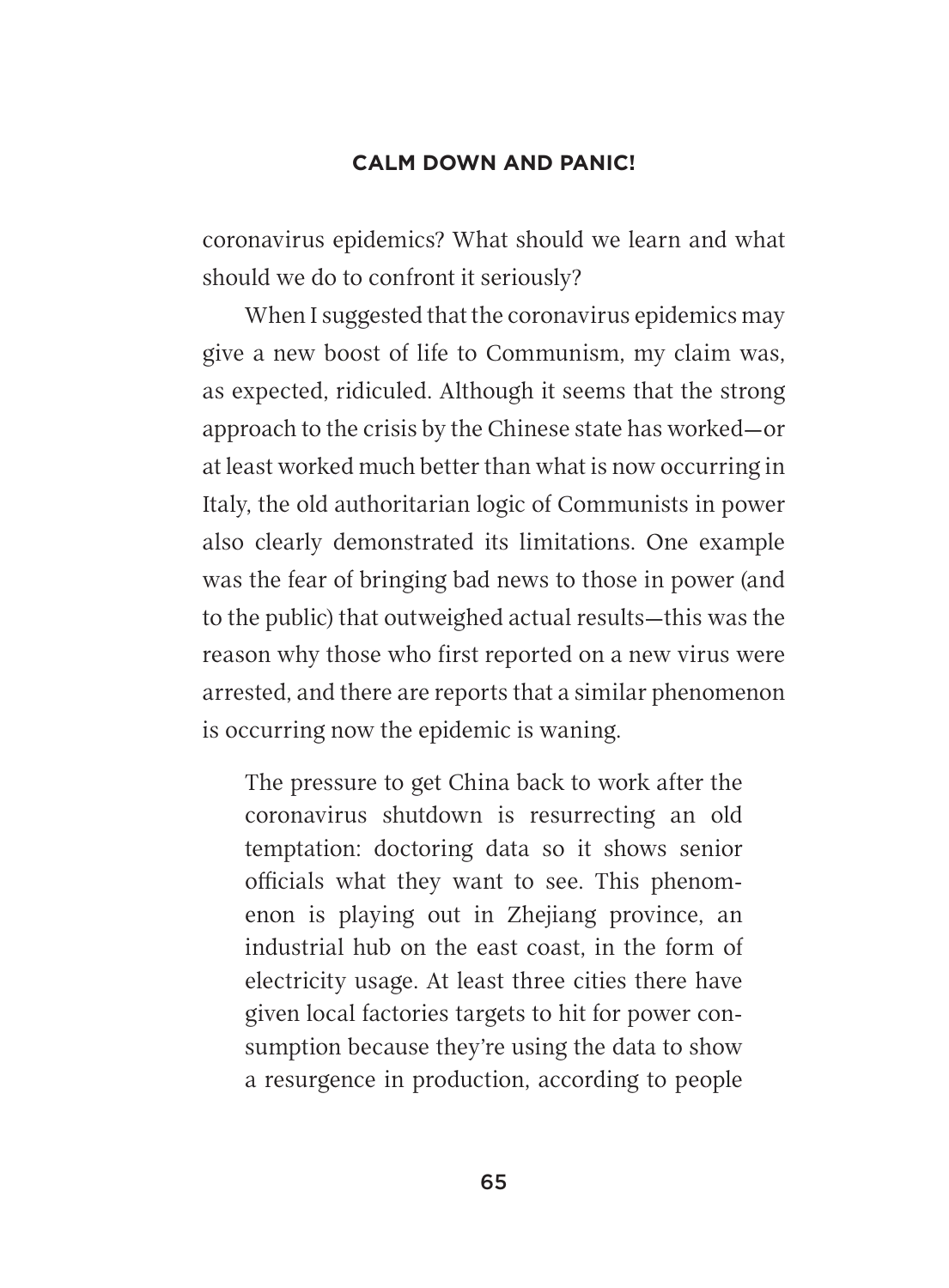coronavirus epidemics? What should we learn and what should we do to confront it seriously?

When I suggested that the coronavirus epidemics may give a new boost of life to Communism, my claim was, as expected, ridiculed. Although it seems that the strong approach to the crisis by the Chinese state has worked—or at least worked much better than what is now occurring in Italy, the old authoritarian logic of Communists in power also clearly demonstrated its limitations. One example was the fear of bringing bad news to those in power (and to the public) that outweighed actual results—this was the reason why those who first reported on a new virus were arrested, and there are reports that a similar phenomenon is occurring now the epidemic is waning.

> The pressure to get China back to work after the coronavirus shutdown is resurrecting an old temptation: doctoring data so it shows senior officials what they want to see. This phenomenon is playing out in Zhejiang province, an industrial hub on the east coast, in the form of electricity usage. At least three cities there have given local factories targets to hit for power consumption because they're using the data to show a resurgence in production, according to people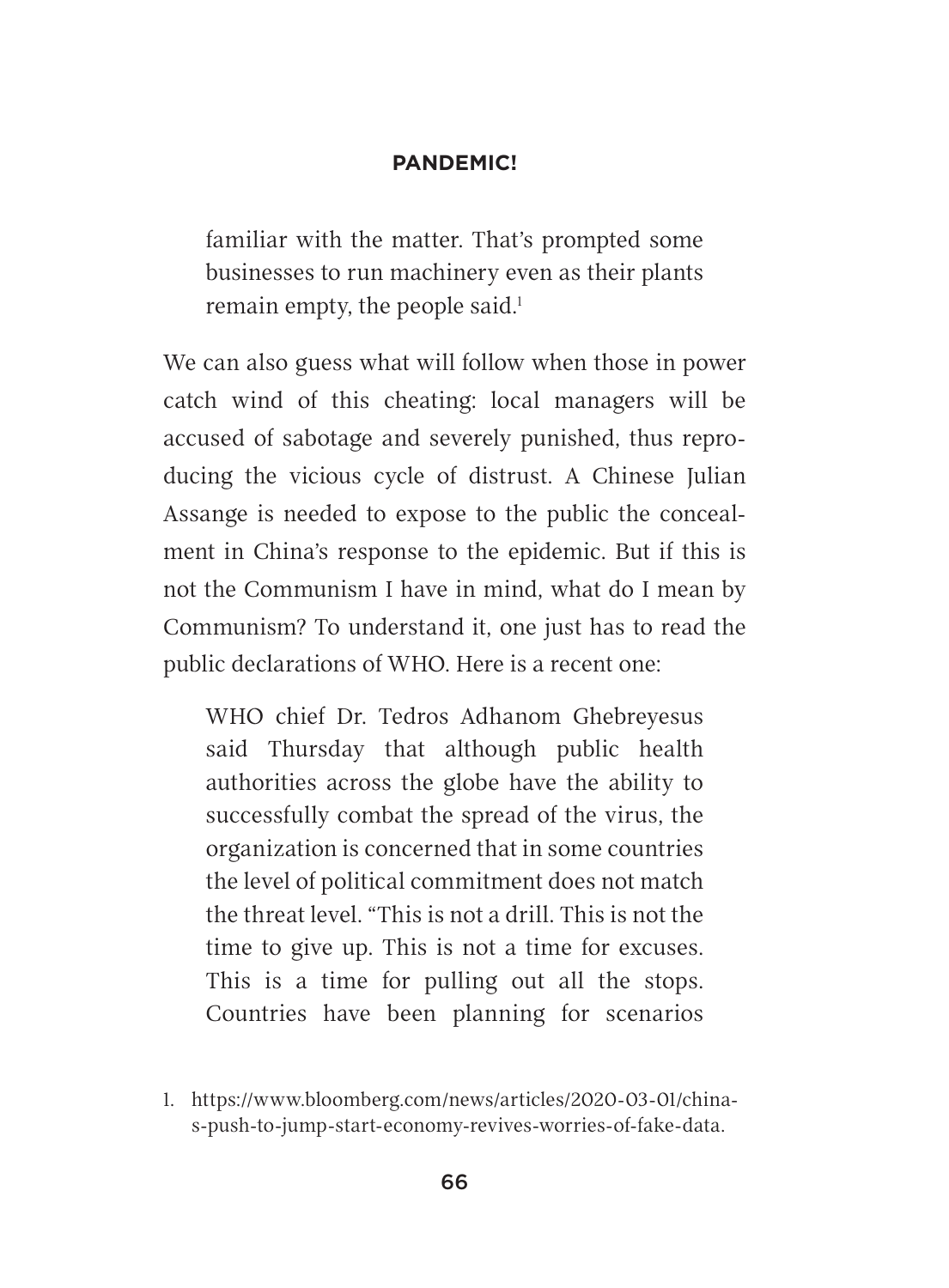> familiar with the matter. That's prompted some businesses to run machinery even as their plants remain empty, the people said.[1]

We can also guess what will follow when those in power catch wind of this cheating: local managers will be accused of sabotage and severely punished, thus reproducing the vicious cycle of distrust. A Chinese Julian Assange is needed to expose to the public the concealment in China's response to the epidemic. But if this is not the Communism I have in mind, what do I mean by Communism? To understand it, one just has to read the public declarations of WHO. Here is a recent one:

> WHO chief Dr. Tedros Adhanom Ghebreyesus said Thursday that although public health authorities across the globe have the ability to successfully combat the spread of the virus, the organization is concerned that in some countries the level of political commitment does not match the threat level. "This is not a drill. This is not the time to give up. This is not a time for excuses. This is a time for pulling out all the stops. Countries have been planning for scenarios

1. https://www.bloomberg.com/news/articles/2020-03-01/china-s-push-to-jump-start-economy-revives-worries-of-fake-data.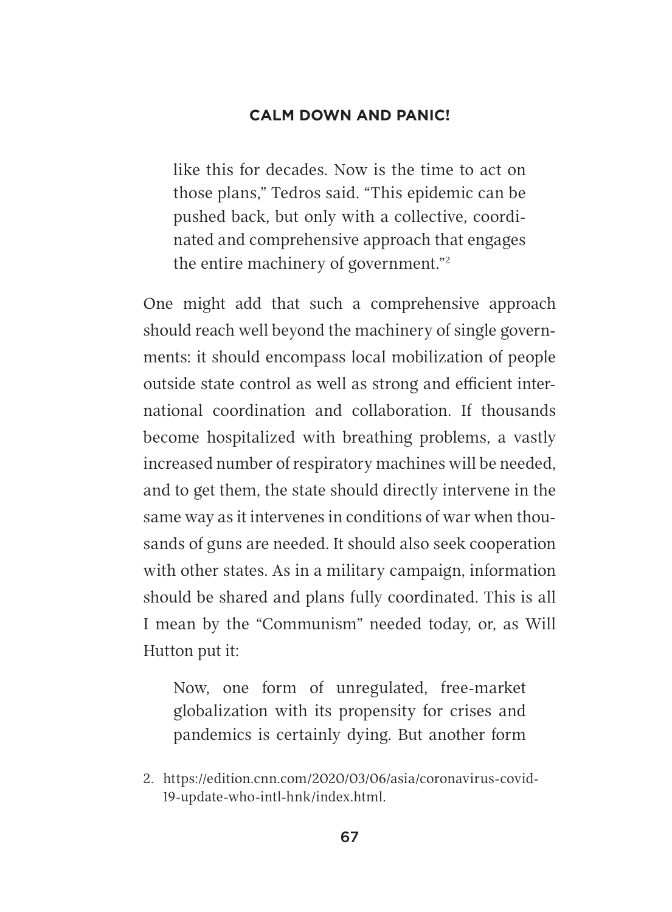> like this for decades. Now is the time to act on those plans," Tedros said. "This epidemic can be pushed back, but only with a collective, coordinated and comprehensive approach that engages the entire machinery of government."[2]

One might add that such a comprehensive approach should reach well beyond the machinery of single governments: it should encompass local mobilization of people outside state control as well as strong and efficient international coordination and collaboration. If thousands become hospitalized with breathing problems, a vastly increased number of respiratory machines will be needed, and to get them, the state should directly intervene in the same way as it intervenes in conditions of war when thousands of guns are needed. It should also seek cooperation with other states. As in a military campaign, information should be shared and plans fully coordinated. This is all I mean by the "Communism" needed today, or, as Will Hutton put it:

> Now, one form of unregulated, free-market globalization with its propensity for crises and pandemics is certainly dying. But another form

2. https://edition.cnn.com/2020/03/06/asia/coronavirus-covid-19-update-who-intl-hnk/index.html.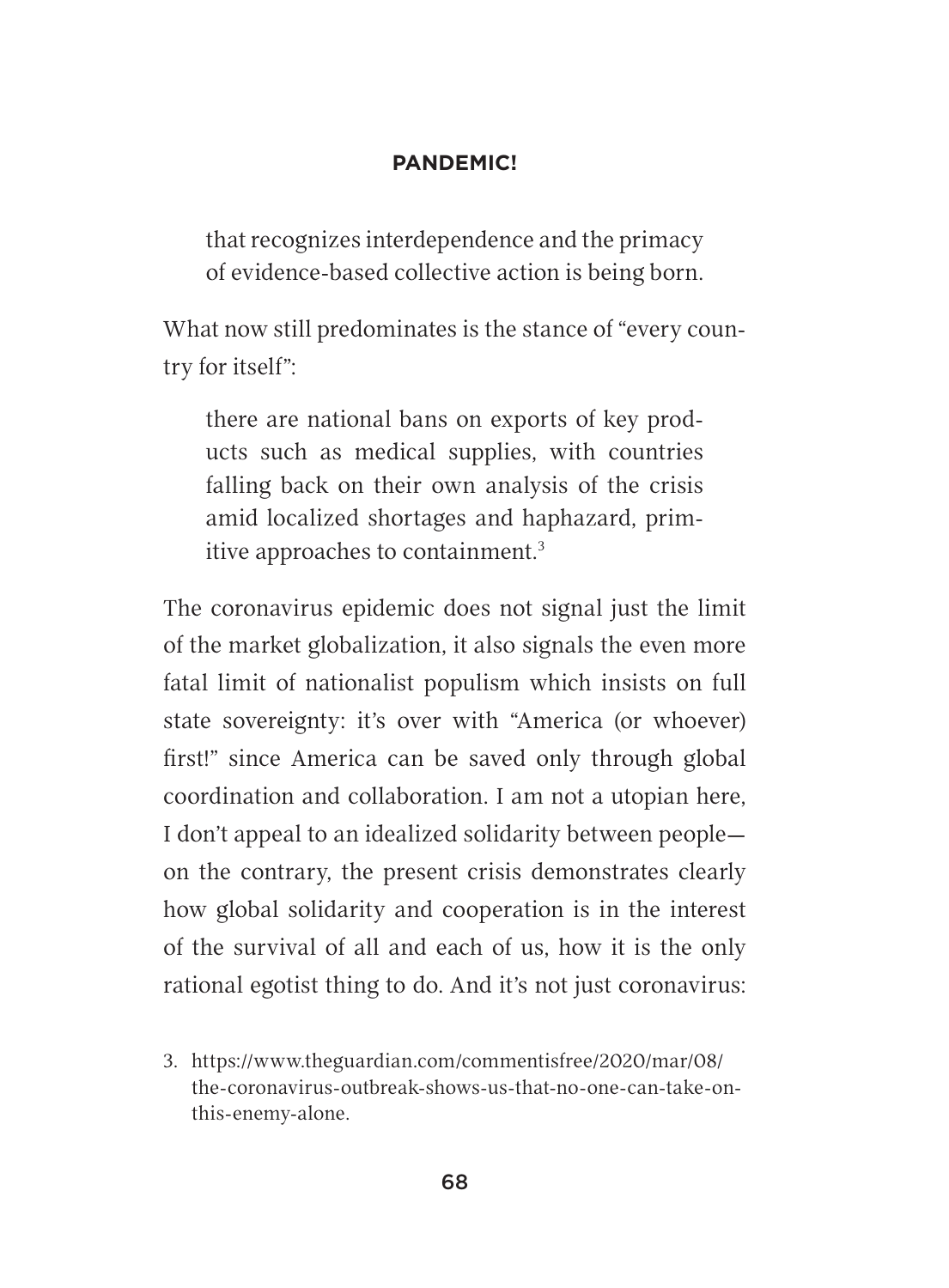> that recognizes interdependence and the primacy of evidence-based collective action is being born.

What now still predominates is the stance of "every country for itself":

> there are national bans on exports of key products such as medical supplies, with countries falling back on their own analysis of the crisis amid localized shortages and haphazard, primitive approaches to containment.[3]

The coronavirus epidemic does not signal just the limit of the market globalization, it also signals the even more fatal limit of nationalist populism which insists on full state sovereignty: it's over with "America (or whoever) first!" since America can be saved only through global coordination and collaboration. I am not a utopian here, I don't appeal to an idealized solidarity between people—on the contrary, the present crisis demonstrates clearly how global solidarity and cooperation is in the interest of the survival of all and each of us, how it is the only rational egotist thing to do. And it's not just coronavirus:

3. https://www.theguardian.com/commentisfree/2020/mar/08/the-coronavirus-outbreak-shows-us-that-no-one-can-take-on-this-enemy-alone.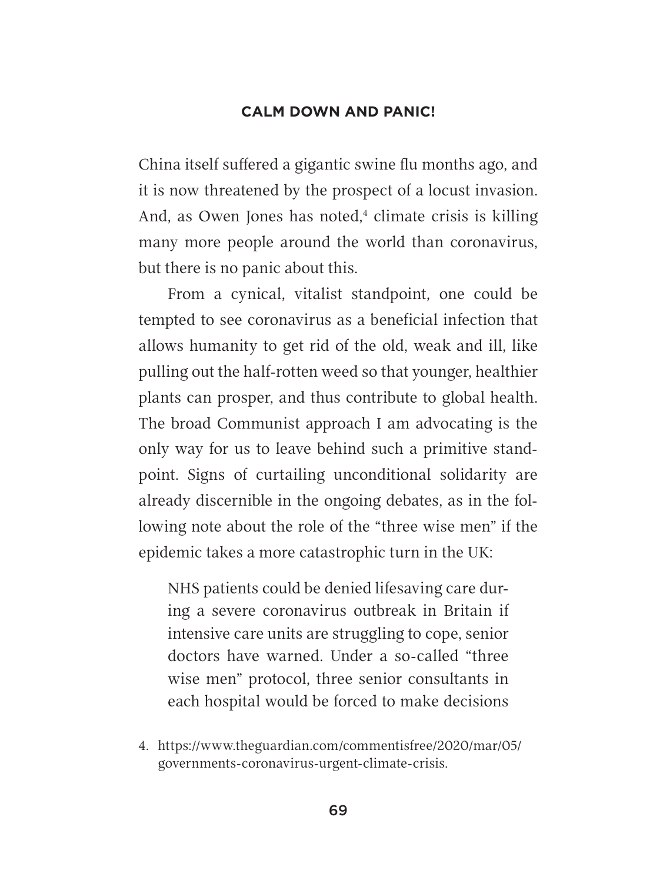China itself suffered a gigantic swine flu months ago, and it is now threatened by the prospect of a locust invasion. And, as Owen Jones has noted,[4] climate crisis is killing many more people around the world than coronavirus, but there is no panic about this.

From a cynical, vitalist standpoint, one could be tempted to see coronavirus as a beneficial infection that allows humanity to get rid of the old, weak and ill, like pulling out the half-rotten weed so that younger, healthier plants can prosper, and thus contribute to global health. The broad Communist approach I am advocating is the only way for us to leave behind such a primitive standpoint. Signs of curtailing unconditional solidarity are already discernible in the ongoing debates, as in the following note about the role of the "three wise men" if the epidemic takes a more catastrophic turn in the UK:

> NHS patients could be denied lifesaving care during a severe coronavirus outbreak in Britain if intensive care units are struggling to cope, senior doctors have warned. Under a so-called "three wise men" protocol, three senior consultants in each hospital would be forced to make decisions

4. https://www.theguardian.com/commentisfree/2020/mar/05/governments-coronavirus-urgent-climate-crisis.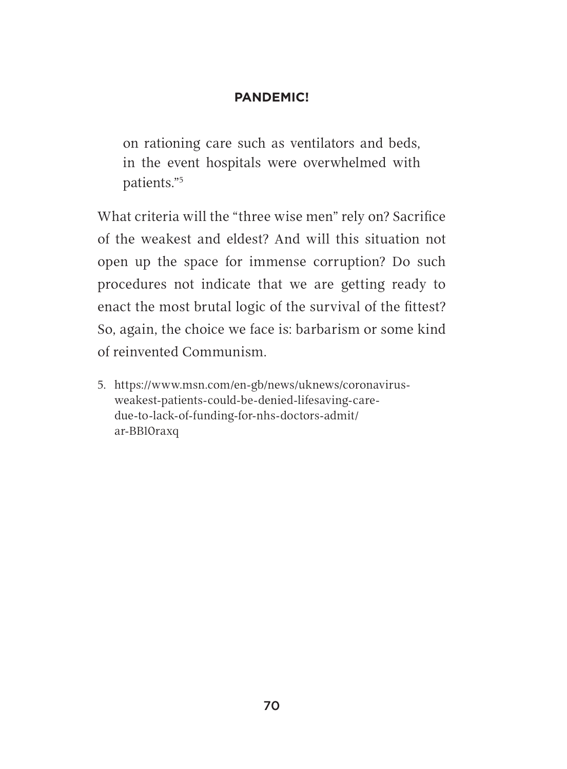> on rationing care such as ventilators and beds, in the event hospitals were overwhelmed with patients."[5]

What criteria will the "three wise men" rely on? Sacrifice of the weakest and eldest? And will this situation not open up the space for immense corruption? Do such procedures not indicate that we are getting ready to enact the most brutal logic of the survival of the fittest? So, again, the choice we face is: barbarism or some kind of reinvented Communism.

5. https://www.msn.com/en-gb/news/uknews/coronavirus-weakest-patients-could-be-denied-lifesaving-care-due-to-lack-of-funding-for-nhs-doctors-admit/ar-BB1Oraxq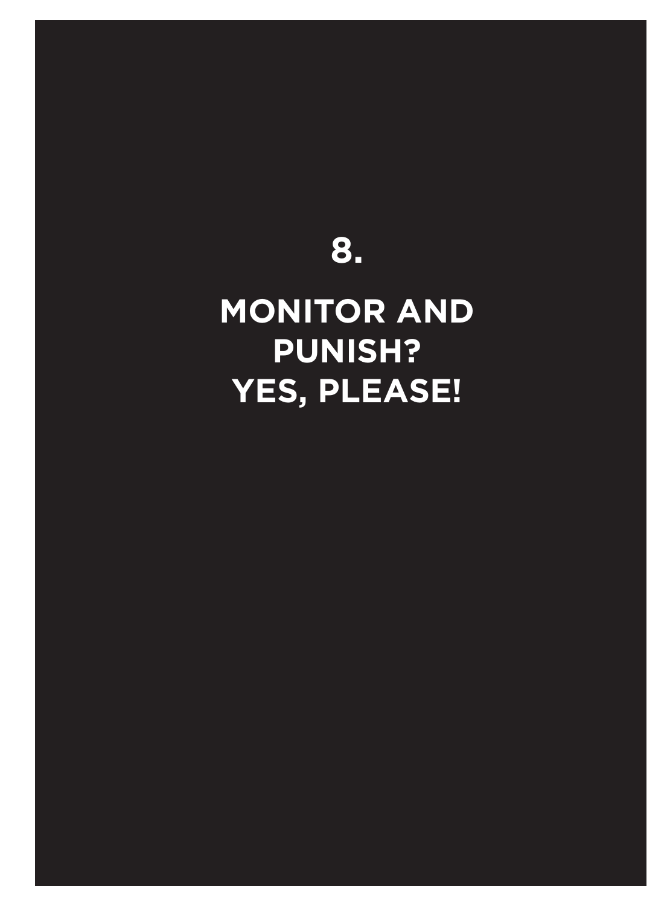# 8.

# MONITOR AND PUNISH? YES, PLEASE!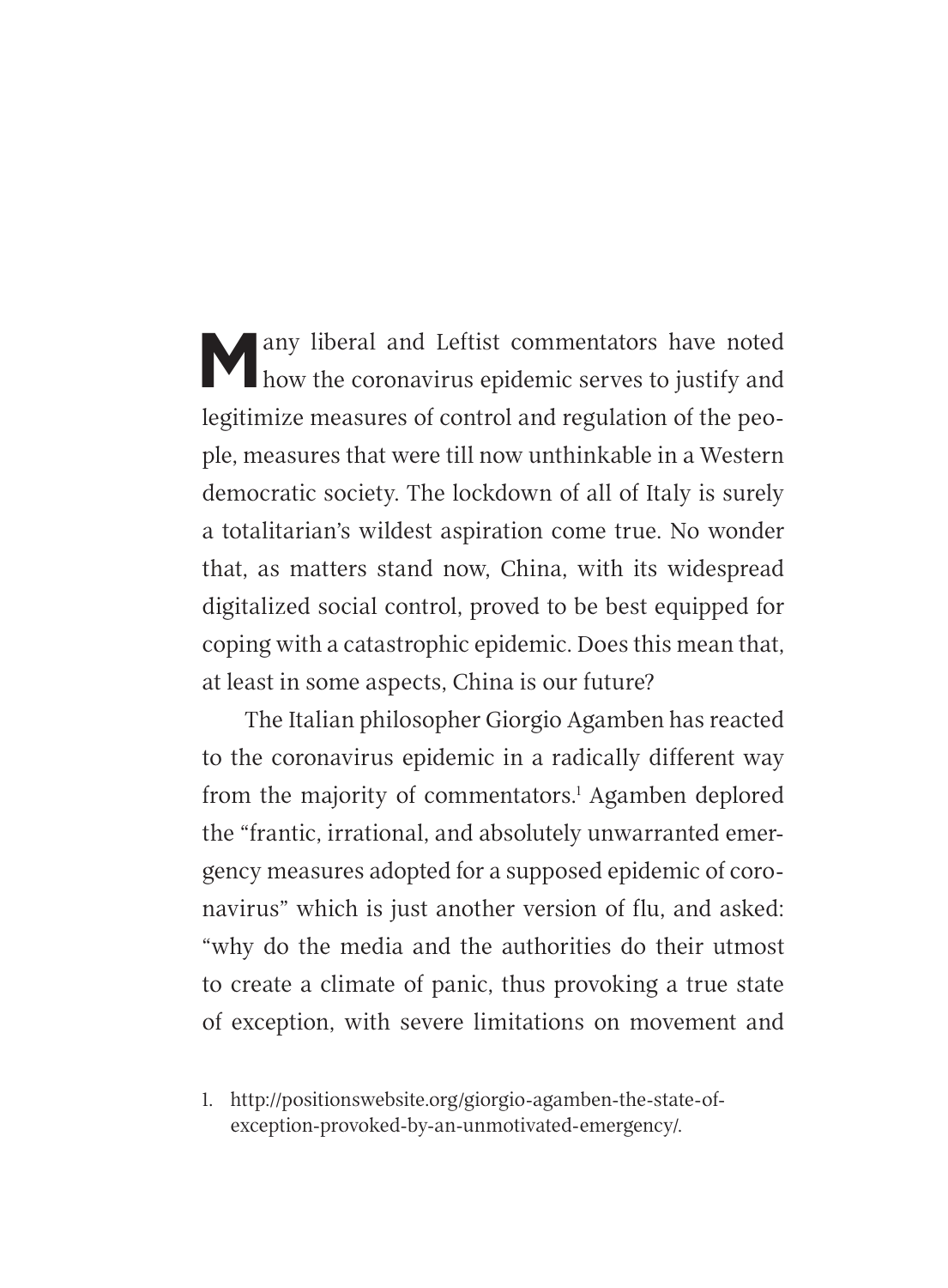Many liberal and Leftist commentators have noted how the coronavirus epidemic serves to justify and legitimize measures of control and regulation of the people, measures that were till now unthinkable in a Western democratic society. The lockdown of all of Italy is surely a totalitarian's wildest aspiration come true. No wonder that, as matters stand now, China, with its widespread digitalized social control, proved to be best equipped for coping with a catastrophic epidemic. Does this mean that, at least in some aspects, China is our future?

The Italian philosopher Giorgio Agamben has reacted to the coronavirus epidemic in a radically different way from the majority of commentators.[1] Agamben deplored the "frantic, irrational, and absolutely unwarranted emergency measures adopted for a supposed epidemic of coronavirus" which is just another version of flu, and asked: "why do the media and the authorities do their utmost to create a climate of panic, thus provoking a true state of exception, with severe limitations on movement and

1. http://positionswebsite.org/giorgio-agamben-the-state-of-exception-provoked-by-an-unmotivated-emergency/.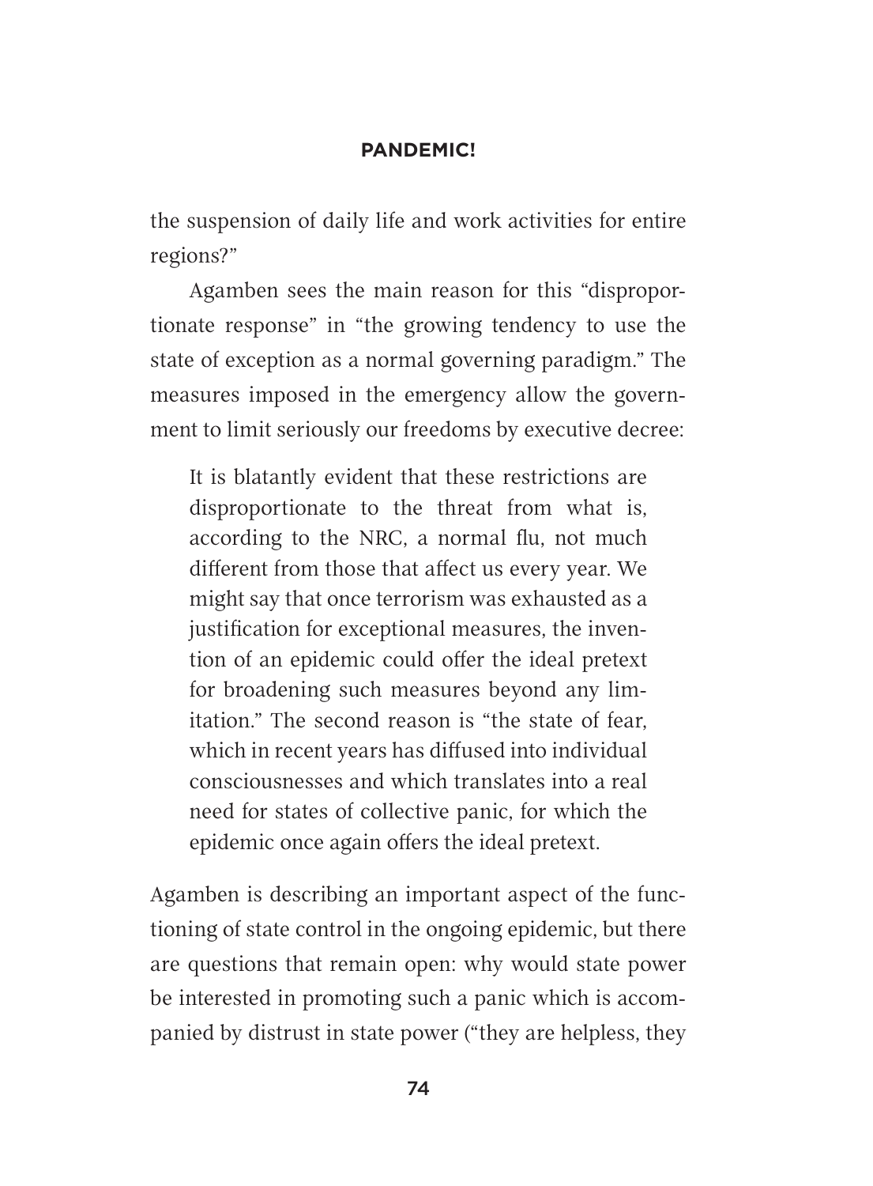the suspension of daily life and work activities for entire regions?"

Agamben sees the main reason for this "disproportionate response" in "the growing tendency to use the state of exception as a normal governing paradigm." The measures imposed in the emergency allow the government to limit seriously our freedoms by executive decree:

> It is blatantly evident that these restrictions are disproportionate to the threat from what is, according to the NRC, a normal flu, not much different from those that affect us every year. We might say that once terrorism was exhausted as a justification for exceptional measures, the invention of an epidemic could offer the ideal pretext for broadening such measures beyond any limitation." The second reason is "the state of fear, which in recent years has diffused into individual consciousnesses and which translates into a real need for states of collective panic, for which the epidemic once again offers the ideal pretext.

Agamben is describing an important aspect of the functioning of state control in the ongoing epidemic, but there are questions that remain open: why would state power be interested in promoting such a panic which is accompanied by distrust in state power ("they are helpless, they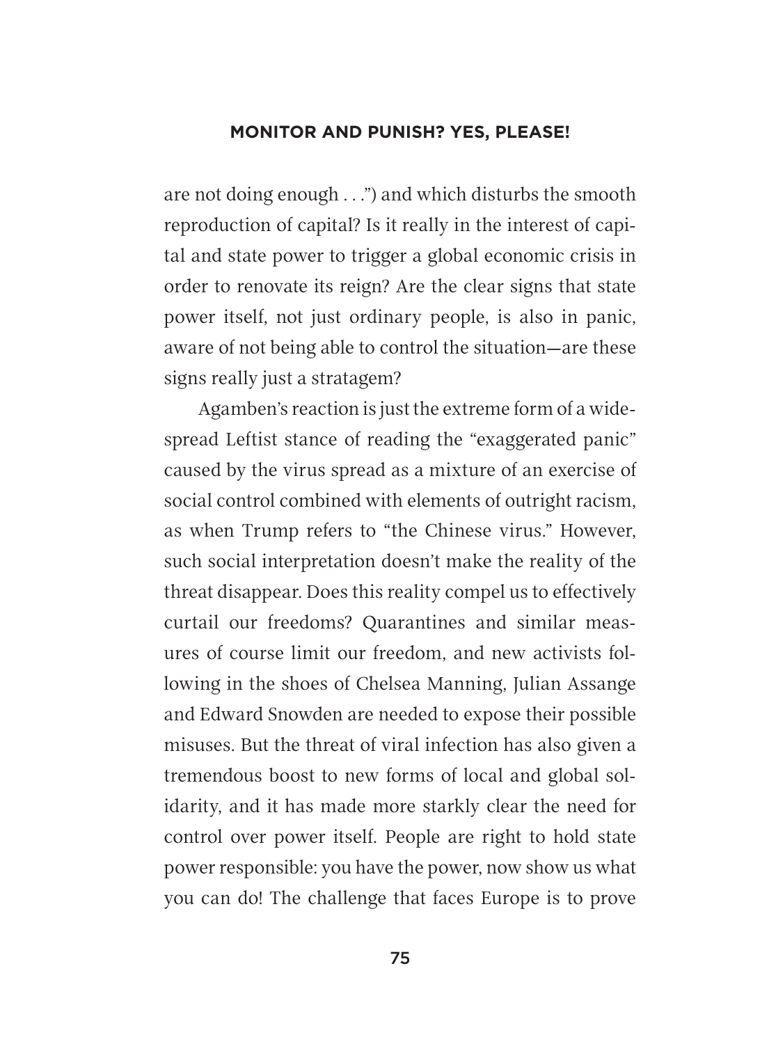are not doing enough . . .") and which disturbs the smooth reproduction of capital? Is it really in the interest of capital and state power to trigger a global economic crisis in order to renovate its reign? Are the clear signs that state power itself, not just ordinary people, is also in panic, aware of not being able to control the situation—are these signs really just a stratagem?

Agamben's reaction is just the extreme form of a widespread Leftist stance of reading the "exaggerated panic" caused by the virus spread as a mixture of an exercise of social control combined with elements of outright racism, as when Trump refers to "the Chinese virus." However, such social interpretation doesn't make the reality of the threat disappear. Does this reality compel us to effectively curtail our freedoms? Quarantines and similar measures of course limit our freedom, and new activists following in the shoes of Chelsea Manning, Julian Assange and Edward Snowden are needed to expose their possible misuses. But the threat of viral infection has also given a tremendous boost to new forms of local and global solidarity, and it has made more starkly clear the need for control over power itself. People are right to hold state power responsible: you have the power, now show us what you can do! The challenge that faces Europe is to prove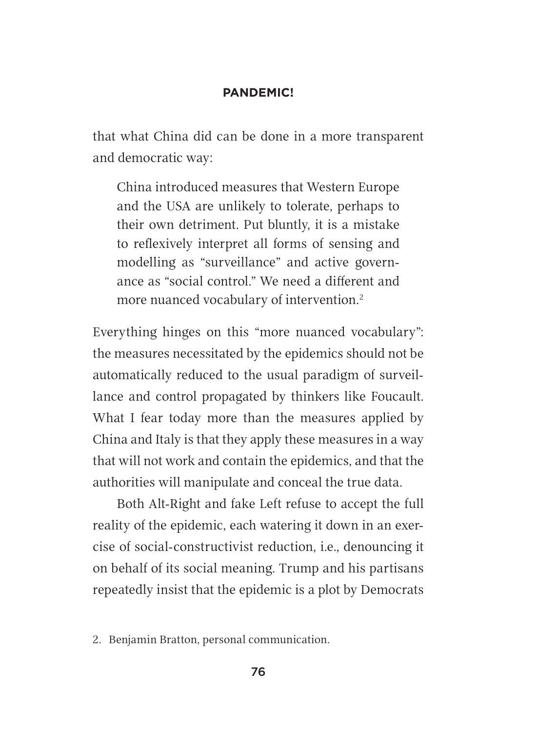that what China did can be done in a more transparent and democratic way:

> China introduced measures that Western Europe and the USA are unlikely to tolerate, perhaps to their own detriment. Put bluntly, it is a mistake to reflexively interpret all forms of sensing and modelling as "surveillance" and active governance as "social control." We need a different and more nuanced vocabulary of intervention.[2]

Everything hinges on this "more nuanced vocabulary": the measures necessitated by the epidemics should not be automatically reduced to the usual paradigm of surveillance and control propagated by thinkers like Foucault. What I fear today more than the measures applied by China and Italy is that they apply these measures in a way that will not work and contain the epidemics, and that the authorities will manipulate and conceal the true data.

Both Alt-Right and fake Left refuse to accept the full reality of the epidemic, each watering it down in an exercise of social-constructivist reduction, i.e., denouncing it on behalf of its social meaning. Trump and his partisans repeatedly insist that the epidemic is a plot by Democrats

2. Benjamin Bratton, personal communication.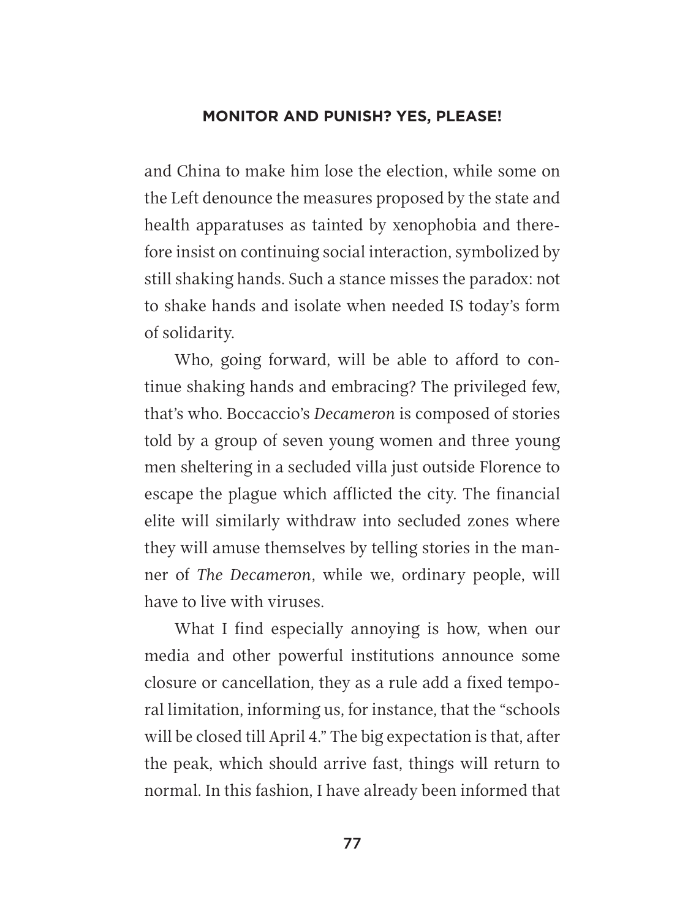and China to make him lose the election, while some on the Left denounce the measures proposed by the state and health apparatuses as tainted by xenophobia and therefore insist on continuing social interaction, symbolized by still shaking hands. Such a stance misses the paradox: not to shake hands and isolate when needed IS today's form of solidarity.

Who, going forward, will be able to afford to continue shaking hands and embracing? The privileged few, that's who. Boccaccio's *Decameron* is composed of stories told by a group of seven young women and three young men sheltering in a secluded villa just outside Florence to escape the plague which afflicted the city. The financial elite will similarly withdraw into secluded zones where they will amuse themselves by telling stories in the manner of *The Decameron*, while we, ordinary people, will have to live with viruses.

What I find especially annoying is how, when our media and other powerful institutions announce some closure or cancellation, they as a rule add a fixed temporal limitation, informing us, for instance, that the "schools will be closed till April 4." The big expectation is that, after the peak, which should arrive fast, things will return to normal. In this fashion, I have already been informed that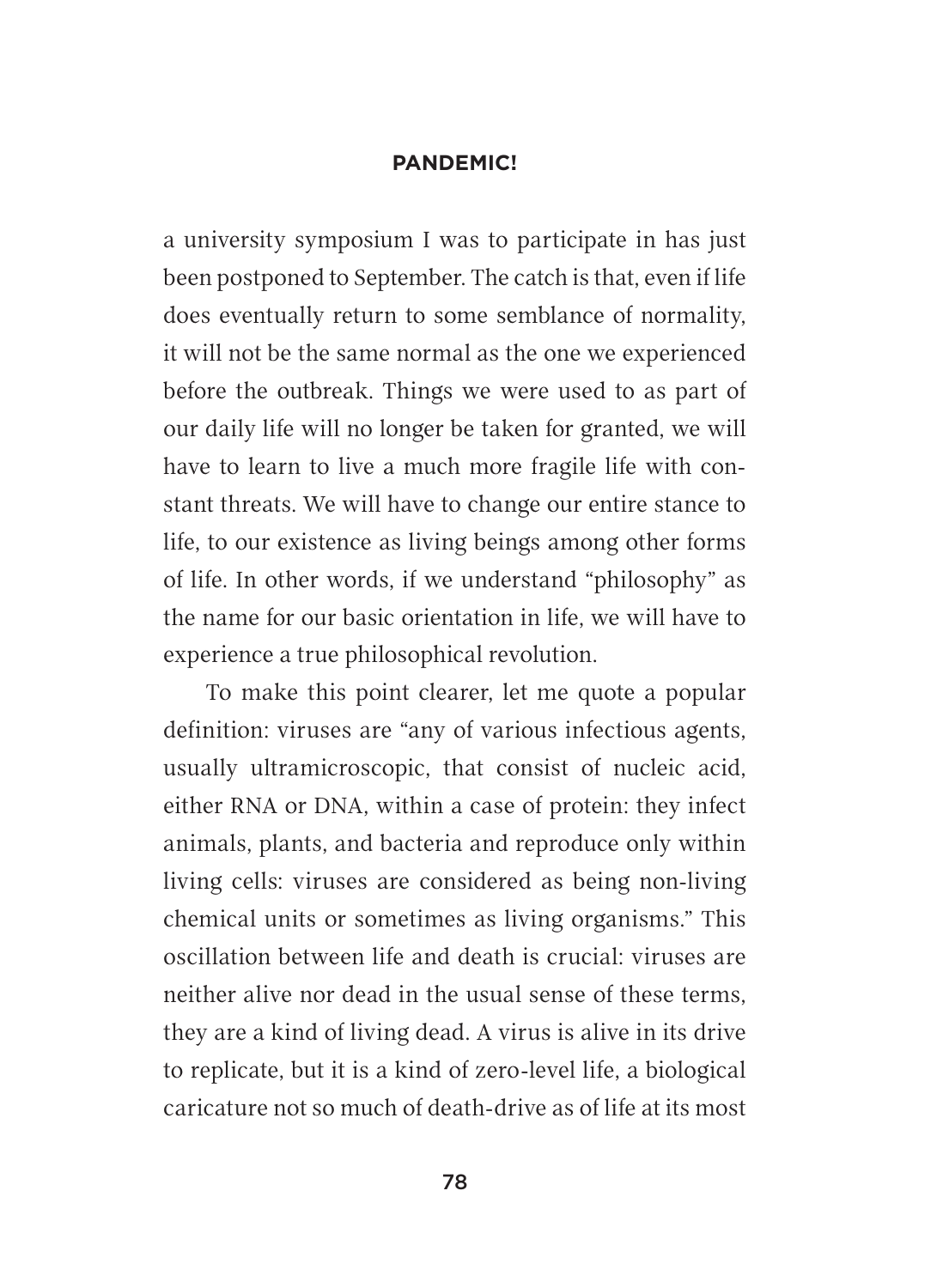a university symposium I was to participate in has just been postponed to September. The catch is that, even if life does eventually return to some semblance of normality, it will not be the same normal as the one we experienced before the outbreak. Things we were used to as part of our daily life will no longer be taken for granted, we will have to learn to live a much more fragile life with constant threats. We will have to change our entire stance to life, to our existence as living beings among other forms of life. In other words, if we understand "philosophy" as the name for our basic orientation in life, we will have to experience a true philosophical revolution.

To make this point clearer, let me quote a popular definition: viruses are "any of various infectious agents, usually ultramicroscopic, that consist of nucleic acid, either RNA or DNA, within a case of protein: they infect animals, plants, and bacteria and reproduce only within living cells: viruses are considered as being non-living chemical units or sometimes as living organisms." This oscillation between life and death is crucial: viruses are neither alive nor dead in the usual sense of these terms, they are a kind of living dead. A virus is alive in its drive to replicate, but it is a kind of zero-level life, a biological caricature not so much of death-drive as of life at its most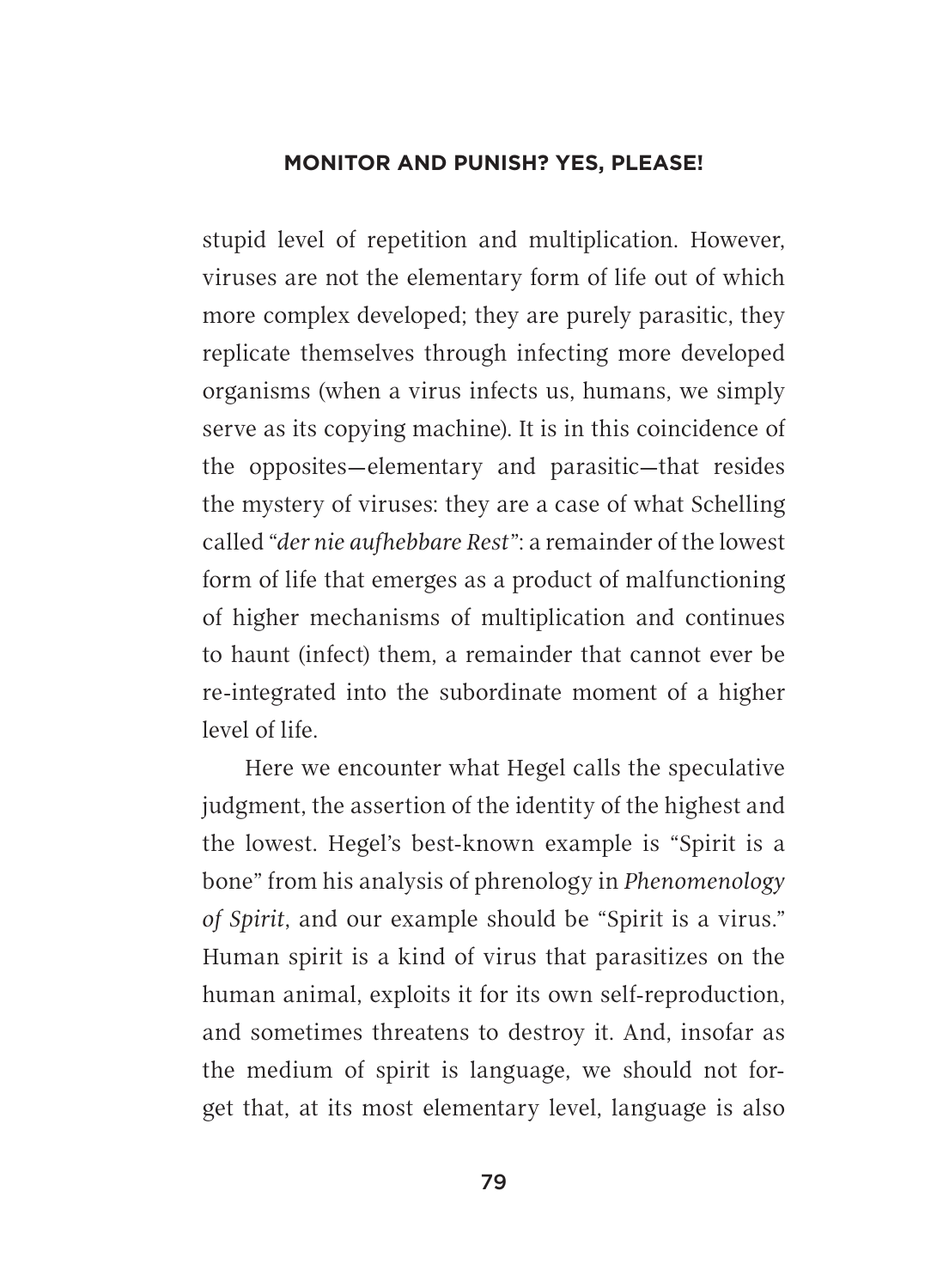stupid level of repetition and multiplication. However, viruses are not the elementary form of life out of which more complex developed; they are purely parasitic, they replicate themselves through infecting more developed organisms (when a virus infects us, humans, we simply serve as its copying machine). It is in this coincidence of the opposites—elementary and parasitic—that resides the mystery of viruses: they are a case of what Schelling called "*der nie aufhebbare Rest*": a remainder of the lowest form of life that emerges as a product of malfunctioning of higher mechanisms of multiplication and continues to haunt (infect) them, a remainder that cannot ever be re-integrated into the subordinate moment of a higher level of life.

Here we encounter what Hegel calls the speculative judgment, the assertion of the identity of the highest and the lowest. Hegel's best-known example is "Spirit is a bone" from his analysis of phrenology in *Phenomenology of Spirit*, and our example should be "Spirit is a virus." Human spirit is a kind of virus that parasitizes on the human animal, exploits it for its own self-reproduction, and sometimes threatens to destroy it. And, insofar as the medium of spirit is language, we should not forget that, at its most elementary level, language is also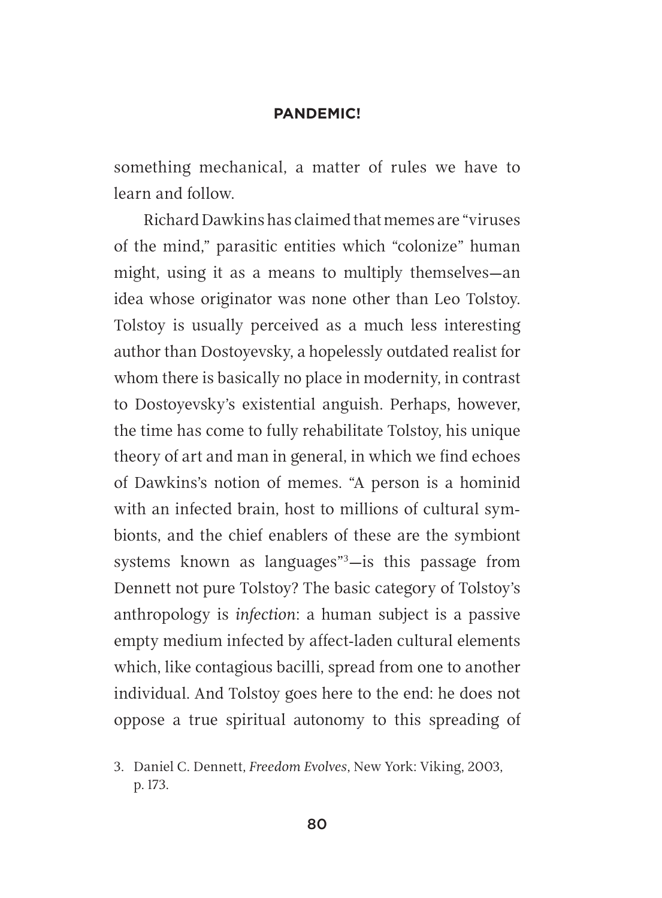something mechanical, a matter of rules we have to learn and follow.

Richard Dawkins has claimed that memes are "viruses of the mind," parasitic entities which "colonize" human might, using it as a means to multiply themselves—an idea whose originator was none other than Leo Tolstoy. Tolstoy is usually perceived as a much less interesting author than Dostoyevsky, a hopelessly outdated realist for whom there is basically no place in modernity, in contrast to Dostoyevsky's existential anguish. Perhaps, however, the time has come to fully rehabilitate Tolstoy, his unique theory of art and man in general, in which we find echoes of Dawkins's notion of memes. "A person is a hominid with an infected brain, host to millions of cultural symbionts, and the chief enablers of these are the symbiont systems known as languages"[3]—is this passage from Dennett not pure Tolstoy? The basic category of Tolstoy's anthropology is *infection*: a human subject is a passive empty medium infected by affect-laden cultural elements which, like contagious bacilli, spread from one to another individual. And Tolstoy goes here to the end: he does not oppose a true spiritual autonomy to this spreading of

3. Daniel C. Dennett, *Freedom Evolves*, New York: Viking, 2003, p. 173.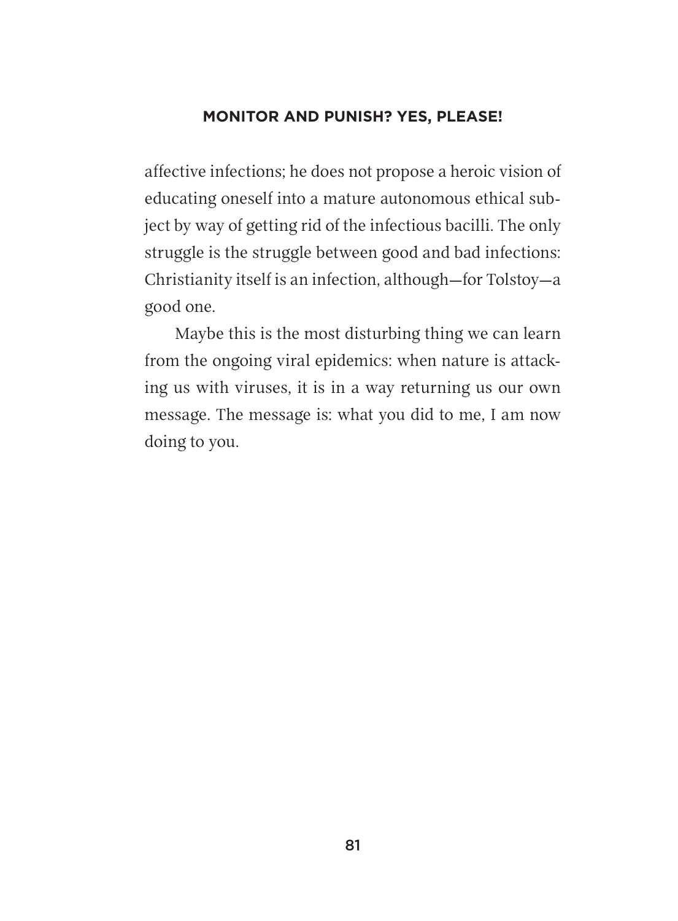affective infections; he does not propose a heroic vision of educating oneself into a mature autonomous ethical subject by way of getting rid of the infectious bacilli. The only struggle is the struggle between good and bad infections: Christianity itself is an infection, although—for Tolstoy—a good one.

Maybe this is the most disturbing thing we can learn from the ongoing viral epidemics: when nature is attacking us with viruses, it is in a way returning us our own message. The message is: what you did to me, I am now doing to you.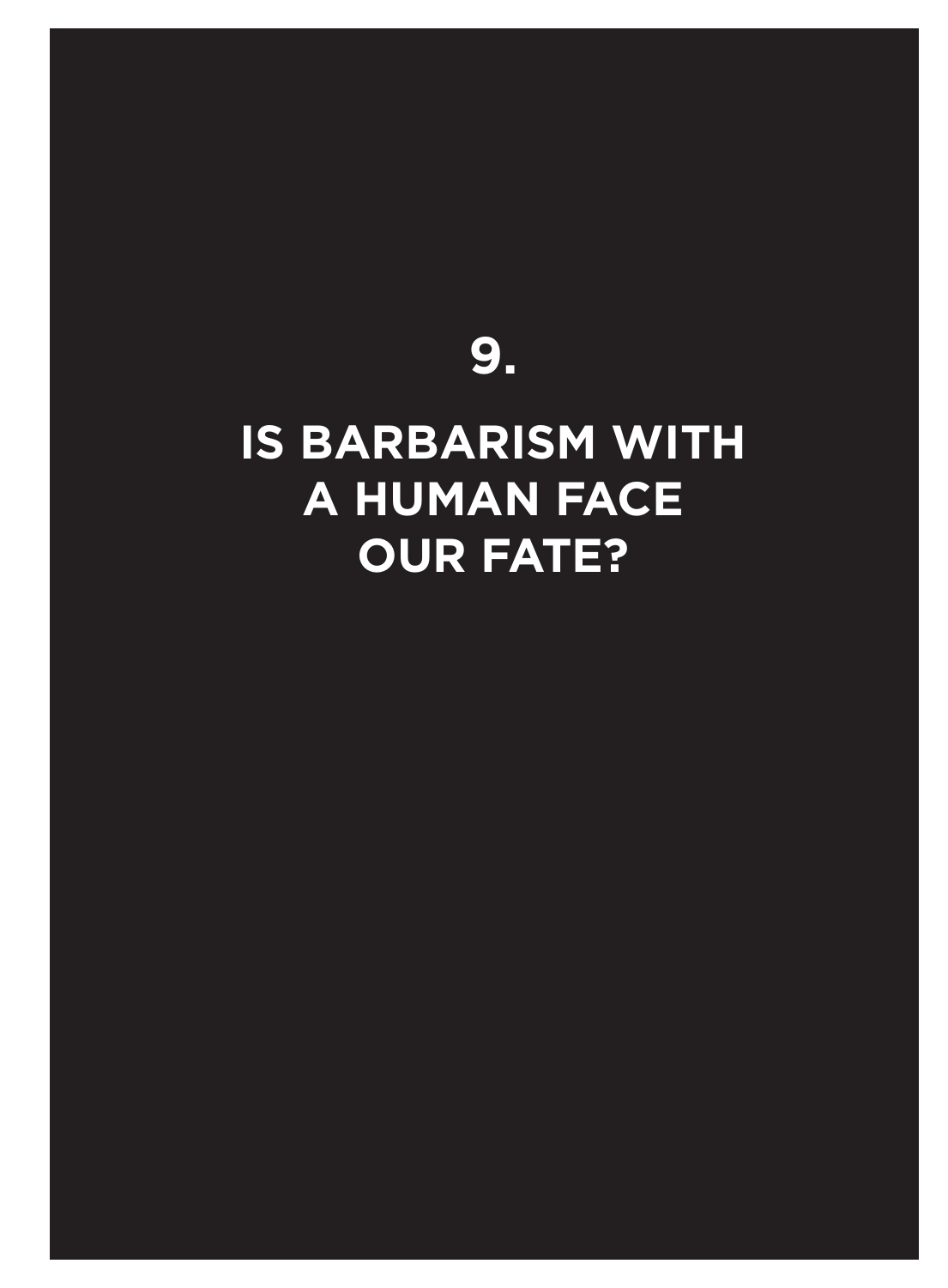# 9.

# IS BARBARISM WITH A HUMAN FACE OUR FATE?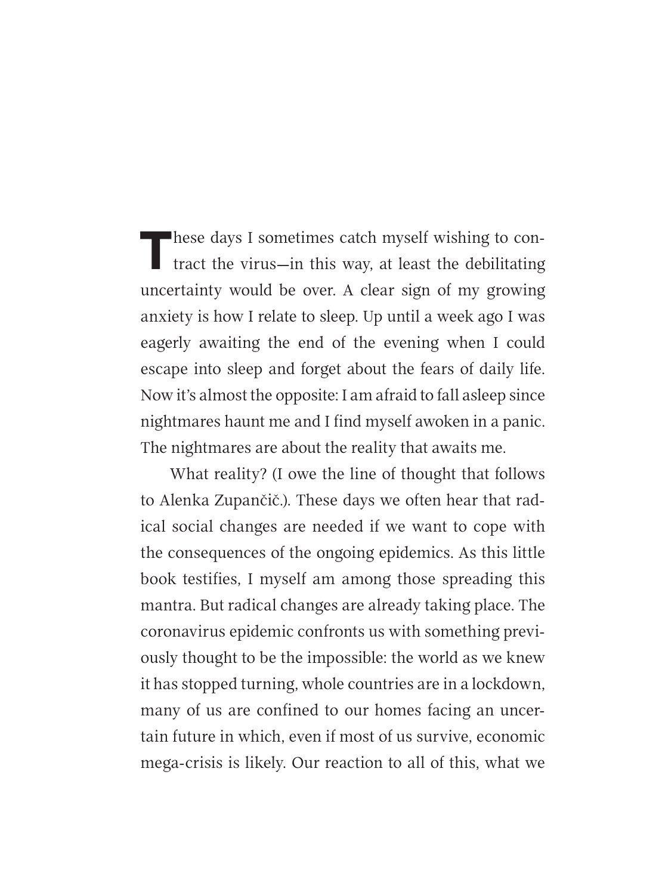These days I sometimes catch myself wishing to contract the virus—in this way, at least the debilitating uncertainty would be over. A clear sign of my growing anxiety is how I relate to sleep. Up until a week ago I was eagerly awaiting the end of the evening when I could escape into sleep and forget about the fears of daily life. Now it's almost the opposite: I am afraid to fall asleep since nightmares haunt me and I find myself awoken in a panic. The nightmares are about the reality that awaits me.

What reality? (I owe the line of thought that follows to Alenka Zupančič.). These days we often hear that radical social changes are needed if we want to cope with the consequences of the ongoing epidemics. As this little book testifies, I myself am among those spreading this mantra. But radical changes are already taking place. The coronavirus epidemic confronts us with something previously thought to be the impossible: the world as we knew it has stopped turning, whole countries are in a lockdown, many of us are confined to our homes facing an uncertain future in which, even if most of us survive, economic mega-crisis is likely. Our reaction to all of this, what we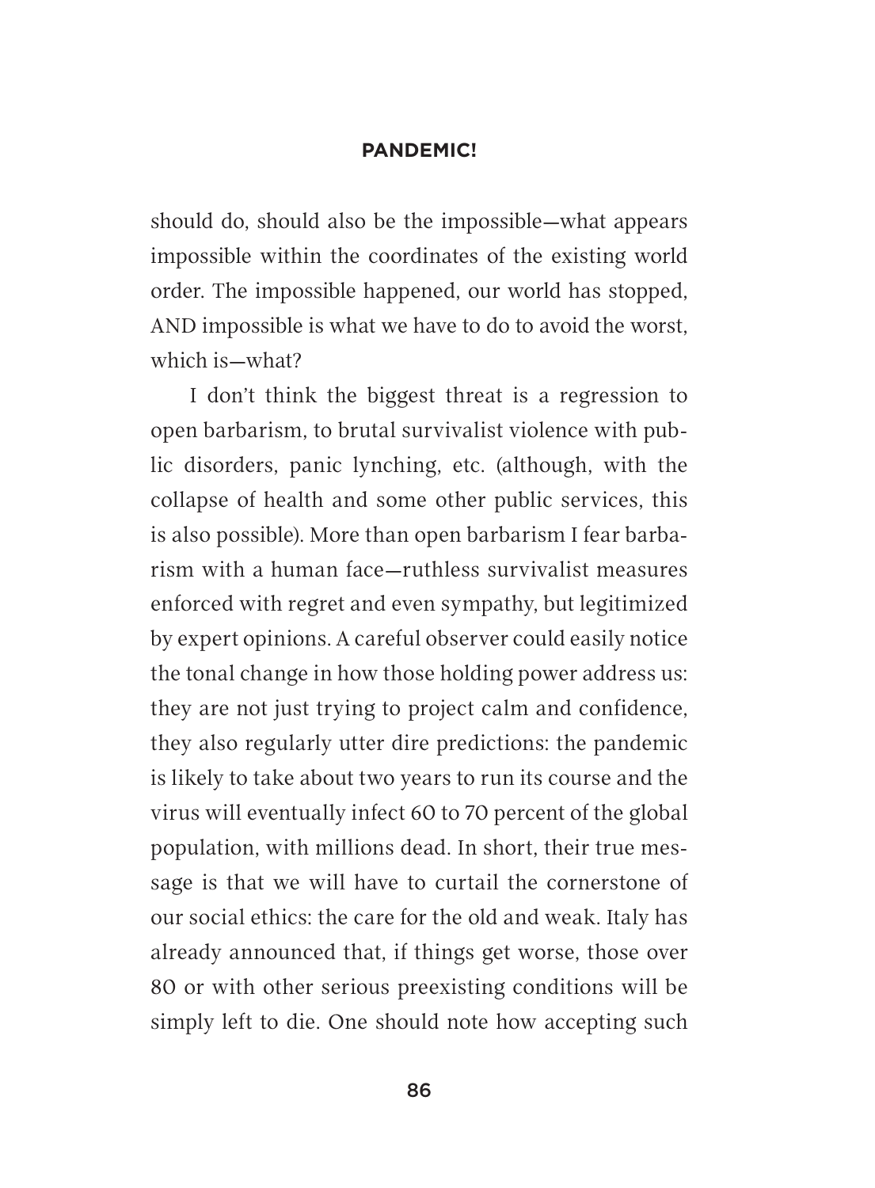should do, should also be the impossible—what appears impossible within the coordinates of the existing world order. The impossible happened, our world has stopped, AND impossible is what we have to do to avoid the worst, which is—what?

I don't think the biggest threat is a regression to open barbarism, to brutal survivalist violence with public disorders, panic lynching, etc. (although, with the collapse of health and some other public services, this is also possible). More than open barbarism I fear barbarism with a human face—ruthless survivalist measures enforced with regret and even sympathy, but legitimized by expert opinions. A careful observer could easily notice the tonal change in how those holding power address us: they are not just trying to project calm and confidence, they also regularly utter dire predictions: the pandemic is likely to take about two years to run its course and the virus will eventually infect 60 to 70 percent of the global population, with millions dead. In short, their true message is that we will have to curtail the cornerstone of our social ethics: the care for the old and weak. Italy has already announced that, if things get worse, those over 80 or with other serious preexisting conditions will be simply left to die. One should note how accepting such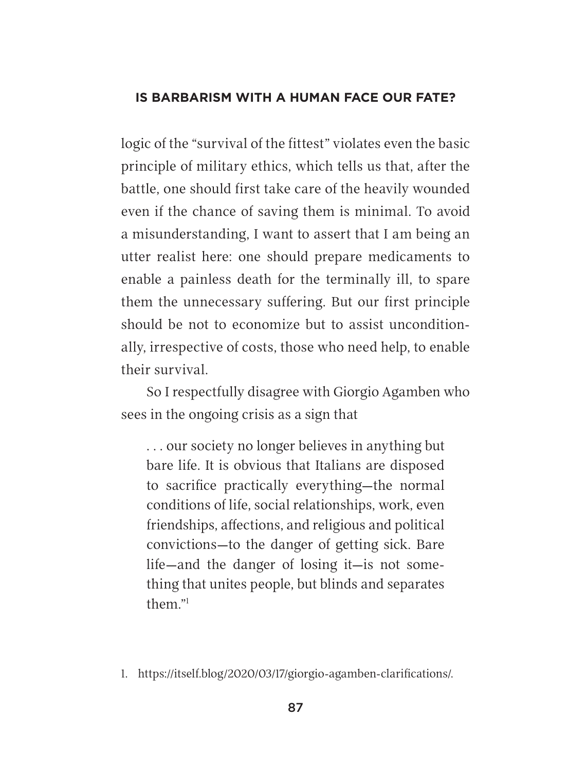logic of the "survival of the fittest" violates even the basic principle of military ethics, which tells us that, after the battle, one should first take care of the heavily wounded even if the chance of saving them is minimal. To avoid a misunderstanding, I want to assert that I am being an utter realist here: one should prepare medicaments to enable a painless death for the terminally ill, to spare them the unnecessary suffering. But our first principle should be not to economize but to assist unconditionally, irrespective of costs, those who need help, to enable their survival.

So I respectfully disagree with Giorgio Agamben who sees in the ongoing crisis as a sign that

> . . . our society no longer believes in anything but bare life. It is obvious that Italians are disposed to sacrifice practically everything—the normal conditions of life, social relationships, work, even friendships, affections, and religious and political convictions—to the danger of getting sick. Bare life—and the danger of losing it—is not something that unites people, but blinds and separates them."[1]

1. https://itself.blog/2020/03/17/giorgio-agamben-clarifications/.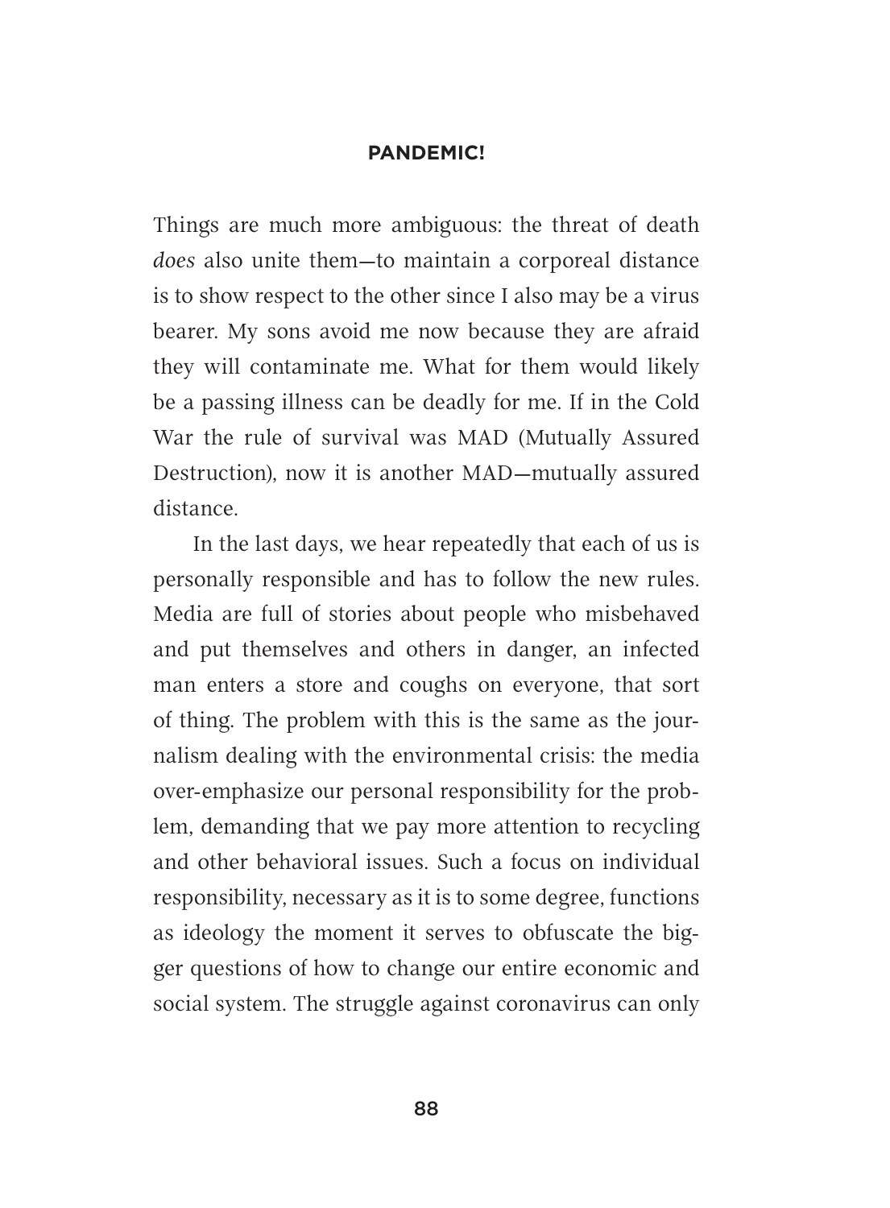Things are much more ambiguous: the threat of death *does* also unite them—to maintain a corporeal distance is to show respect to the other since I also may be a virus bearer. My sons avoid me now because they are afraid they will contaminate me. What for them would likely be a passing illness can be deadly for me. If in the Cold War the rule of survival was MAD (Mutually Assured Destruction), now it is another MAD—mutually assured distance.

In the last days, we hear repeatedly that each of us is personally responsible and has to follow the new rules. Media are full of stories about people who misbehaved and put themselves and others in danger, an infected man enters a store and coughs on everyone, that sort of thing. The problem with this is the same as the journalism dealing with the environmental crisis: the media over-emphasize our personal responsibility for the problem, demanding that we pay more attention to recycling and other behavioral issues. Such a focus on individual responsibility, necessary as it is to some degree, functions as ideology the moment it serves to obfuscate the bigger questions of how to change our entire economic and social system. The struggle against coronavirus can only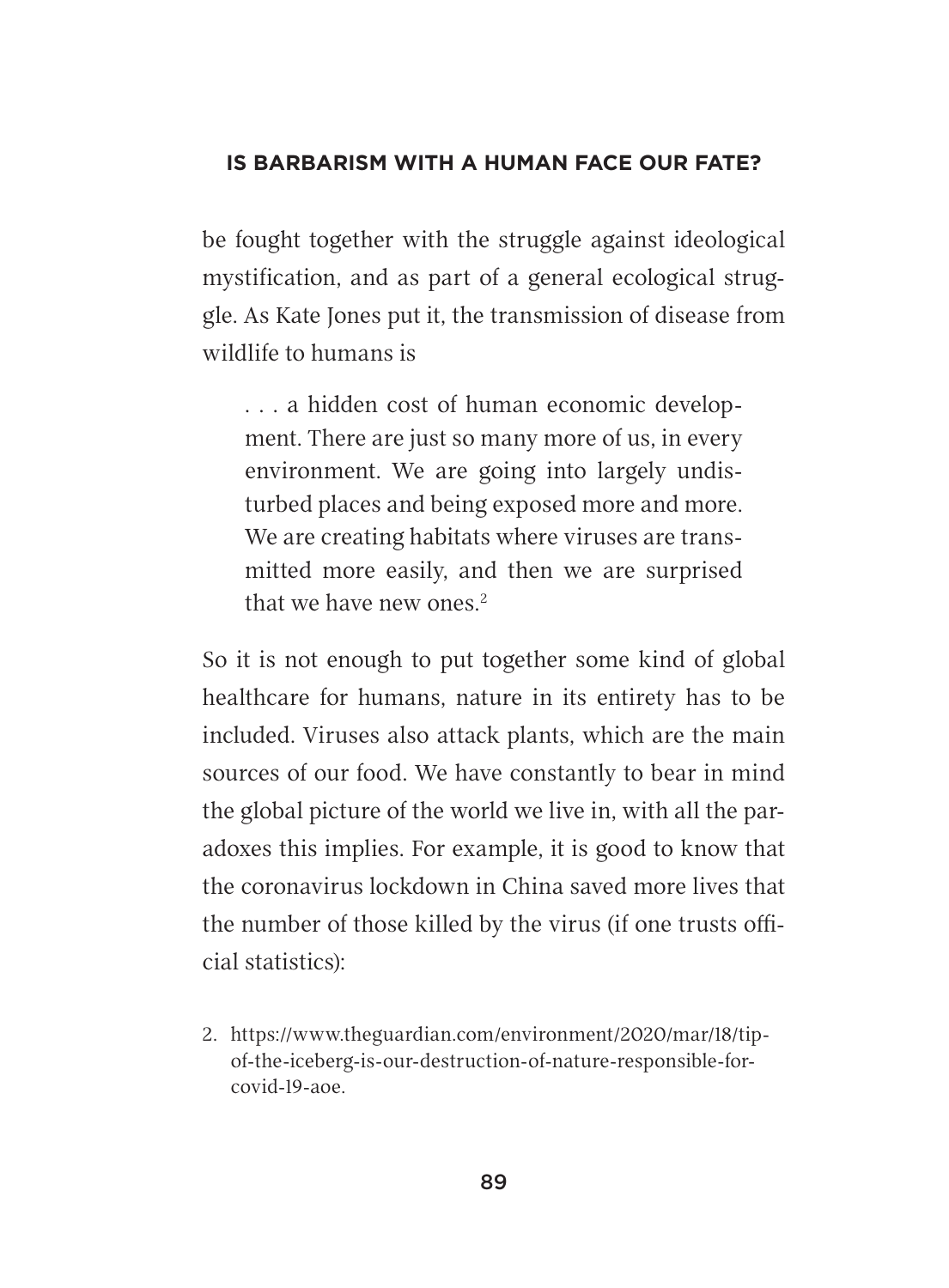be fought together with the struggle against ideological mystification, and as part of a general ecological struggle. As Kate Jones put it, the transmission of disease from wildlife to humans is

> . . . a hidden cost of human economic development. There are just so many more of us, in every environment. We are going into largely undisturbed places and being exposed more and more. We are creating habitats where viruses are transmitted more easily, and then we are surprised that we have new ones.[2]

So it is not enough to put together some kind of global healthcare for humans, nature in its entirety has to be included. Viruses also attack plants, which are the main sources of our food. We have constantly to bear in mind the global picture of the world we live in, with all the paradoxes this implies. For example, it is good to know that the coronavirus lockdown in China saved more lives that the number of those killed by the virus (if one trusts official statistics):

2. https://www.theguardian.com/environment/2020/mar/18/tip-of-the-iceberg-is-our-destruction-of-nature-responsible-for-covid-19-aoe.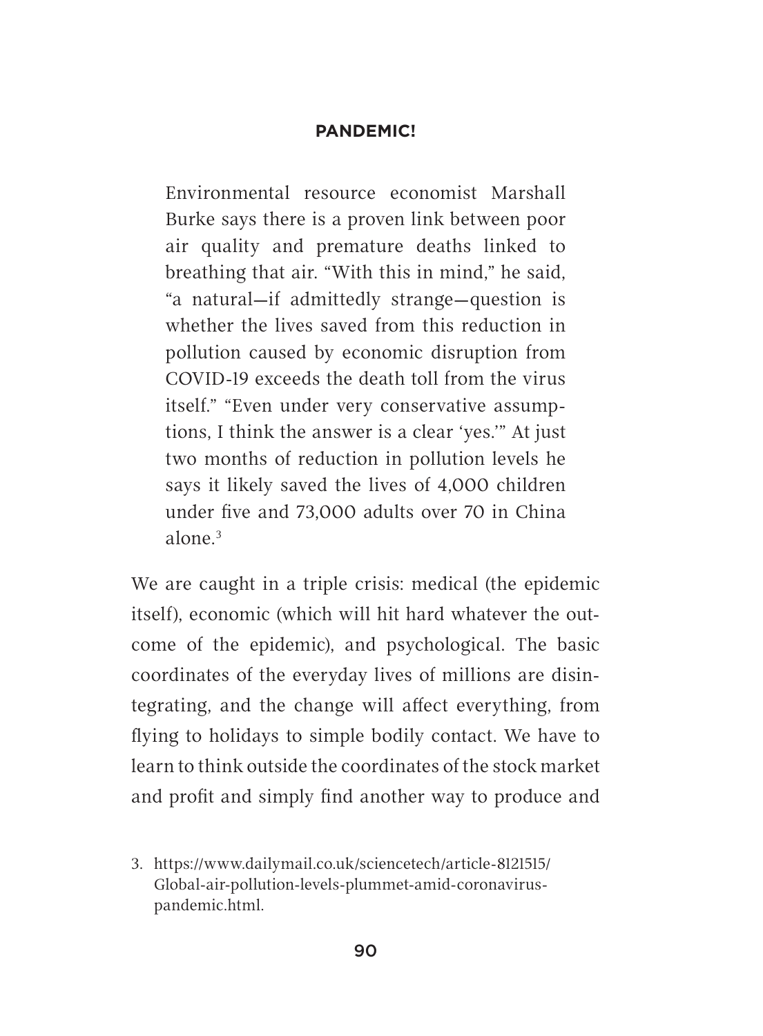> Environmental resource economist Marshall Burke says there is a proven link between poor air quality and premature deaths linked to breathing that air. "With this in mind," he said, "a natural—if admittedly strange—question is whether the lives saved from this reduction in pollution caused by economic disruption from COVID-19 exceeds the death toll from the virus itself." "Even under very conservative assumptions, I think the answer is a clear 'yes.'" At just two months of reduction in pollution levels he says it likely saved the lives of 4,000 children under five and 73,000 adults over 70 in China alone.[3]

We are caught in a triple crisis: medical (the epidemic itself), economic (which will hit hard whatever the outcome of the epidemic), and psychological. The basic coordinates of the everyday lives of millions are disintegrating, and the change will affect everything, from flying to holidays to simple bodily contact. We have to learn to think outside the coordinates of the stock market and profit and simply find another way to produce and

3. https://www.dailymail.co.uk/sciencetech/article-8121515/Global-air-pollution-levels-plummet-amid-coronavirus-pandemic.html.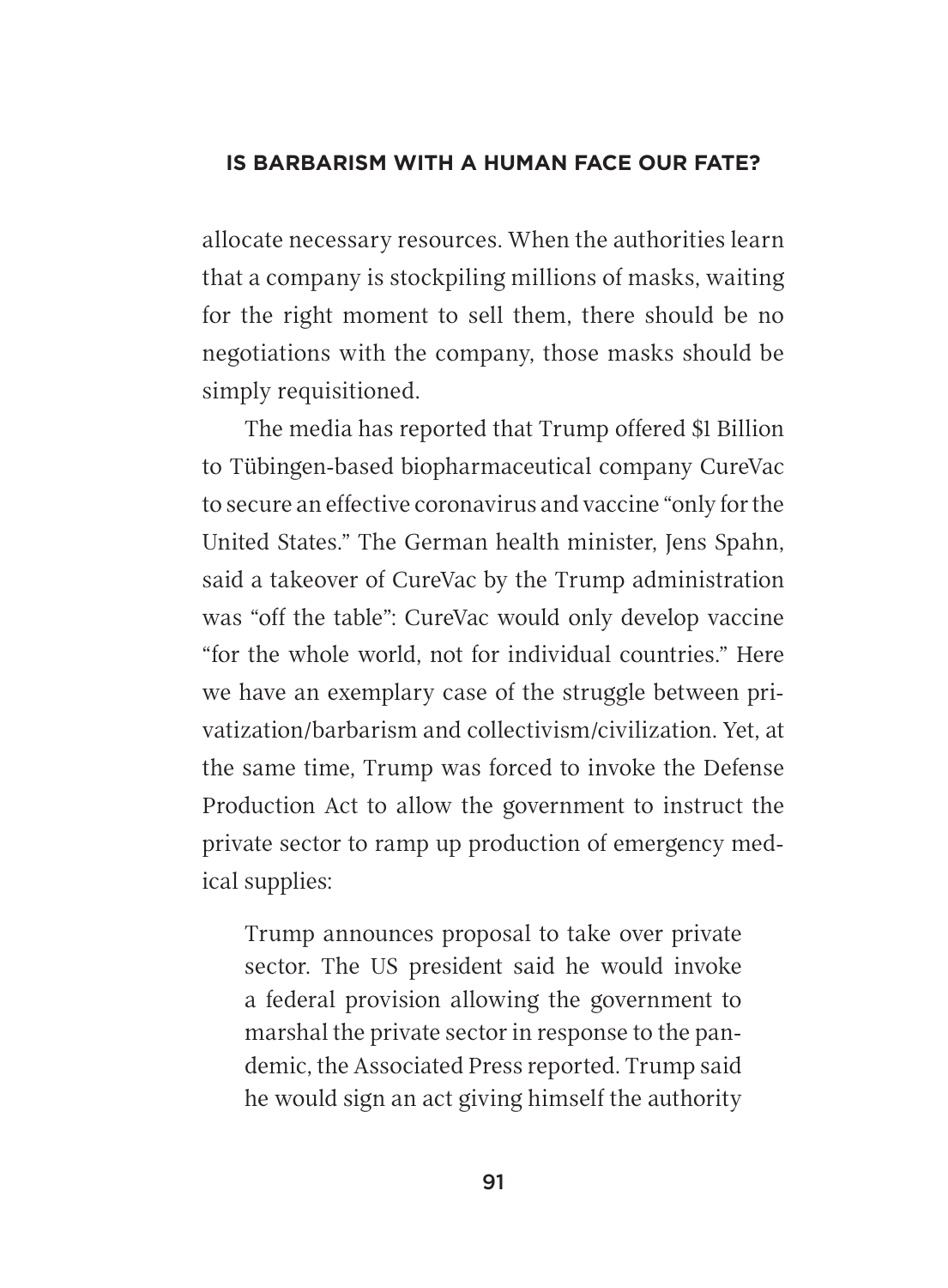allocate necessary resources. When the authorities learn that a company is stockpiling millions of masks, waiting for the right moment to sell them, there should be no negotiations with the company, those masks should be simply requisitioned.

The media has reported that Trump offered $1 Billion to Tübingen-based biopharmaceutical company CureVac to secure an effective coronavirus and vaccine "only for the United States." The German health minister, Jens Spahn, said a takeover of CureVac by the Trump administration was "off the table": CureVac would only develop vaccine "for the whole world, not for individual countries." Here we have an exemplary case of the struggle between privatization/barbarism and collectivism/civilization. Yet, at the same time, Trump was forced to invoke the Defense Production Act to allow the government to instruct the private sector to ramp up production of emergency medical supplies:

> Trump announces proposal to take over private sector. The US president said he would invoke a federal provision allowing the government to marshal the private sector in response to the pandemic, the Associated Press reported. Trump said he would sign an act giving himself the authority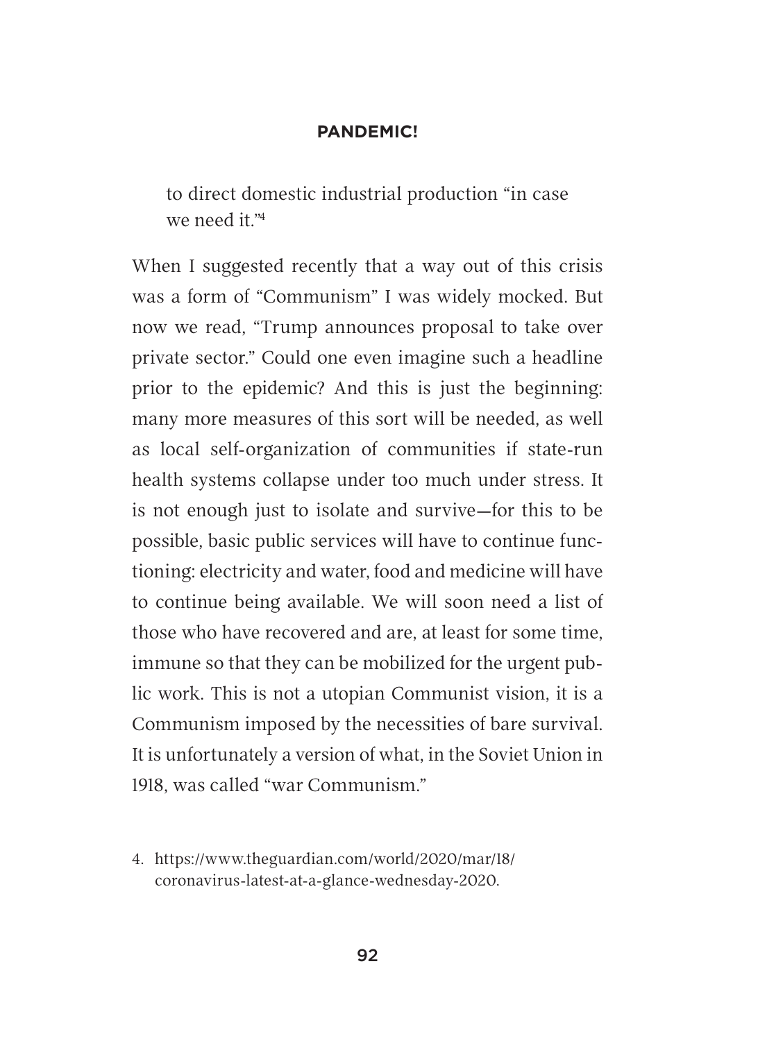to direct domestic industrial production "in case we need it."[4]

When I suggested recently that a way out of this crisis was a form of "Communism" I was widely mocked. But now we read, "Trump announces proposal to take over private sector." Could one even imagine such a headline prior to the epidemic? And this is just the beginning: many more measures of this sort will be needed, as well as local self-organization of communities if state-run health systems collapse under too much under stress. It is not enough just to isolate and survive—for this to be possible, basic public services will have to continue functioning: electricity and water, food and medicine will have to continue being available. We will soon need a list of those who have recovered and are, at least for some time, immune so that they can be mobilized for the urgent public work. This is not a utopian Communist vision, it is a Communism imposed by the necessities of bare survival. It is unfortunately a version of what, in the Soviet Union in 1918, was called "war Communism."

4. https://www.theguardian.com/world/2020/mar/18/coronavirus-latest-at-a-glance-wednesday-2020.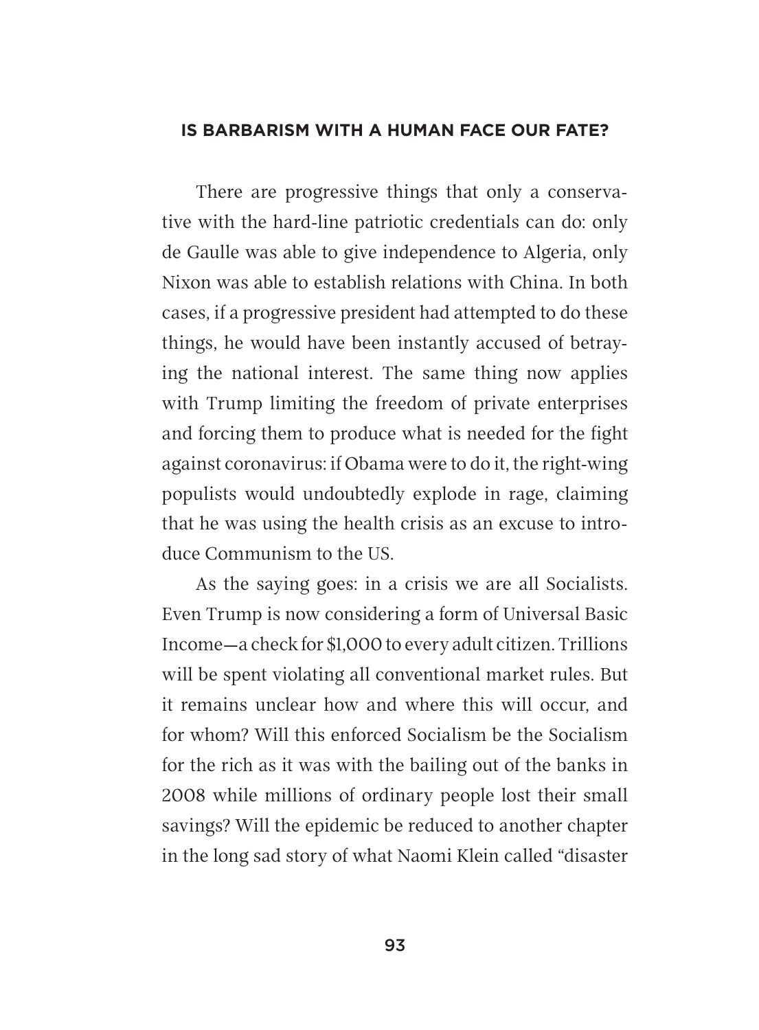## IS BARBARISM WITH A HUMAN FACE OUR FATE?

There are progressive things that only a conservative with the hard-line patriotic credentials can do: only de Gaulle was able to give independence to Algeria, only Nixon was able to establish relations with China. In both cases, if a progressive president had attempted to do these things, he would have been instantly accused of betraying the national interest. The same thing now applies with Trump limiting the freedom of private enterprises and forcing them to produce what is needed for the fight against coronavirus: if Obama were to do it, the right-wing populists would undoubtedly explode in rage, claiming that he was using the health crisis as an excuse to introduce Communism to the US.

As the saying goes: in a crisis we are all Socialists. Even Trump is now considering a form of Universal Basic Income—a check for $1,000 to every adult citizen. Trillions will be spent violating all conventional market rules. But it remains unclear how and where this will occur, and for whom? Will this enforced Socialism be the Socialism for the rich as it was with the bailing out of the banks in 2008 while millions of ordinary people lost their small savings? Will the epidemic be reduced to another chapter in the long sad story of what Naomi Klein called "disaster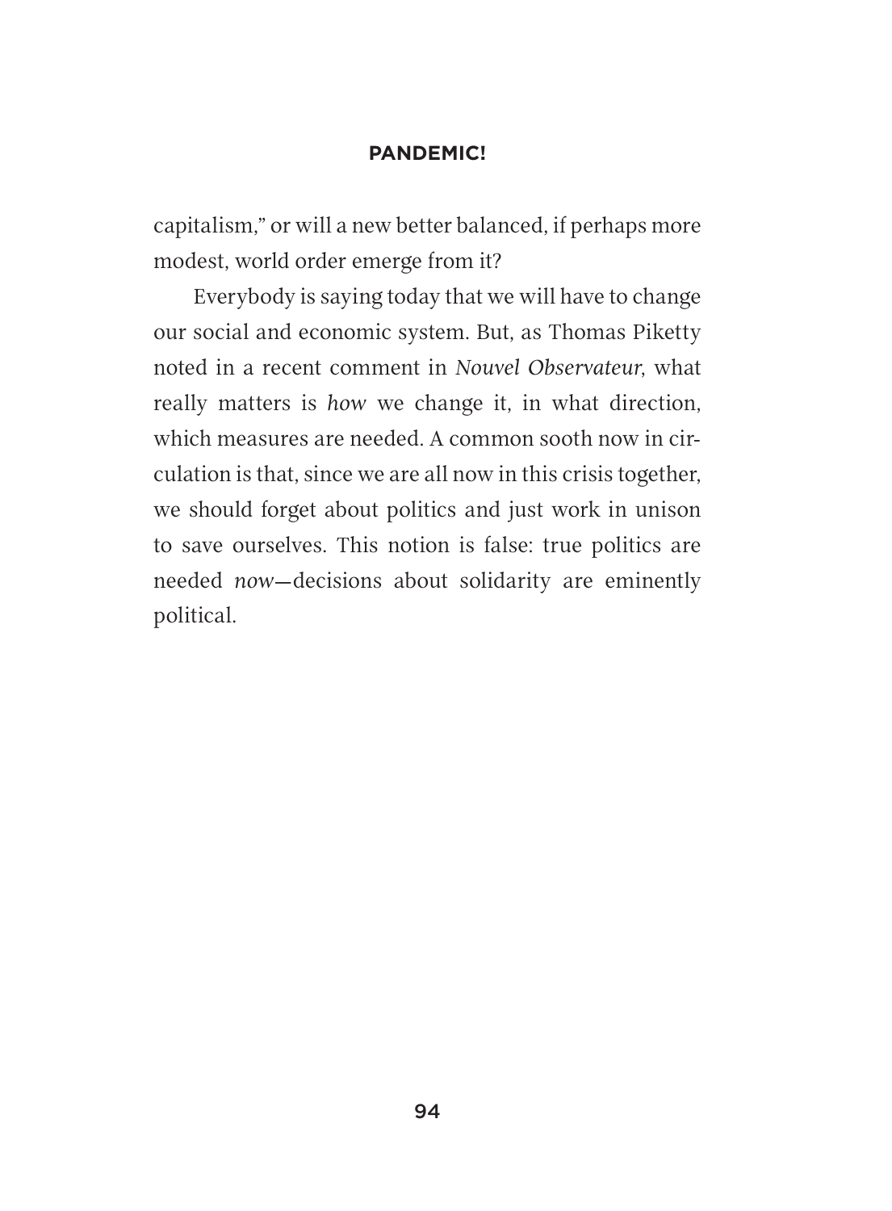capitalism," or will a new better balanced, if perhaps more modest, world order emerge from it?

Everybody is saying today that we will have to change our social and economic system. But, as Thomas Piketty noted in a recent comment in *Nouvel Observateur*, what really matters is *how* we change it, in what direction, which measures are needed. A common sooth now in circulation is that, since we are all now in this crisis together, we should forget about politics and just work in unison to save ourselves. This notion is false: true politics are needed *now*—decisions about solidarity are eminently political.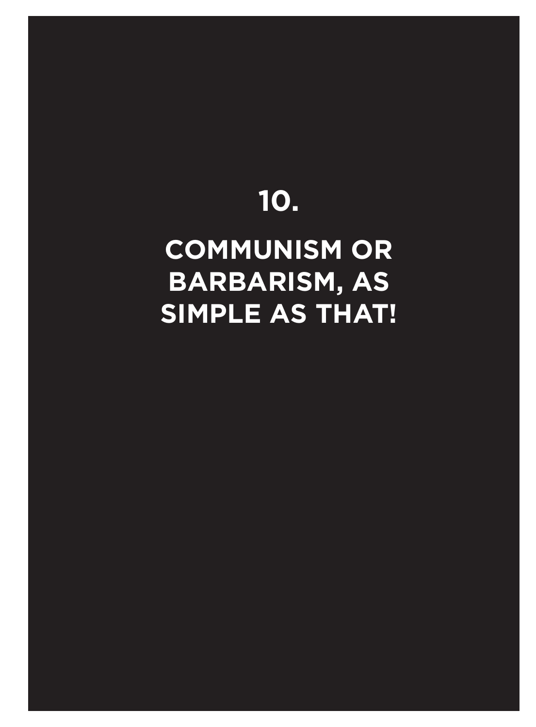# 10.

# COMMUNISM OR BARBARISM, AS SIMPLE AS THAT!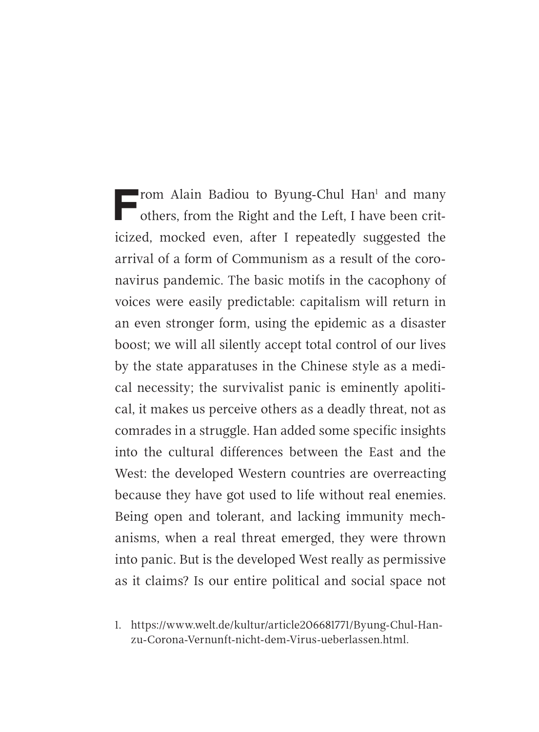From Alain Badiou to Byung-Chul Han[1] and many others, from the Right and the Left, I have been criticized, mocked even, after I repeatedly suggested the arrival of a form of Communism as a result of the coronavirus pandemic. The basic motifs in the cacophony of voices were easily predictable: capitalism will return in an even stronger form, using the epidemic as a disaster boost; we will all silently accept total control of our lives by the state apparatuses in the Chinese style as a medical necessity; the survivalist panic is eminently apolitical, it makes us perceive others as a deadly threat, not as comrades in a struggle. Han added some specific insights into the cultural differences between the East and the West: the developed Western countries are overreacting because they have got used to life without real enemies. Being open and tolerant, and lacking immunity mechanisms, when a real threat emerged, they were thrown into panic. But is the developed West really as permissive as it claims? Is our entire political and social space not

1. https://www.welt.de/kultur/article206681771/Byung-Chul-Han-zu-Corona-Vernunft-nicht-dem-Virus-ueberlassen.html.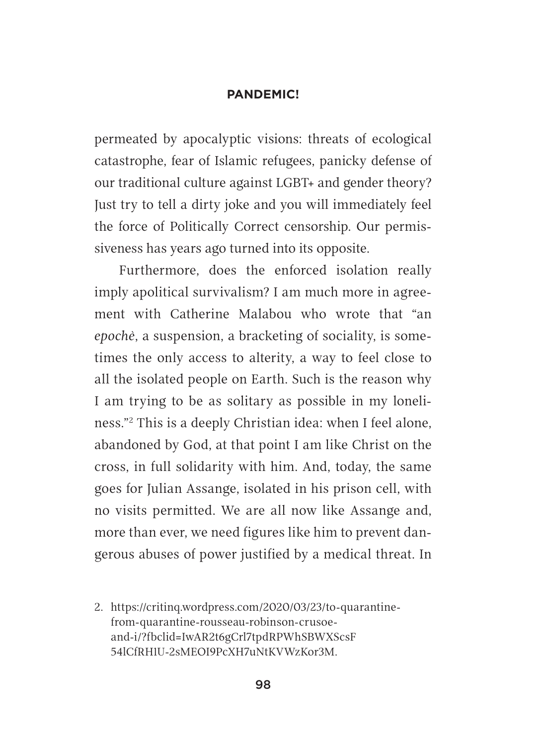permeated by apocalyptic visions: threats of ecological catastrophe, fear of Islamic refugees, panicky defense of our traditional culture against LGBT+ and gender theory? Just try to tell a dirty joke and you will immediately feel the force of Politically Correct censorship. Our permissiveness has years ago turned into its opposite.

Furthermore, does the enforced isolation really imply apolitical survivalism? I am much more in agreement with Catherine Malabou who wrote that "an *epochè*, a suspension, a bracketing of sociality, is sometimes the only access to alterity, a way to feel close to all the isolated people on Earth. Such is the reason why I am trying to be as solitary as possible in my loneliness."[2] This is a deeply Christian idea: when I feel alone, abandoned by God, at that point I am like Christ on the cross, in full solidarity with him. And, today, the same goes for Julian Assange, isolated in his prison cell, with no visits permitted. We are all now like Assange and, more than ever, we need figures like him to prevent dangerous abuses of power justified by a medical threat. In

2. https://critinq.wordpress.com/2020/03/23/to-quarantine-from-quarantine-rousseau-robinson-crusoe-and-i/?fbclid=IwAR2t6gCrl7tpdRPWhSBWXScsF54lCfRH1U-2sMEOI9PcXH7uNtKVWzKor3M.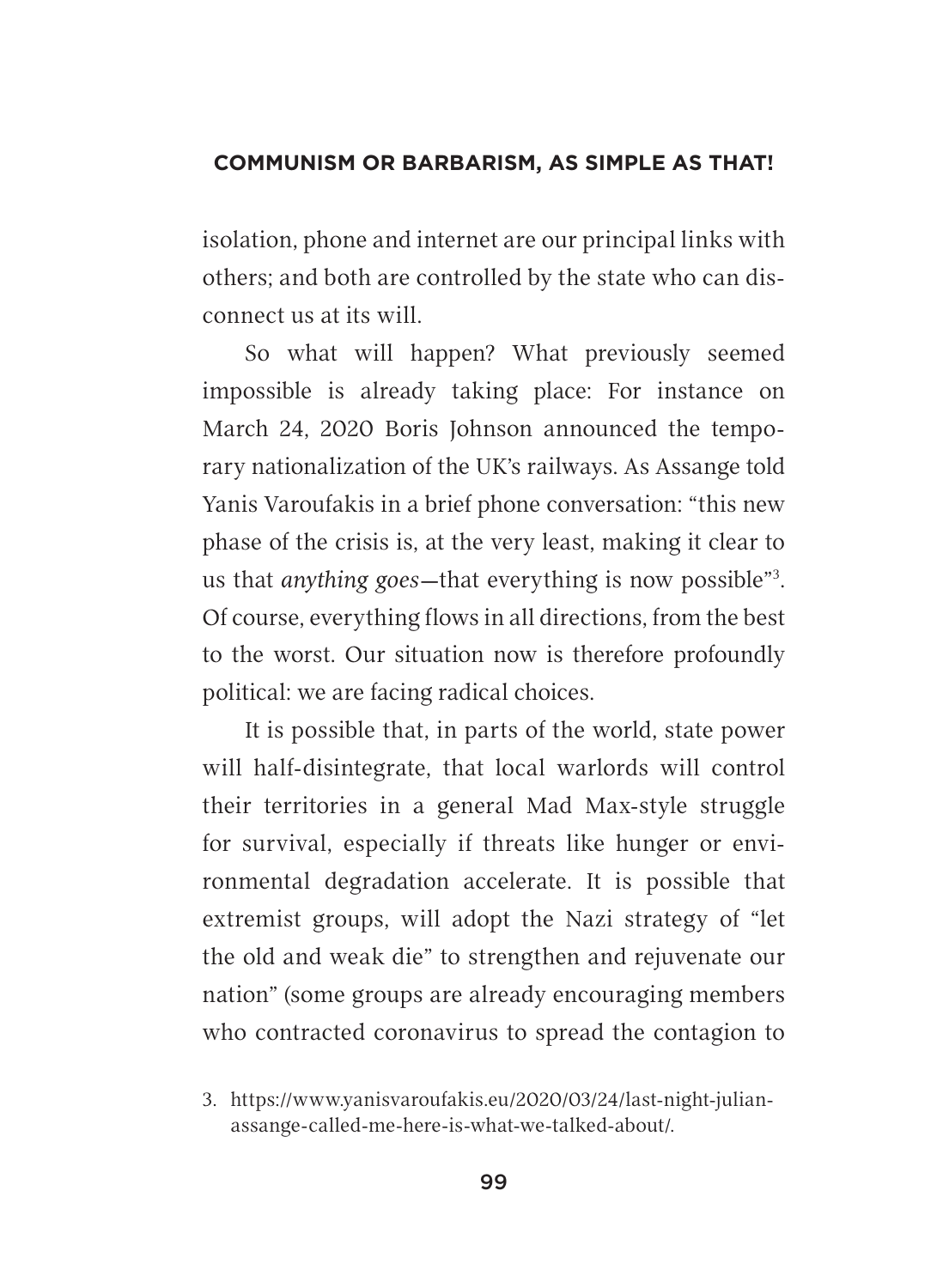isolation, phone and internet are our principal links with others; and both are controlled by the state who can disconnect us at its will.

So what will happen? What previously seemed impossible is already taking place: For instance on March 24, 2020 Boris Johnson announced the temporary nationalization of the UK's railways. As Assange told Yanis Varoufakis in a brief phone conversation: "this new phase of the crisis is, at the very least, making it clear to us that *anything goes*—that everything is now possible"[3]. Of course, everything flows in all directions, from the best to the worst. Our situation now is therefore profoundly political: we are facing radical choices.

It is possible that, in parts of the world, state power will half-disintegrate, that local warlords will control their territories in a general Mad Max-style struggle for survival, especially if threats like hunger or environmental degradation accelerate. It is possible that extremist groups, will adopt the Nazi strategy of "let the old and weak die" to strengthen and rejuvenate our nation" (some groups are already encouraging members who contracted coronavirus to spread the contagion to

3. https://www.yanisvaroufakis.eu/2020/03/24/last-night-julian-assange-called-me-here-is-what-we-talked-about/.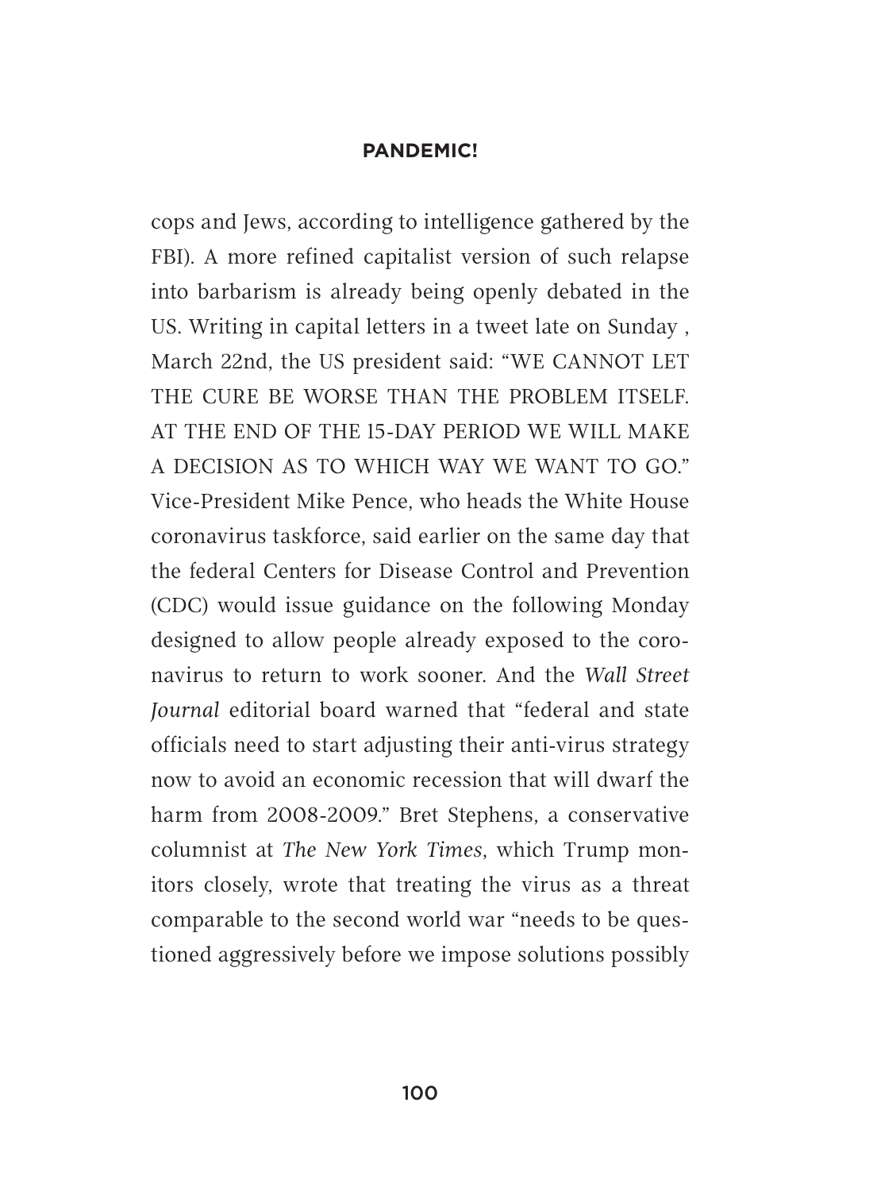cops and Jews, according to intelligence gathered by the FBI). A more refined capitalist version of such relapse into barbarism is already being openly debated in the US. Writing in capital letters in a tweet late on Sunday , March 22nd, the US president said: "WE CANNOT LET THE CURE BE WORSE THAN THE PROBLEM ITSELF. AT THE END OF THE 15-DAY PERIOD WE WILL MAKE A DECISION AS TO WHICH WAY WE WANT TO GO." Vice-President Mike Pence, who heads the White House coronavirus taskforce, said earlier on the same day that the federal Centers for Disease Control and Prevention (CDC) would issue guidance on the following Monday designed to allow people already exposed to the coronavirus to return to work sooner. And the *Wall Street Journal* editorial board warned that "federal and state officials need to start adjusting their anti-virus strategy now to avoid an economic recession that will dwarf the harm from 2008-2009." Bret Stephens, a conservative columnist at *The New York Times*, which Trump monitors closely, wrote that treating the virus as a threat comparable to the second world war "needs to be questioned aggressively before we impose solutions possibly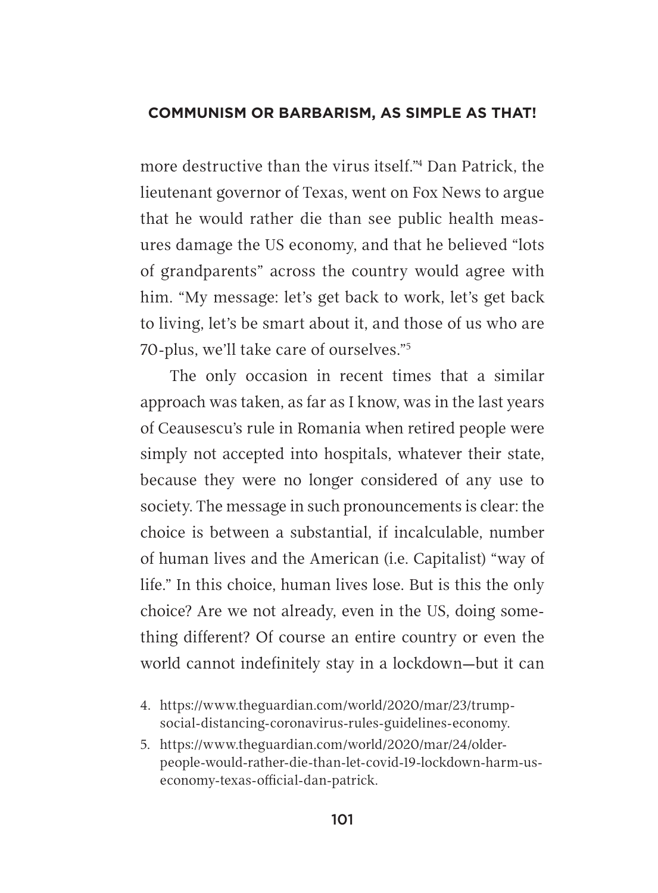more destructive than the virus itself."[4] Dan Patrick, the lieutenant governor of Texas, went on Fox News to argue that he would rather die than see public health measures damage the US economy, and that he believed "lots of grandparents" across the country would agree with him. "My message: let's get back to work, let's get back to living, let's be smart about it, and those of us who are 70-plus, we'll take care of ourselves."[5]

The only occasion in recent times that a similar approach was taken, as far as I know, was in the last years of Ceausescu's rule in Romania when retired people were simply not accepted into hospitals, whatever their state, because they were no longer considered of any use to society. The message in such pronouncements is clear: the choice is between a substantial, if incalculable, number of human lives and the American (i.e. Capitalist) "way of life." In this choice, human lives lose. But is this the only choice? Are we not already, even in the US, doing something different? Of course an entire country or even the world cannot indefinitely stay in a lockdown—but it can

4. https://www.theguardian.com/world/2020/mar/23/trump-social-distancing-coronavirus-rules-guidelines-economy.
5. https://www.theguardian.com/world/2020/mar/24/older-people-would-rather-die-than-let-covid-19-lockdown-harm-us-economy-texas-official-dan-patrick.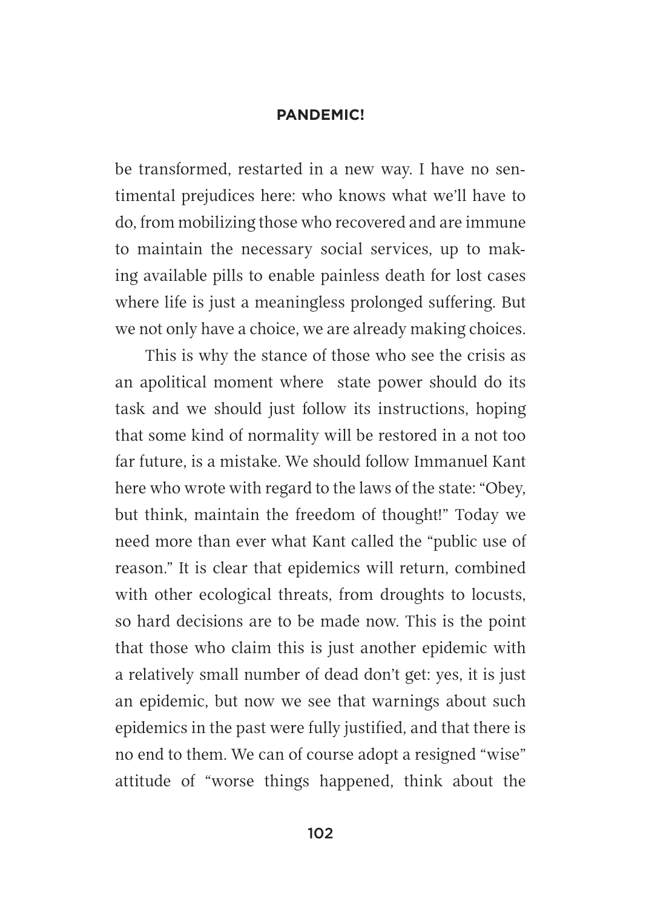be transformed, restarted in a new way. I have no sentimental prejudices here: who knows what we'll have to do, from mobilizing those who recovered and are immune to maintain the necessary social services, up to making available pills to enable painless death for lost cases where life is just a meaningless prolonged suffering. But we not only have a choice, we are already making choices.

This is why the stance of those who see the crisis as an apolitical moment where state power should do its task and we should just follow its instructions, hoping that some kind of normality will be restored in a not too far future, is a mistake. We should follow Immanuel Kant here who wrote with regard to the laws of the state: "Obey, but think, maintain the freedom of thought!" Today we need more than ever what Kant called the "public use of reason." It is clear that epidemics will return, combined with other ecological threats, from droughts to locusts, so hard decisions are to be made now. This is the point that those who claim this is just another epidemic with a relatively small number of dead don't get: yes, it is just an epidemic, but now we see that warnings about such epidemics in the past were fully justified, and that there is no end to them. We can of course adopt a resigned "wise" attitude of "worse things happened, think about the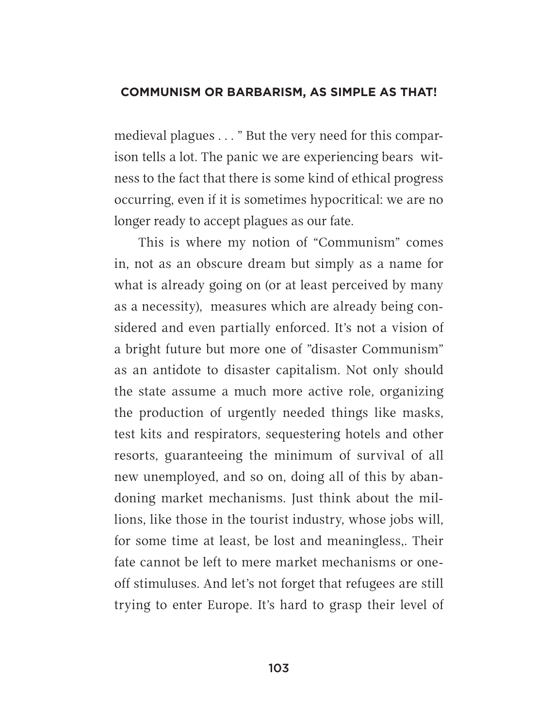medieval plagues . . . " But the very need for this comparison tells a lot. The panic we are experiencing bears witness to the fact that there is some kind of ethical progress occurring, even if it is sometimes hypocritical: we are no longer ready to accept plagues as our fate.

This is where my notion of "Communism" comes in, not as an obscure dream but simply as a name for what is already going on (or at least perceived by many as a necessity), measures which are already being considered and even partially enforced. It's not a vision of a bright future but more one of "disaster Communism" as an antidote to disaster capitalism. Not only should the state assume a much more active role, organizing the production of urgently needed things like masks, test kits and respirators, sequestering hotels and other resorts, guaranteeing the minimum of survival of all new unemployed, and so on, doing all of this by abandoning market mechanisms. Just think about the millions, like those in the tourist industry, whose jobs will, for some time at least, be lost and meaningless,. Their fate cannot be left to mere market mechanisms or one-off stimuluses. And let's not forget that refugees are still trying to enter Europe. It's hard to grasp their level of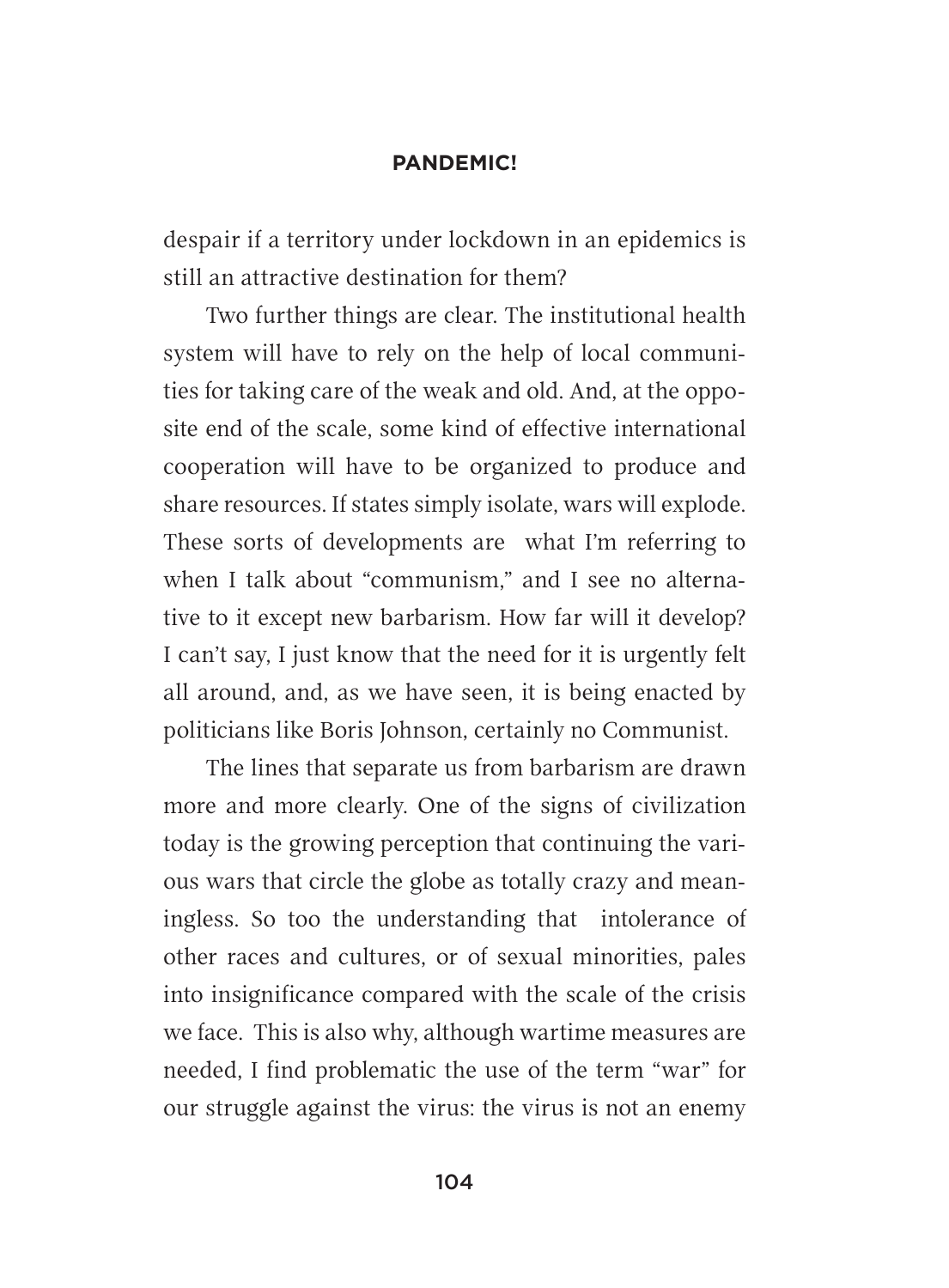despair if a territory under lockdown in an epidemics is still an attractive destination for them?

Two further things are clear. The institutional health system will have to rely on the help of local communities for taking care of the weak and old. And, at the opposite end of the scale, some kind of effective international cooperation will have to be organized to produce and share resources. If states simply isolate, wars will explode. These sorts of developments are what I'm referring to when I talk about "communism," and I see no alternative to it except new barbarism. How far will it develop? I can't say, I just know that the need for it is urgently felt all around, and, as we have seen, it is being enacted by politicians like Boris Johnson, certainly no Communist.

The lines that separate us from barbarism are drawn more and more clearly. One of the signs of civilization today is the growing perception that continuing the various wars that circle the globe as totally crazy and meaningless. So too the understanding that intolerance of other races and cultures, or of sexual minorities, pales into insignificance compared with the scale of the crisis we face. This is also why, although wartime measures are needed, I find problematic the use of the term "war" for our struggle against the virus: the virus is not an enemy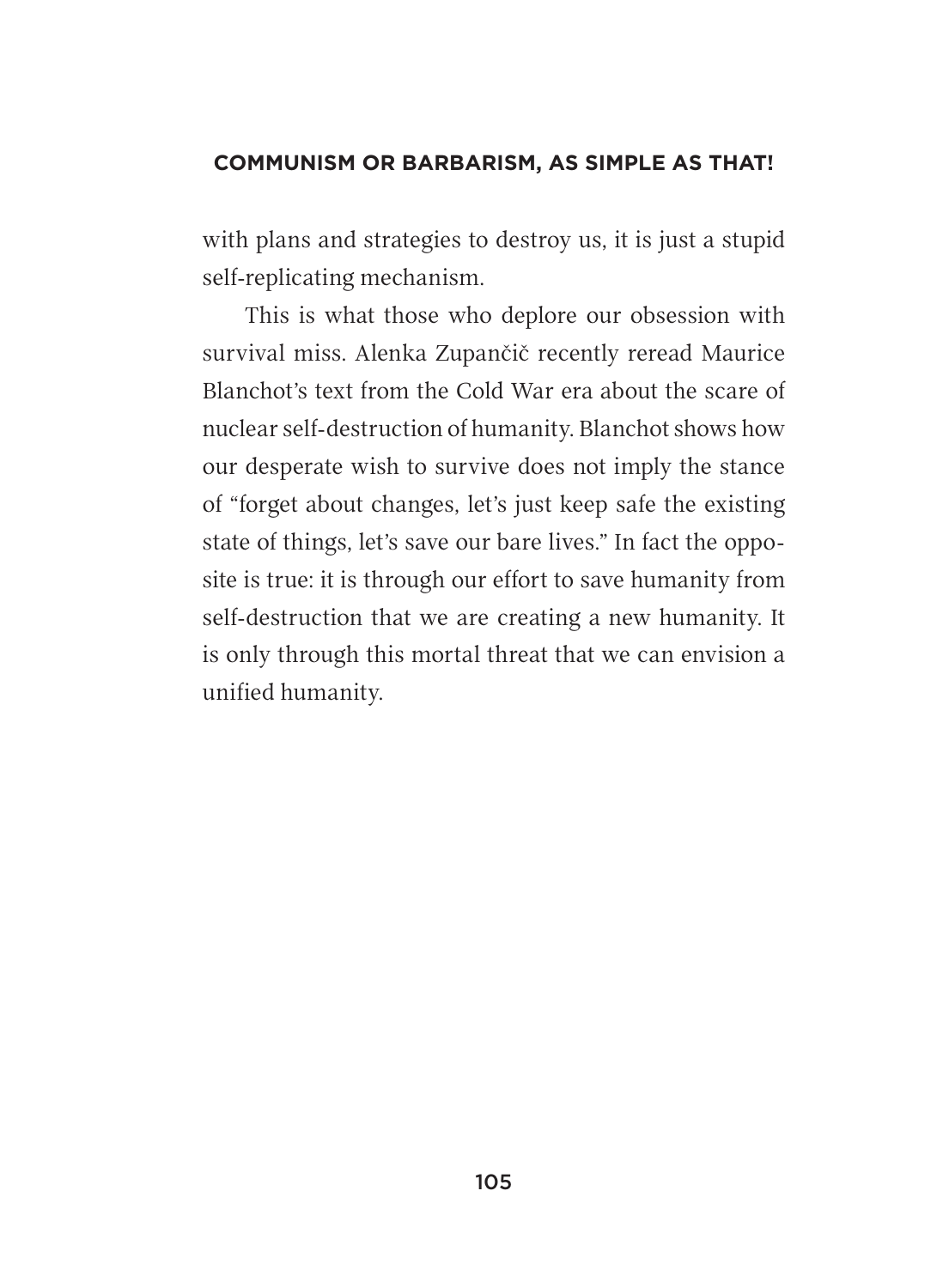with plans and strategies to destroy us, it is just a stupid self-replicating mechanism.

This is what those who deplore our obsession with survival miss. Alenka Zupančič recently reread Maurice Blanchot's text from the Cold War era about the scare of nuclear self-destruction of humanity. Blanchot shows how our desperate wish to survive does not imply the stance of "forget about changes, let's just keep safe the existing state of things, let's save our bare lives." In fact the opposite is true: it is through our effort to save humanity from self-destruction that we are creating a new humanity. It is only through this mortal threat that we can envision a unified humanity.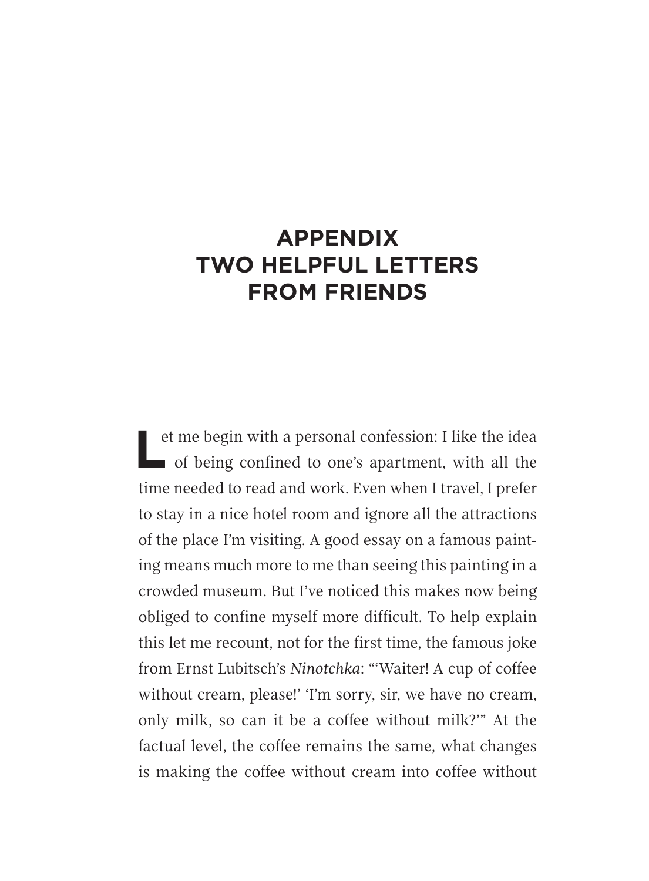# APPENDIX
# TWO HELPFUL LETTERS FROM FRIENDS

Let me begin with a personal confession: I like the idea of being confined to one's apartment, with all the time needed to read and work. Even when I travel, I prefer to stay in a nice hotel room and ignore all the attractions of the place I'm visiting. A good essay on a famous painting means much more to me than seeing this painting in a crowded museum. But I've noticed this makes now being obliged to confine myself more difficult. To help explain this let me recount, not for the first time, the famous joke from Ernst Lubitsch's *Ninotchka*: "'Waiter! A cup of coffee without cream, please!' 'I'm sorry, sir, we have no cream, only milk, so can it be a coffee without milk?'" At the factual level, the coffee remains the same, what changes is making the coffee without cream into coffee without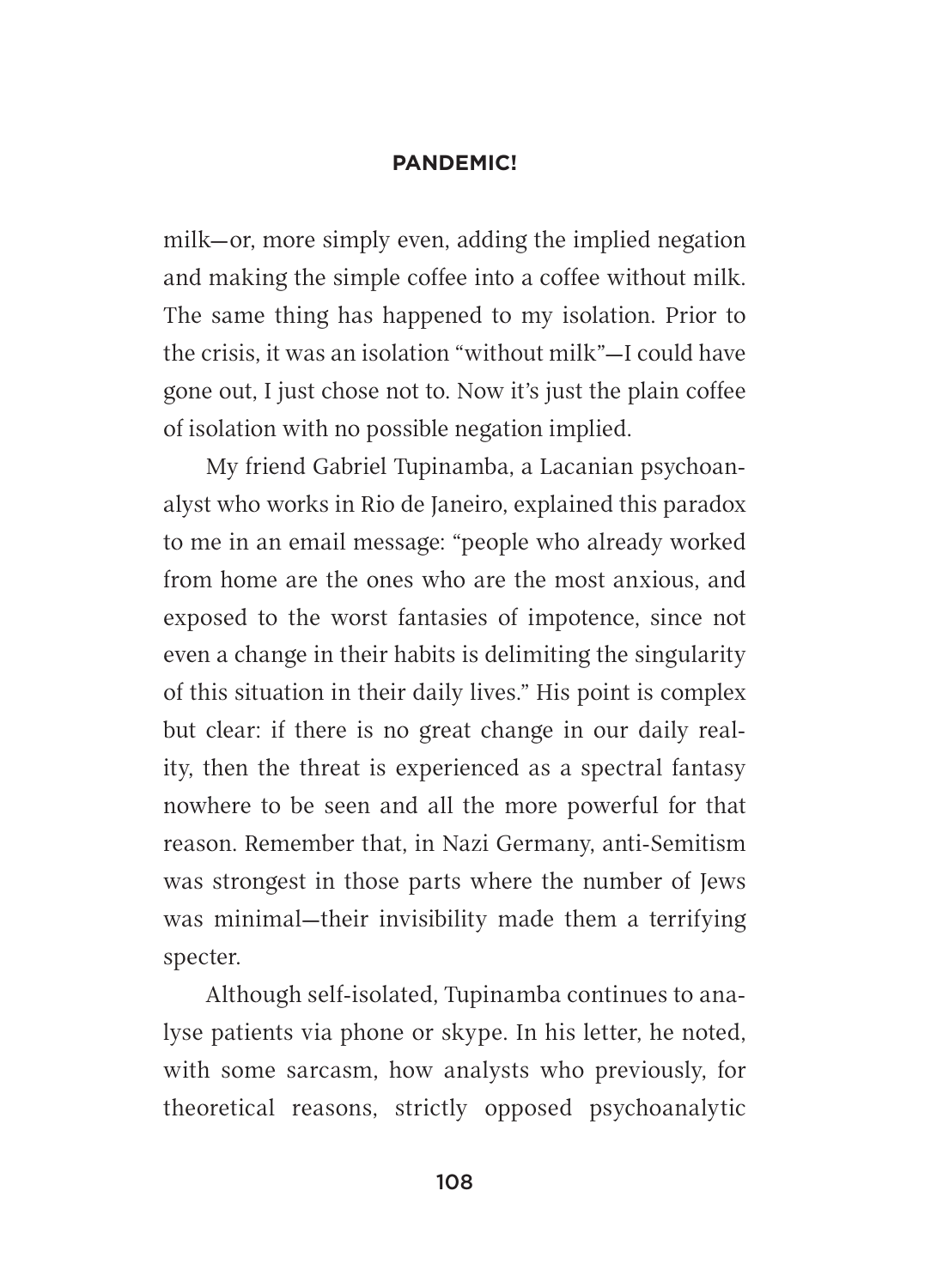milk—or, more simply even, adding the implied negation and making the simple coffee into a coffee without milk. The same thing has happened to my isolation. Prior to the crisis, it was an isolation "without milk"—I could have gone out, I just chose not to. Now it's just the plain coffee of isolation with no possible negation implied.

My friend Gabriel Tupinamba, a Lacanian psychoanalyst who works in Rio de Janeiro, explained this paradox to me in an email message: "people who already worked from home are the ones who are the most anxious, and exposed to the worst fantasies of impotence, since not even a change in their habits is delimiting the singularity of this situation in their daily lives." His point is complex but clear: if there is no great change in our daily reality, then the threat is experienced as a spectral fantasy nowhere to be seen and all the more powerful for that reason. Remember that, in Nazi Germany, anti-Semitism was strongest in those parts where the number of Jews was minimal—their invisibility made them a terrifying specter.

Although self-isolated, Tupinamba continues to analyse patients via phone or skype. In his letter, he noted, with some sarcasm, how analysts who previously, for theoretical reasons, strictly opposed psychoanalytic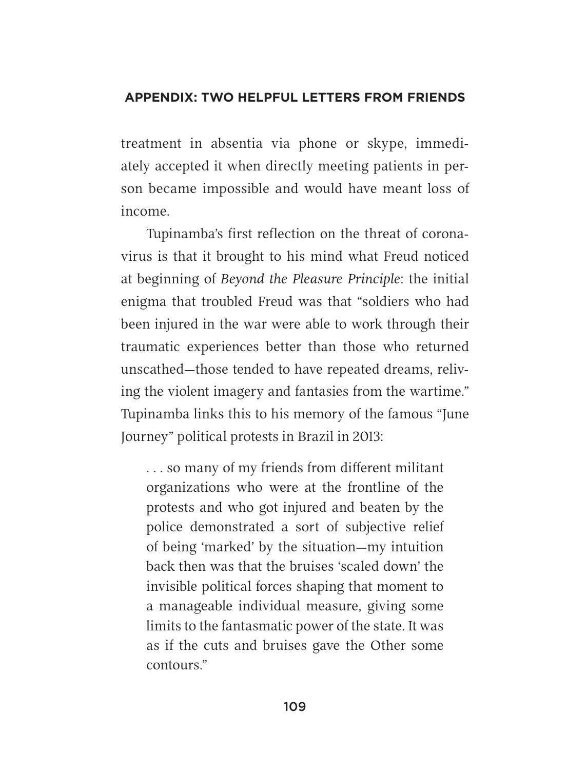treatment in absentia via phone or skype, immediately accepted it when directly meeting patients in person became impossible and would have meant loss of income.

Tupinamba's first reflection on the threat of coronavirus is that it brought to his mind what Freud noticed at beginning of *Beyond the Pleasure Principle*: the initial enigma that troubled Freud was that "soldiers who had been injured in the war were able to work through their traumatic experiences better than those who returned unscathed—those tended to have repeated dreams, reliving the violent imagery and fantasies from the wartime." Tupinamba links this to his memory of the famous "June Journey" political protests in Brazil in 2013:

> . . . so many of my friends from different militant organizations who were at the frontline of the protests and who got injured and beaten by the police demonstrated a sort of subjective relief of being 'marked' by the situation—my intuition back then was that the bruises 'scaled down' the invisible political forces shaping that moment to a manageable individual measure, giving some limits to the fantasmatic power of the state. It was as if the cuts and bruises gave the Other some contours."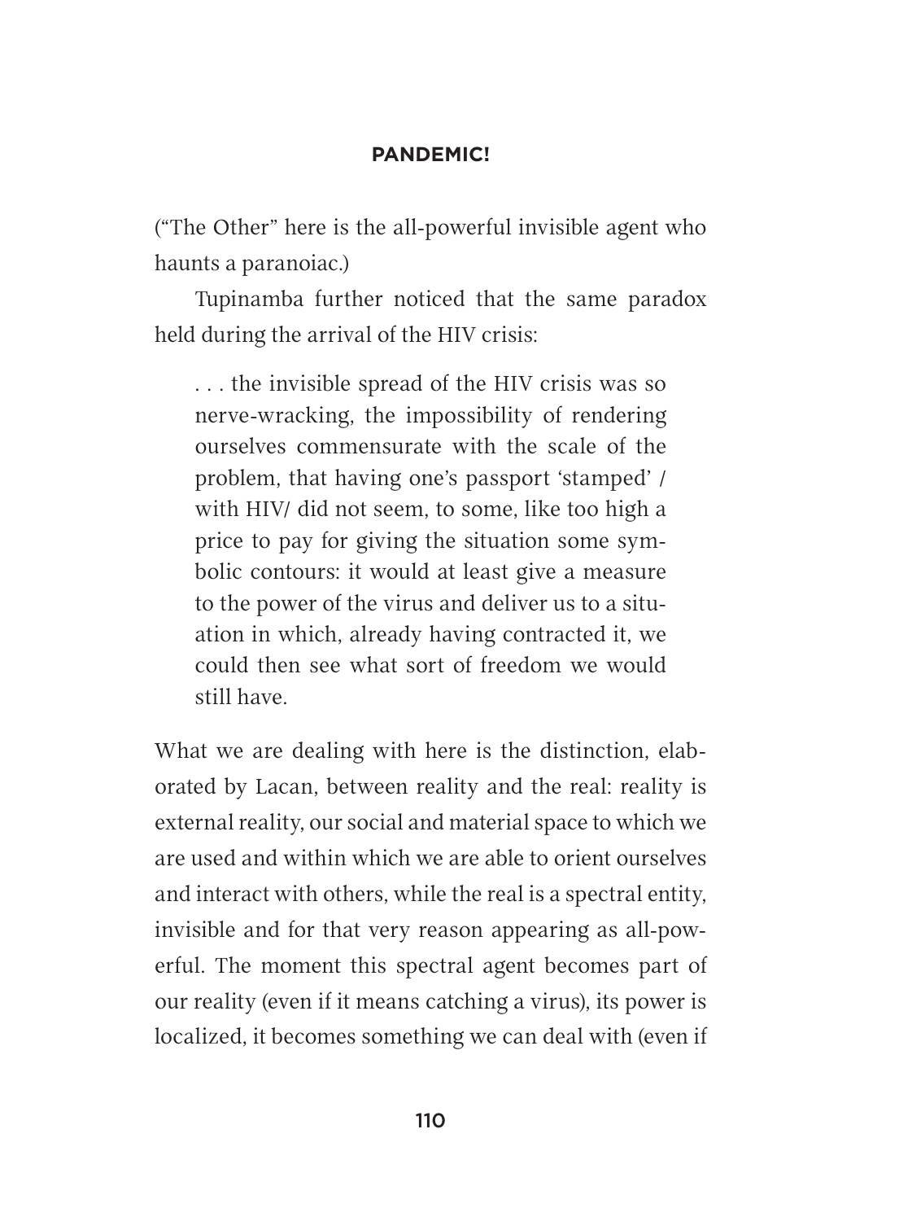("The Other" here is the all-powerful invisible agent who haunts a paranoiac.)

Tupinamba further noticed that the same paradox held during the arrival of the HIV crisis:

> . . . the invisible spread of the HIV crisis was so nerve-wracking, the impossibility of rendering ourselves commensurate with the scale of the problem, that having one's passport 'stamped' / with HIV/ did not seem, to some, like too high a price to pay for giving the situation some symbolic contours: it would at least give a measure to the power of the virus and deliver us to a situation in which, already having contracted it, we could then see what sort of freedom we would still have.

What we are dealing with here is the distinction, elaborated by Lacan, between reality and the real: reality is external reality, our social and material space to which we are used and within which we are able to orient ourselves and interact with others, while the real is a spectral entity, invisible and for that very reason appearing as all-powerful. The moment this spectral agent becomes part of our reality (even if it means catching a virus), its power is localized, it becomes something we can deal with (even if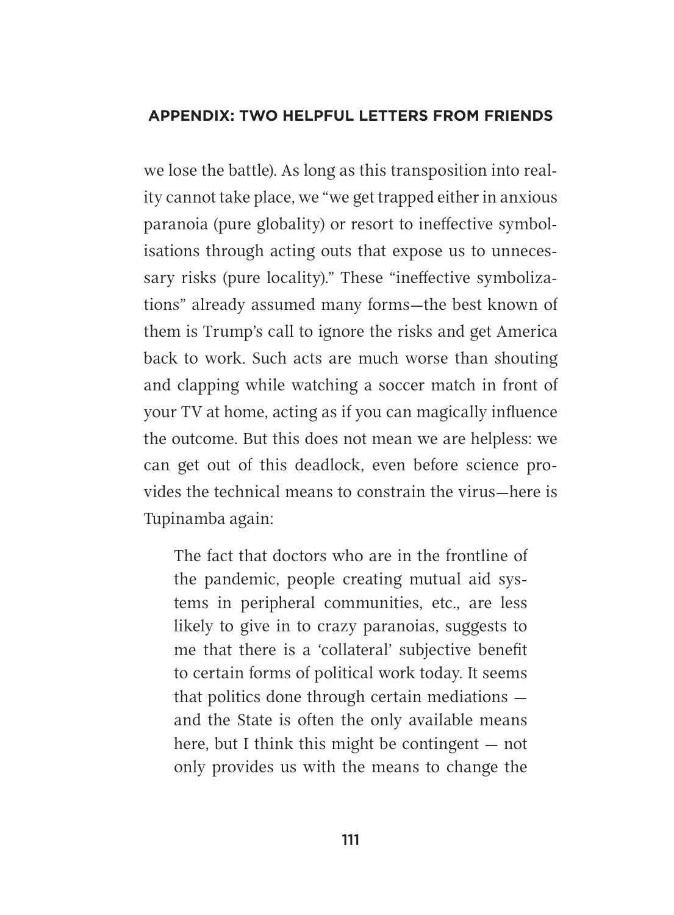we lose the battle). As long as this transposition into reality cannot take place, we "we get trapped either in anxious paranoia (pure globality) or resort to ineffective symbolisations through acting outs that expose us to unnecessary risks (pure locality)." These "ineffective symbolizations" already assumed many forms—the best known of them is Trump's call to ignore the risks and get America back to work. Such acts are much worse than shouting and clapping while watching a soccer match in front of your TV at home, acting as if you can magically influence the outcome. But this does not mean we are helpless: we can get out of this deadlock, even before science provides the technical means to constrain the virus—here is Tupinamba again:

> The fact that doctors who are in the frontline of the pandemic, people creating mutual aid systems in peripheral communities, etc., are less likely to give in to crazy paranoias, suggests to me that there is a 'collateral' subjective benefit to certain forms of political work today. It seems that politics done through certain mediations — and the State is often the only available means here, but I think this might be contingent — not only provides us with the means to change the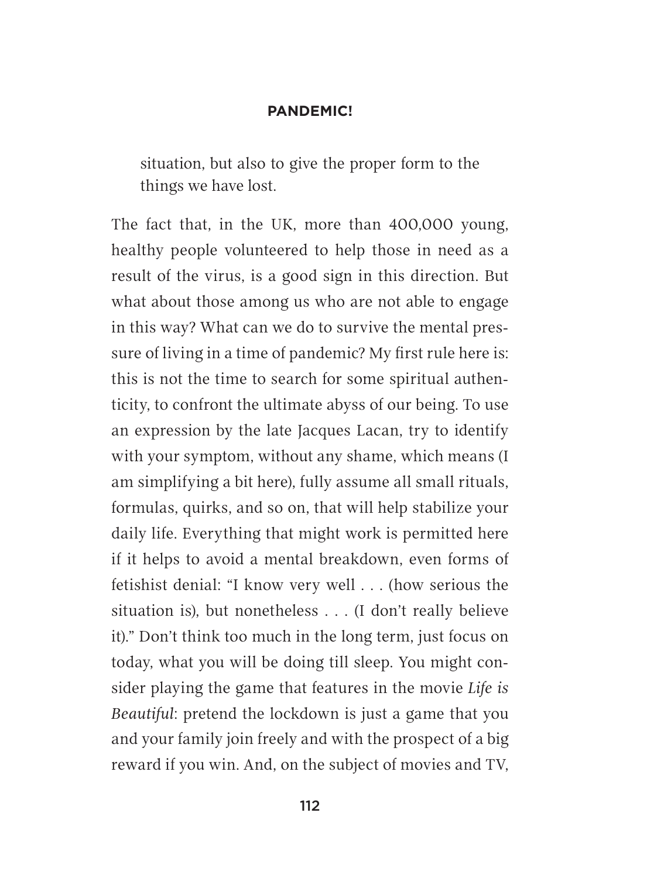situation, but also to give the proper form to the things we have lost.

The fact that, in the UK, more than 400,000 young, healthy people volunteered to help those in need as a result of the virus, is a good sign in this direction. But what about those among us who are not able to engage in this way? What can we do to survive the mental pressure of living in a time of pandemic? My first rule here is: this is not the time to search for some spiritual authenticity, to confront the ultimate abyss of our being. To use an expression by the late Jacques Lacan, try to identify with your symptom, without any shame, which means (I am simplifying a bit here), fully assume all small rituals, formulas, quirks, and so on, that will help stabilize your daily life. Everything that might work is permitted here if it helps to avoid a mental breakdown, even forms of fetishist denial: "I know very well . . . (how serious the situation is), but nonetheless . . . (I don't really believe it)." Don't think too much in the long term, just focus on today, what you will be doing till sleep. You might consider playing the game that features in the movie *Life is Beautiful*: pretend the lockdown is just a game that you and your family join freely and with the prospect of a big reward if you win. And, on the subject of movies and TV,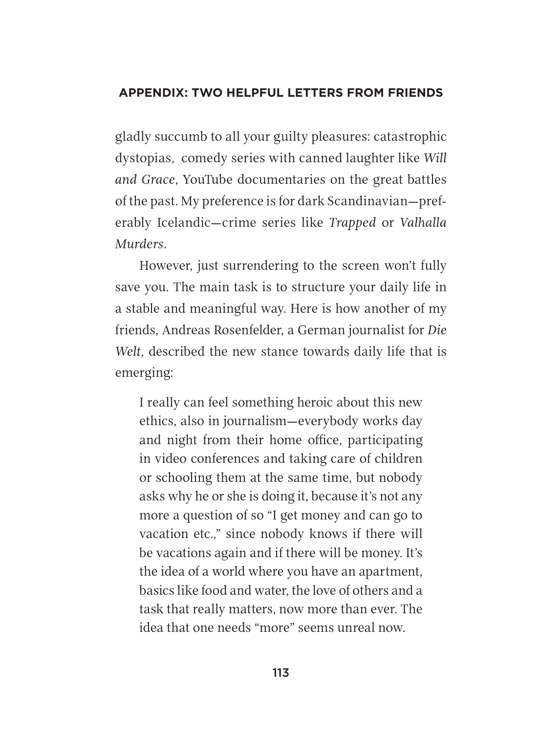gladly succumb to all your guilty pleasures: catastrophic dystopias, comedy series with canned laughter like *Will and Grace*, YouTube documentaries on the great battles of the past. My preference is for dark Scandinavian—preferably Icelandic—crime series like *Trapped* or *Valhalla Murders*.

However, just surrendering to the screen won't fully save you. The main task is to structure your daily life in a stable and meaningful way. Here is how another of my friends, Andreas Rosenfelder, a German journalist for *Die Welt*, described the new stance towards daily life that is emerging:

> I really can feel something heroic about this new ethics, also in journalism—everybody works day and night from their home office, participating in video conferences and taking care of children or schooling them at the same time, but nobody asks why he or she is doing it, because it's not any more a question of so "I get money and can go to vacation etc.," since nobody knows if there will be vacations again and if there will be money. It's the idea of a world where you have an apartment, basics like food and water, the love of others and a task that really matters, now more than ever. The idea that one needs "more" seems unreal now.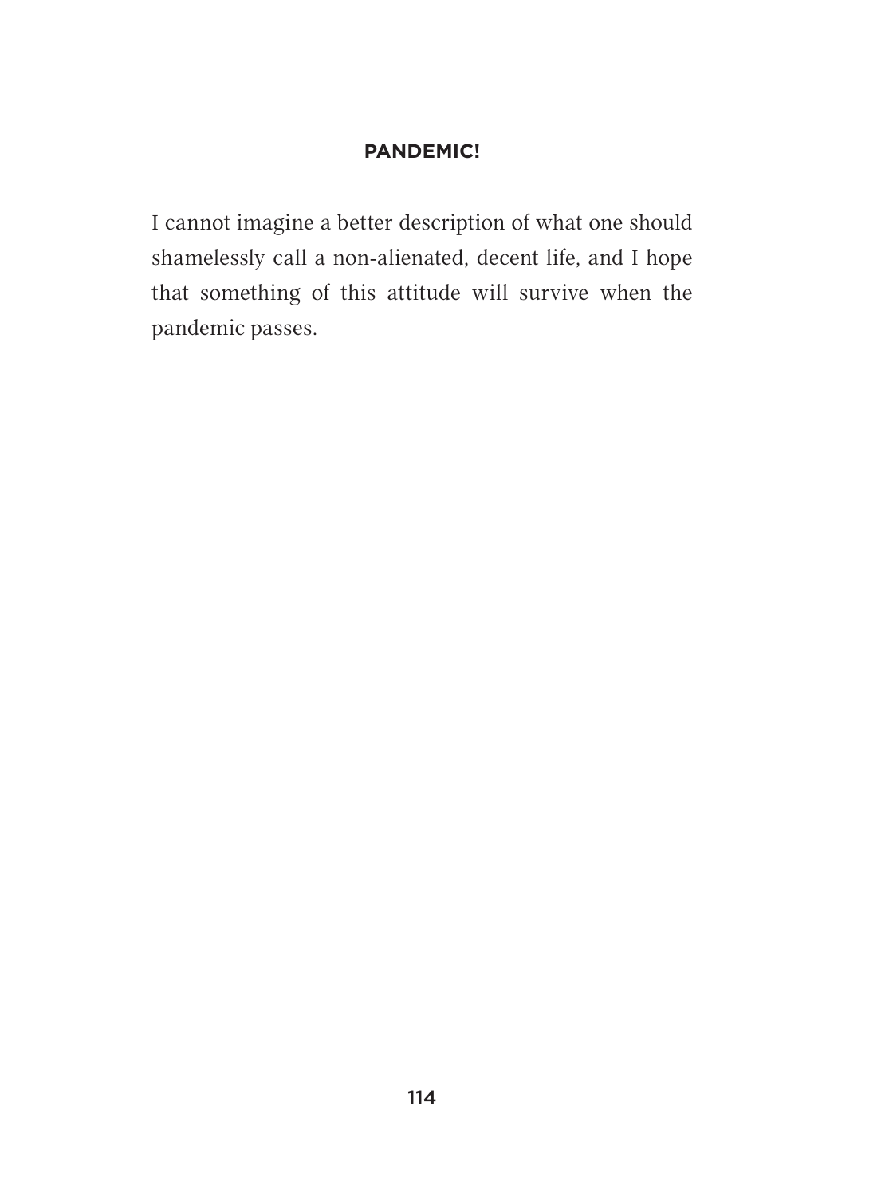I cannot imagine a better description of what one should shamelessly call a non-alienated, decent life, and I hope that something of this attitude will survive when the pandemic passes.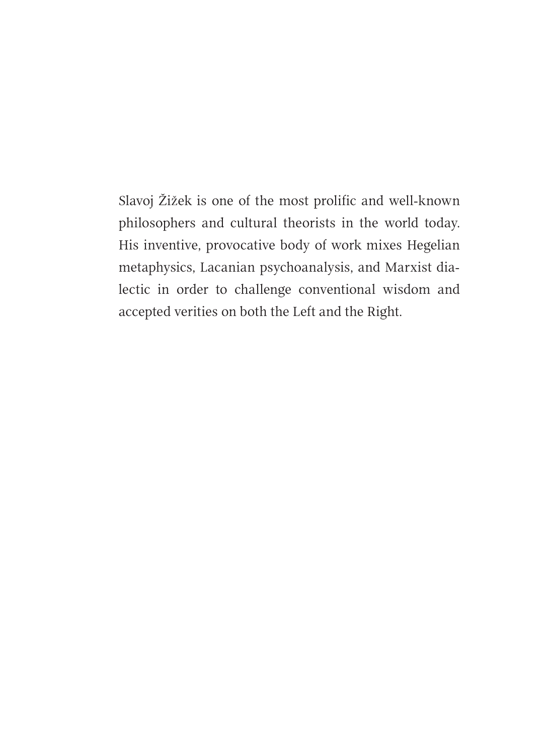Slavoj Žižek is one of the most prolific and well-known philosophers and cultural theorists in the world today. His inventive, provocative body of work mixes Hegelian metaphysics, Lacanian psychoanalysis, and Marxist dialectic in order to challenge conventional wisdom and accepted verities on both the Left and the Right.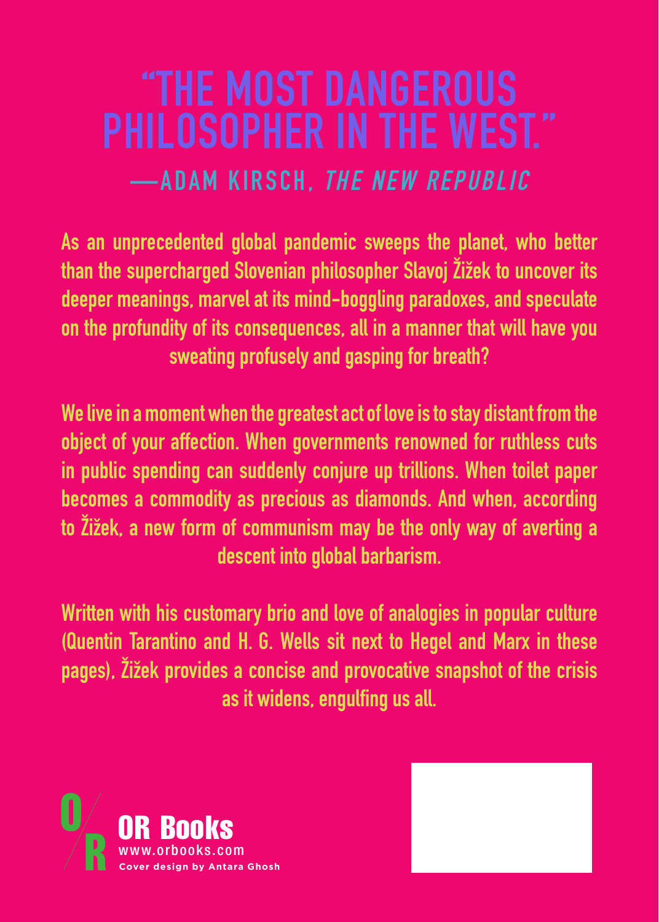# "THE MOST DANGEROUS PHILOSOPHER IN THE WEST."

## —ADAM KIRSCH, *THE NEW REPUBLIC*

**As an unprecedented global pandemic sweeps the planet, who better than the supercharged Slovenian philosopher Slavoj Žižek to uncover its deeper meanings, marvel at its mind-boggling paradoxes, and speculate on the profundity of its consequences, all in a manner that will have you sweating profusely and gasping for breath?**

**We live in a moment when the greatest act of love is to stay distant from the object of your affection. When governments renowned for ruthless cuts in public spending can suddenly conjure up trillions. When toilet paper becomes a commodity as precious as diamonds. And when, according to Žižek, a new form of communism may be the only way of averting a descent into global barbarism.**

**Written with his customary brio and love of analogies in popular culture (Quentin Tarantino and H. G. Wells sit next to Hegel and Marx in these pages), Žižek provides a concise and provocative snapshot of the crisis as it widens, engulfing us all.**

O/R OR Books
www.orbooks.com
Cover design by Antara Ghosh